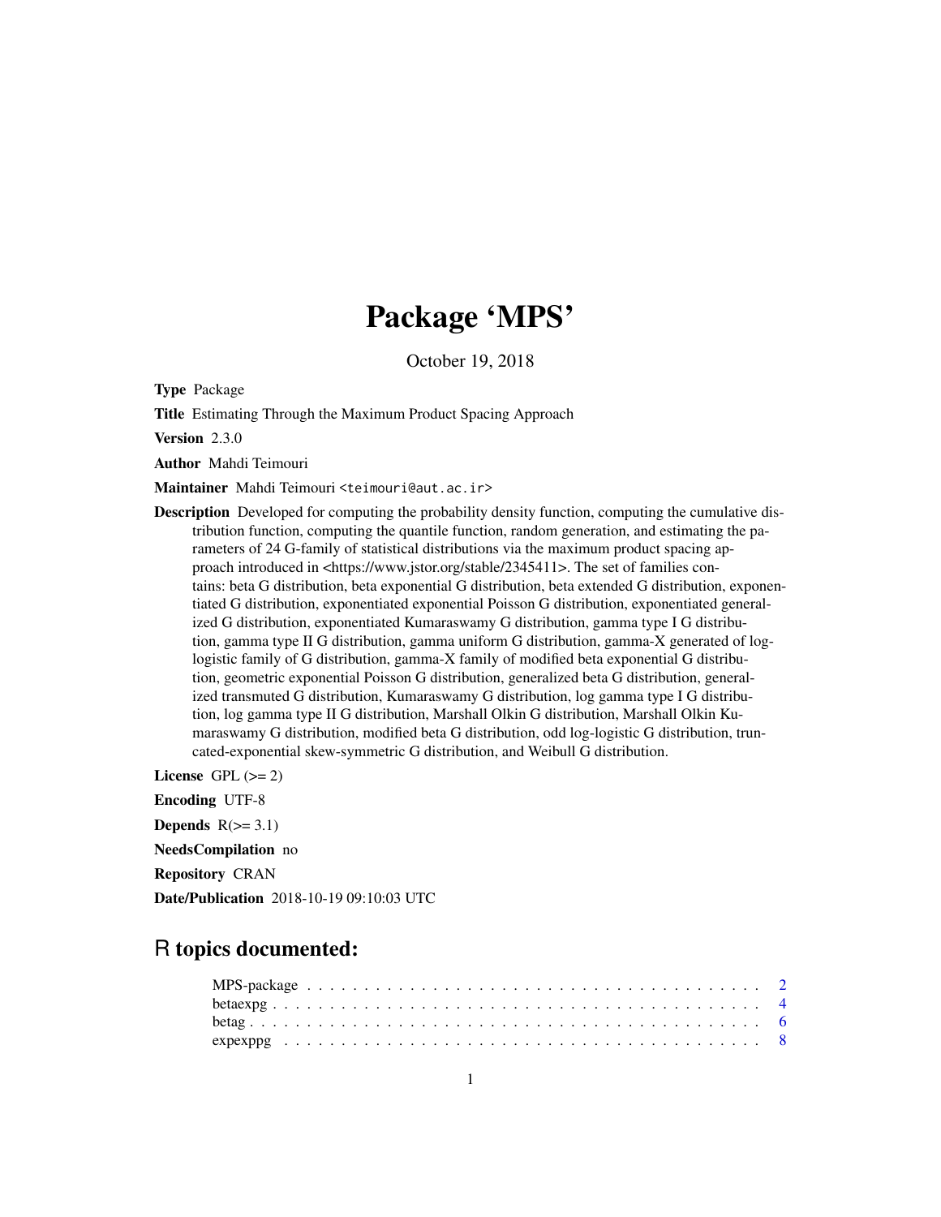# Package 'MPS'

October 19, 2018

**Type** Package

**Title** Estimating Through the Maximum Product Spacing Approach

**Version** 2.3.0

**Author** Mahdi Teimouri

**Maintainer** Mahdi Teimouri <teimouri@aut.ac.ir>

**Description** Developed for computing the probability density function, computing the cumulative distribution function, computing the quantile function, random generation, and estimating the parameters of 24 G-family of statistical distributions via the maximum product spacing approach introduced in <https://www.jstor.org/stable/2345411>. The set of families contains: beta G distribution, beta exponential G distribution, beta extended G distribution, exponentiated G distribution, exponentiated exponential Poisson G distribution, exponentiated generalized G distribution, exponentiated Kumaraswamy G distribution, gamma type I G distribution, gamma type II G distribution, gamma uniform G distribution, gamma-X generated of log-logistic family of G distribution, gamma-X family of modified beta exponential G distribution, geometric exponential Poisson G distribution, generalized beta G distribution, generalized transmuted G distribution, Kumaraswamy G distribution, log gamma type I G distribution, log gamma type II G distribution, Marshall Olkin G distribution, Marshall Olkin Kumaraswamy G distribution, modified beta G distribution, odd log-logistic G distribution, truncated-exponential skew-symmetric G distribution, and Weibull G distribution.

**License** GPL (>= 2)

**Encoding** UTF-8

**Depends** R(>= 3.1)

**NeedsCompilation** no

**Repository** CRAN

**Date/Publication** 2018-10-19 09:10:03 UTC

## R topics documented:

- MPS-package . . . . . . . . . . . . . . . . . . . . . . . . . . . . . . . . . . . . . . . 2
- betaexpg . . . . . . . . . . . . . . . . . . . . . . . . . . . . . . . . . . . . . . . . . 4
- betag . . . . . . . . . . . . . . . . . . . . . . . . . . . . . . . . . . . . . . . . . . . 6
- expexppg . . . . . . . . . . . . . . . . . . . . . . . . . . . . . . . . . . . . . . . . . 8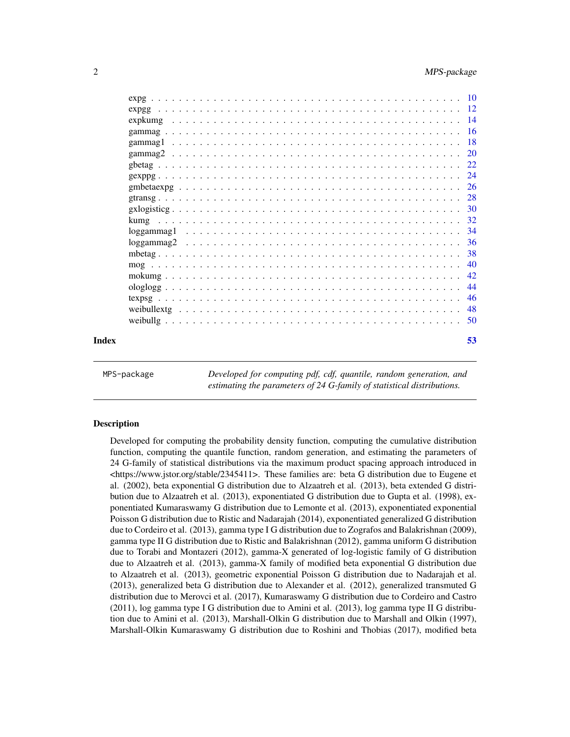expg . . . . . . . . . . . . . . . . . . . . . . . . . . . . . . . . . . . . . . . . . . . 10
expgg . . . . . . . . . . . . . . . . . . . . . . . . . . . . . . . . . . . . . . . . . . . 12
expkumg . . . . . . . . . . . . . . . . . . . . . . . . . . . . . . . . . . . . . . . . . . 14
gammag . . . . . . . . . . . . . . . . . . . . . . . . . . . . . . . . . . . . . . . . . . . 16
gammag1 . . . . . . . . . . . . . . . . . . . . . . . . . . . . . . . . . . . . . . . . . . 18
gammag2 . . . . . . . . . . . . . . . . . . . . . . . . . . . . . . . . . . . . . . . . . . 20
gbetag . . . . . . . . . . . . . . . . . . . . . . . . . . . . . . . . . . . . . . . . . . . 22
gexppg . . . . . . . . . . . . . . . . . . . . . . . . . . . . . . . . . . . . . . . . . . . 24
gmbetaexpg . . . . . . . . . . . . . . . . . . . . . . . . . . . . . . . . . . . . . . . . . 26
gtransg . . . . . . . . . . . . . . . . . . . . . . . . . . . . . . . . . . . . . . . . . . . 28
gxlogisticg . . . . . . . . . . . . . . . . . . . . . . . . . . . . . . . . . . . . . . . . . 30
kumg . . . . . . . . . . . . . . . . . . . . . . . . . . . . . . . . . . . . . . . . . . . . 32
loggammag1 . . . . . . . . . . . . . . . . . . . . . . . . . . . . . . . . . . . . . . . . . 34
loggammag2 . . . . . . . . . . . . . . . . . . . . . . . . . . . . . . . . . . . . . . . . . 36
mbetag . . . . . . . . . . . . . . . . . . . . . . . . . . . . . . . . . . . . . . . . . . . 38
mog . . . . . . . . . . . . . . . . . . . . . . . . . . . . . . . . . . . . . . . . . . . . . 40
mokumg . . . . . . . . . . . . . . . . . . . . . . . . . . . . . . . . . . . . . . . . . . . 42
ologlogg . . . . . . . . . . . . . . . . . . . . . . . . . . . . . . . . . . . . . . . . . . . 44
texpsg . . . . . . . . . . . . . . . . . . . . . . . . . . . . . . . . . . . . . . . . . . . . 46
weibullextg . . . . . . . . . . . . . . . . . . . . . . . . . . . . . . . . . . . . . . . . . 48
weibullg . . . . . . . . . . . . . . . . . . . . . . . . . . . . . . . . . . . . . . . . . . . 50

**Index** 53

---

MPS-package *Developed for computing pdf, cdf, quantile, random generation, and estimating the parameters of 24 G-family of statistical distributions.*

---

### Description

Developed for computing the probability density function, computing the cumulative distribution function, computing the quantile function, random generation, and estimating the parameters of 24 G-family of statistical distributions via the maximum product spacing approach introduced in <https://www.jstor.org/stable/2345411>. These families are: beta G distribution due to Eugene et al. (2002), beta exponential G distribution due to Alzaatreh et al. (2013), beta extended G distribution due to Alzaatreh et al. (2013), exponentiated G distribution due to Gupta et al. (1998), exponentiated Kumaraswamy G distribution due to Lemonte et al. (2013), exponentiated exponential Poisson G distribution due to Ristic and Nadarajah (2014), exponentiated generalized G distribution due to Cordeiro et al. (2013), gamma type I G distribution due to Zografos and Balakrishnan (2009), gamma type II G distribution due to Ristic and Balakrishnan (2012), gamma uniform G distribution due to Torabi and Montazeri (2012), gamma-X generated of log-logistic family of G distribution due to Alzaatreh et al. (2013), gamma-X family of modified beta exponential G distribution due to Alzaatreh et al. (2013), geometric exponential Poisson G distribution due to Nadarajah et al. (2013), generalized beta G distribution due to Alexander et al. (2012), generalized transmuted G distribution due to Merovci et al. (2017), Kumaraswamy G distribution due to Cordeiro and Castro (2011), log gamma type I G distribution due to Amini et al. (2013), log gamma type II G distribution due to Amini et al. (2013), Marshall-Olkin G distribution due to Marshall and Olkin (1997), Marshall-Olkin Kumaraswamy G distribution due to Roshini and Thobias (2017), modified beta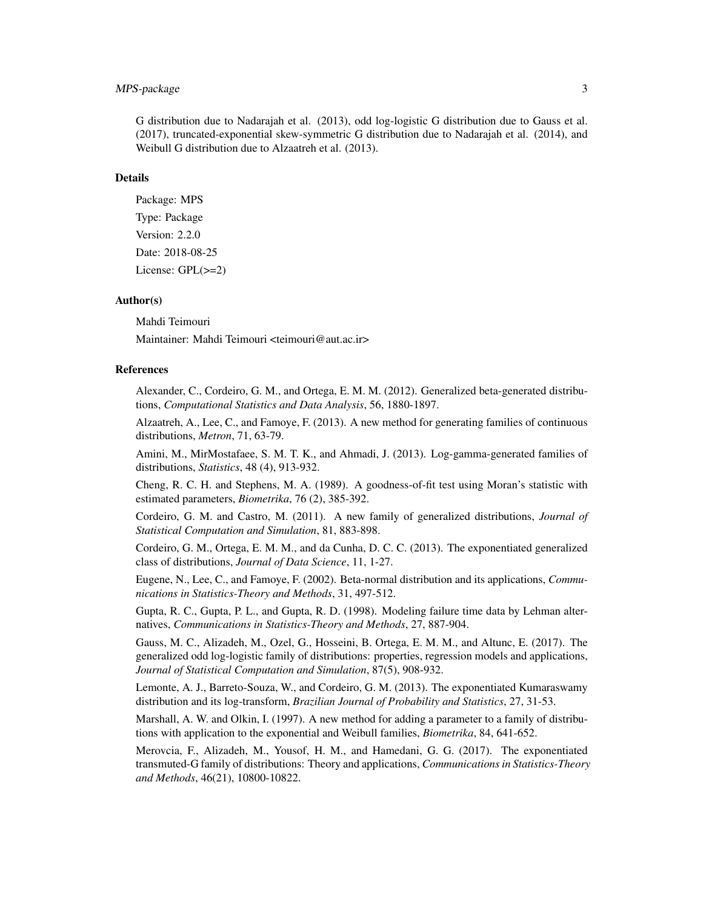G distribution due to Nadarajah et al. (2013), odd log-logistic G distribution due to Gauss et al. (2017), truncated-exponential skew-symmetric G distribution due to Nadarajah et al. (2014), and Weibull G distribution due to Alzaatreh et al. (2013).

## Details

Package: MPS

Type: Package

Version: 2.2.0

Date: 2018-08-25

License: GPL(>=2)

## Author(s)

Mahdi Teimouri

Maintainer: Mahdi Teimouri <teimouri@aut.ac.ir>

## References

Alexander, C., Cordeiro, G. M., and Ortega, E. M. M. (2012). Generalized beta-generated distributions, *Computational Statistics and Data Analysis*, 56, 1880-1897.

Alzaatreh, A., Lee, C., and Famoye, F. (2013). A new method for generating families of continuous distributions, *Metron*, 71, 63-79.

Amini, M., MirMostafaee, S. M. T. K., and Ahmadi, J. (2013). Log-gamma-generated families of distributions, *Statistics*, 48 (4), 913-932.

Cheng, R. C. H. and Stephens, M. A. (1989). A goodness-of-fit test using Moran's statistic with estimated parameters, *Biometrika*, 76 (2), 385-392.

Cordeiro, G. M. and Castro, M. (2011). A new family of generalized distributions, *Journal of Statistical Computation and Simulation*, 81, 883-898.

Cordeiro, G. M., Ortega, E. M. M., and da Cunha, D. C. C. (2013). The exponentiated generalized class of distributions, *Journal of Data Science*, 11, 1-27.

Eugene, N., Lee, C., and Famoye, F. (2002). Beta-normal distribution and its applications, *Communications in Statistics-Theory and Methods*, 31, 497-512.

Gupta, R. C., Gupta, P. L., and Gupta, R. D. (1998). Modeling failure time data by Lehman alternatives, *Communications in Statistics-Theory and Methods*, 27, 887-904.

Gauss, M. C., Alizadeh, M., Ozel, G., Hosseini, B. Ortega, E. M. M., and Altunc, E. (2017). The generalized odd log-logistic family of distributions: properties, regression models and applications, *Journal of Statistical Computation and Simulation*, 87(5), 908-932.

Lemonte, A. J., Barreto-Souza, W., and Cordeiro, G. M. (2013). The exponentiated Kumaraswamy distribution and its log-transform, *Brazilian Journal of Probability and Statistics*, 27, 31-53.

Marshall, A. W. and Olkin, I. (1997). A new method for adding a parameter to a family of distributions with application to the exponential and Weibull families, *Biometrika*, 84, 641-652.

Merovcia, F., Alizadeh, M., Yousof, H. M., and Hamedani, G. G. (2017). The exponentiated transmuted-G family of distributions: Theory and applications, *Communications in Statistics-Theory and Methods*, 46(21), 10800-10822.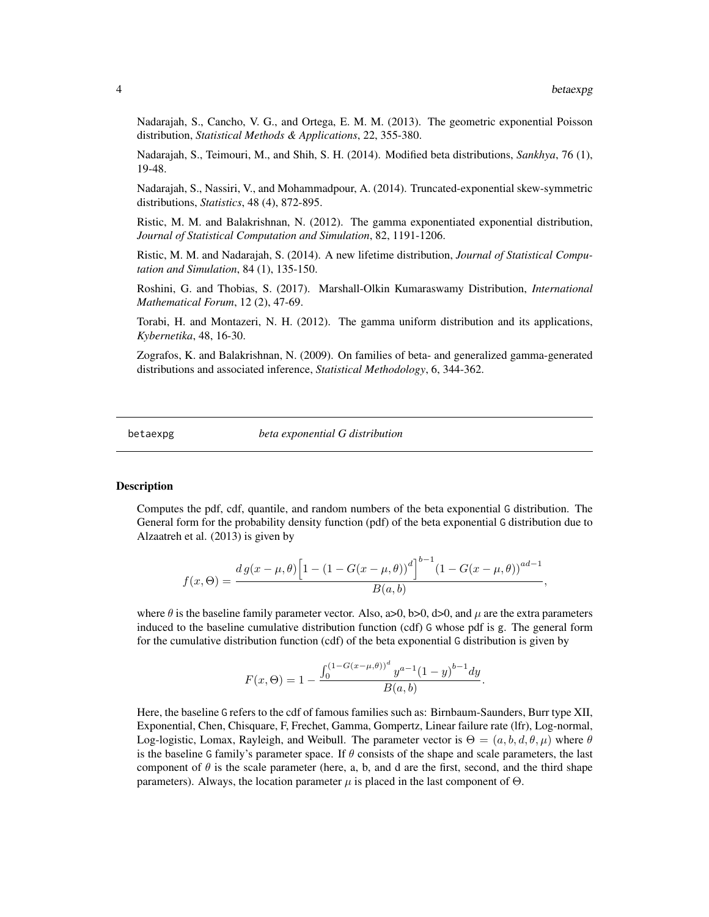Nadarajah, S., Cancho, V. G., and Ortega, E. M. M. (2013). The geometric exponential Poisson distribution, *Statistical Methods & Applications*, 22, 355-380.

Nadarajah, S., Teimouri, M., and Shih, S. H. (2014). Modified beta distributions, *Sankhya*, 76 (1), 19-48.

Nadarajah, S., Nassiri, V., and Mohammadpour, A. (2014). Truncated-exponential skew-symmetric distributions, *Statistics*, 48 (4), 872-895.

Ristic, M. M. and Balakrishnan, N. (2012). The gamma exponentiated exponential distribution, *Journal of Statistical Computation and Simulation*, 82, 1191-1206.

Ristic, M. M. and Nadarajah, S. (2014). A new lifetime distribution, *Journal of Statistical Computation and Simulation*, 84 (1), 135-150.

Roshini, G. and Thobias, S. (2017). Marshall-Olkin Kumaraswamy Distribution, *International Mathematical Forum*, 12 (2), 47-69.

Torabi, H. and Montazeri, N. H. (2012). The gamma uniform distribution and its applications, *Kybernetika*, 48, 16-30.

Zografos, K. and Balakrishnan, N. (2009). On families of beta- and generalized gamma-generated distributions and associated inference, *Statistical Methodology*, 6, 344-362.

## betaexpg — *beta exponential G distribution*

### Description

Computes the pdf, cdf, quantile, and random numbers of the beta exponential G distribution. The General form for the probability density function (pdf) of the beta exponential G distribution due to Alzaatreh et al. (2013) is given by

$$f(x,\Theta) = \frac{d\,g(x-\mu,\theta)\Big[1-\left(1-G(x-\mu,\theta)\right)^{d}\Big]^{b-1}\left(1-G(x-\mu,\theta)\right)^{ad-1}}{B(a,b)},$$

where $\theta$ is the baseline family parameter vector. Also, a>0, b>0, d>0, and $\mu$ are the extra parameters induced to the baseline cumulative distribution function (cdf) G whose pdf is g. The general form for the cumulative distribution function (cdf) of the beta exponential G distribution is given by

$$F(x,\Theta) = 1 - \frac{\int_0^{\left(1-G(x-\mu,\theta)\right)^{d}} y^{a-1}(1-y)^{b-1}dy}{B(a,b)}.$$

Here, the baseline G refers to the cdf of famous families such as: Birnbaum-Saunders, Burr type XII, Exponential, Chen, Chisquare, F, Frechet, Gamma, Gompertz, Linear failure rate (lfr), Log-normal, Log-logistic, Lomax, Rayleigh, and Weibull. The parameter vector is $\Theta = (a, b, d, \theta, \mu)$ where $\theta$ is the baseline G family's parameter space. If $\theta$ consists of the shape and scale parameters, the last component of $\theta$ is the scale parameter (here, a, b, and d are the first, second, and the third shape parameters). Always, the location parameter $\mu$ is placed in the last component of $\Theta$.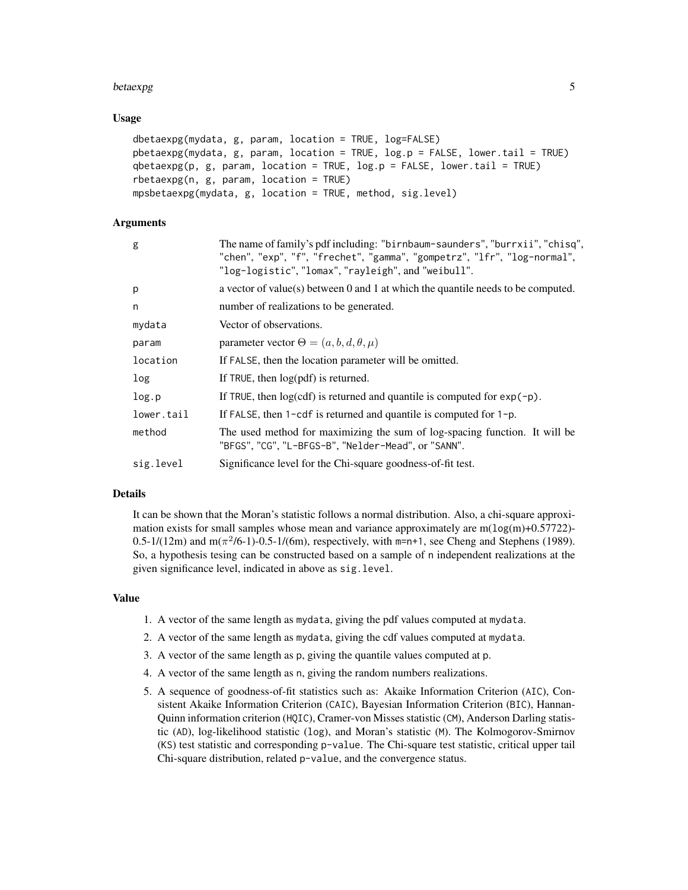## Usage

```
dbetaexpg(mydata, g, param, location = TRUE, log=FALSE)
pbetaexpg(mydata, g, param, location = TRUE, log.p = FALSE, lower.tail = TRUE)
qbetaexpg(p, g, param, location = TRUE, log.p = FALSE, lower.tail = TRUE)
rbetaexpg(n, g, param, location = TRUE)
mpsbetaexpg(mydata, g, location = TRUE, method, sig.level)
```

## Arguments

| | |
|---|---|
| g | The name of family's pdf including: "birnbaum-saunders", "burrxii", "chisq", "chen", "exp", "f", "frechet", "gamma", "gompetrz", "lfr", "log-normal", "log-logistic", "lomax", "rayleigh", and "weibull". |
| p | a vector of value(s) between 0 and 1 at which the quantile needs to be computed. |
| n | number of realizations to be generated. |
| mydata | Vector of observations. |
| param | parameter vector $\Theta = (a, b, d, \theta, \mu)$ |
| location | If FALSE, then the location parameter will be omitted. |
| log | If TRUE, then log(pdf) is returned. |
| log.p | If TRUE, then log(cdf) is returned and quantile is computed for exp(-p). |
| lower.tail | If FALSE, then 1-cdf is returned and quantile is computed for 1-p. |
| method | The used method for maximizing the sum of log-spacing function. It will be "BFGS", "CG", "L-BFGS-B", "Nelder-Mead", or "SANN". |
| sig.level | Significance level for the Chi-square goodness-of-fit test. |

## Details

It can be shown that the Moran's statistic follows a normal distribution. Also, a chi-square approximation exists for small samples whose mean and variance approximately are m(log(m)+0.57722)-0.5-1/(12m) and m($\pi^2$/6-1)-0.5-1/(6m), respectively, with m=n+1, see Cheng and Stephens (1989). So, a hypothesis tesing can be constructed based on a sample of n independent realizations at the given significance level, indicated in above as sig.level.

## Value

1. A vector of the same length as mydata, giving the pdf values computed at mydata.
2. A vector of the same length as mydata, giving the cdf values computed at mydata.
3. A vector of the same length as p, giving the quantile values computed at p.
4. A vector of the same length as n, giving the random numbers realizations.
5. A sequence of goodness-of-fit statistics such as: Akaike Information Criterion (AIC), Consistent Akaike Information Criterion (CAIC), Bayesian Information Criterion (BIC), Hannan-Quinn information criterion (HQIC), Cramer-von Misses statistic (CM), Anderson Darling statistic (AD), log-likelihood statistic (log), and Moran's statistic (M). The Kolmogorov-Smirnov (KS) test statistic and corresponding p-value. The Chi-square test statistic, critical upper tail Chi-square distribution, related p-value, and the convergence status.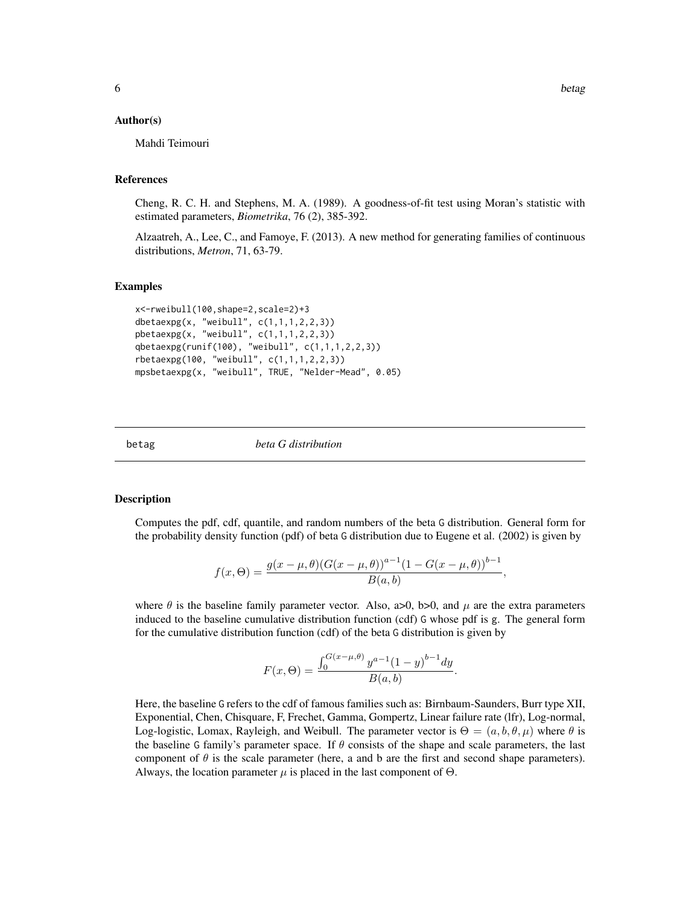### Author(s)

Mahdi Teimouri

### References

Cheng, R. C. H. and Stephens, M. A. (1989). A goodness-of-fit test using Moran's statistic with estimated parameters, *Biometrika*, 76 (2), 385-392.

Alzaatreh, A., Lee, C., and Famoye, F. (2013). A new method for generating families of continuous distributions, *Metron*, 71, 63-79.

### Examples

```
x<-rweibull(100,shape=2,scale=2)+3
dbetaexpg(x, "weibull", c(1,1,1,2,2,3))
pbetaexpg(x, "weibull", c(1,1,1,2,2,3))
qbetaexpg(runif(100), "weibull", c(1,1,1,2,2,3))
rbetaexpg(100, "weibull", c(1,1,1,2,2,3))
mpsbetaexpg(x, "weibull", TRUE, "Nelder-Mead", 0.05)
```

---

## betag — *beta G distribution*

### Description

Computes the pdf, cdf, quantile, and random numbers of the beta G distribution. General form for the probability density function (pdf) of beta G distribution due to Eugene et al. (2002) is given by

$$f(x,\Theta) = \frac{g(x-\mu,\theta)(G(x-\mu,\theta))^{a-1}(1-G(x-\mu,\theta))^{b-1}}{B(a,b)},$$

where $\theta$ is the baseline family parameter vector. Also, a>0, b>0, and $\mu$ are the extra parameters induced to the baseline cumulative distribution function (cdf) G whose pdf is g. The general form for the cumulative distribution function (cdf) of the beta G distribution is given by

$$F(x,\Theta) = \frac{\int_0^{G(x-\mu,\theta)} y^{a-1}(1-y)^{b-1}dy}{B(a,b)}.$$

Here, the baseline G refers to the cdf of famous families such as: Birnbaum-Saunders, Burr type XII, Exponential, Chen, Chisquare, F, Frechet, Gamma, Gompertz, Linear failure rate (lfr), Log-normal, Log-logistic, Lomax, Rayleigh, and Weibull. The parameter vector is $\Theta = (a, b, \theta, \mu)$ where $\theta$ is the baseline G family's parameter space. If $\theta$ consists of the shape and scale parameters, the last component of $\theta$ is the scale parameter (here, a and b are the first and second shape parameters). Always, the location parameter $\mu$ is placed in the last component of $\Theta$.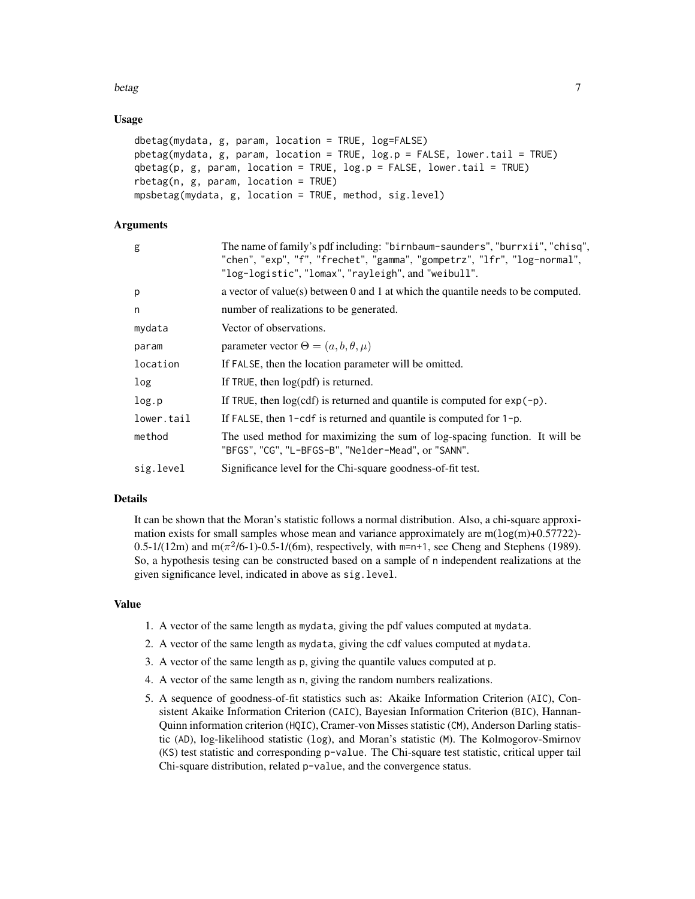### Usage

```
dbetag(mydata, g, param, location = TRUE, log=FALSE)
pbetag(mydata, g, param, location = TRUE, log.p = FALSE, lower.tail = TRUE)
qbetag(p, g, param, location = TRUE, log.p = FALSE, lower.tail = TRUE)
rbetag(n, g, param, location = TRUE)
mpsbetag(mydata, g, location = TRUE, method, sig.level)
```

### Arguments

| | |
|---|---|
| g | The name of family's pdf including: "birnbaum-saunders", "burrxii", "chisq", "chen", "exp", "f", "frechet", "gamma", "gompetrz", "lfr", "log-normal", "log-logistic", "lomax", "rayleigh", and "weibull". |
| p | a vector of value(s) between 0 and 1 at which the quantile needs to be computed. |
| n | number of realizations to be generated. |
| mydata | Vector of observations. |
| param | parameter vector $\Theta = (a, b, \theta, \mu)$ |
| location | If FALSE, then the location parameter will be omitted. |
| log | If TRUE, then log(pdf) is returned. |
| log.p | If TRUE, then log(cdf) is returned and quantile is computed for exp(-p). |
| lower.tail | If FALSE, then 1-cdf is returned and quantile is computed for 1-p. |
| method | The used method for maximizing the sum of log-spacing function. It will be "BFGS", "CG", "L-BFGS-B", "Nelder-Mead", or "SANN". |
| sig.level | Significance level for the Chi-square goodness-of-fit test. |

### Details

It can be shown that the Moran's statistic follows a normal distribution. Also, a chi-square approximation exists for small samples whose mean and variance approximately are m(log(m)+0.57722)-0.5-1/(12m) and m($\pi^2$/6-1)-0.5-1/(6m), respectively, with m=n+1, see Cheng and Stephens (1989). So, a hypothesis tesing can be constructed based on a sample of n independent realizations at the given significance level, indicated in above as sig.level.

### Value

1. A vector of the same length as mydata, giving the pdf values computed at mydata.
2. A vector of the same length as mydata, giving the cdf values computed at mydata.
3. A vector of the same length as p, giving the quantile values computed at p.
4. A vector of the same length as n, giving the random numbers realizations.
5. A sequence of goodness-of-fit statistics such as: Akaike Information Criterion (AIC), Consistent Akaike Information Criterion (CAIC), Bayesian Information Criterion (BIC), Hannan-Quinn information criterion (HQIC), Cramer-von Misses statistic (CM), Anderson Darling statistic (AD), log-likelihood statistic (log), and Moran's statistic (M). The Kolmogorov-Smirnov (KS) test statistic and corresponding p-value. The Chi-square test statistic, critical upper tail Chi-square distribution, related p-value, and the convergence status.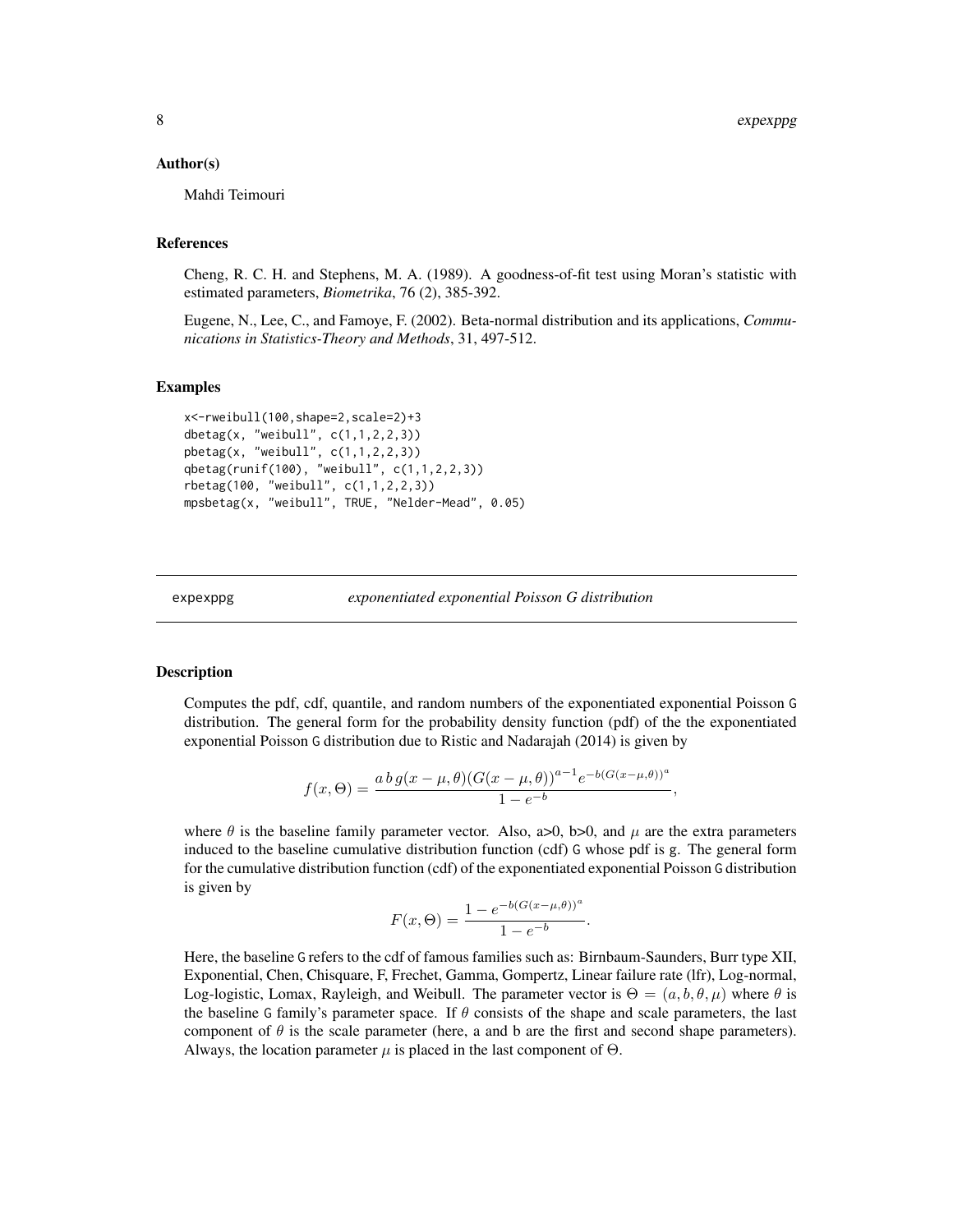### Author(s)

Mahdi Teimouri

### References

Cheng, R. C. H. and Stephens, M. A. (1989). A goodness-of-fit test using Moran's statistic with estimated parameters, *Biometrika*, 76 (2), 385-392.

Eugene, N., Lee, C., and Famoye, F. (2002). Beta-normal distribution and its applications, *Communications in Statistics-Theory and Methods*, 31, 497-512.

### Examples

```
x<-rweibull(100,shape=2,scale=2)+3
dbetag(x, "weibull", c(1,1,2,2,3))
pbetag(x, "weibull", c(1,1,2,2,3))
qbetag(runif(100), "weibull", c(1,1,2,2,3))
rbetag(100, "weibull", c(1,1,2,2,3))
mpsbetag(x, "weibull", TRUE, "Nelder-Mead", 0.05)
```

---

## expexppg — *exponentiated exponential Poisson G distribution*

### Description

Computes the pdf, cdf, quantile, and random numbers of the exponentiated exponential Poisson G distribution. The general form for the probability density function (pdf) of the the exponentiated exponential Poisson G distribution due to Ristic and Nadarajah (2014) is given by

$$f(x,\Theta) = \frac{a\,b\,g(x-\mu,\theta)(G(x-\mu,\theta))^{a-1}e^{-b(G(x-\mu,\theta))^{a}}}{1-e^{-b}},$$

where $\theta$ is the baseline family parameter vector. Also, a>0, b>0, and $\mu$ are the extra parameters induced to the baseline cumulative distribution function (cdf) G whose pdf is g. The general form for the cumulative distribution function (cdf) of the exponentiated exponential Poisson G distribution is given by

$$F(x,\Theta) = \frac{1-e^{-b(G(x-\mu,\theta))^{a}}}{1-e^{-b}}.$$

Here, the baseline G refers to the cdf of famous families such as: Birnbaum-Saunders, Burr type XII, Exponential, Chen, Chisquare, F, Frechet, Gamma, Gompertz, Linear failure rate (lfr), Log-normal, Log-logistic, Lomax, Rayleigh, and Weibull. The parameter vector is $\Theta = (a, b, \theta, \mu)$ where $\theta$ is the baseline G family's parameter space. If $\theta$ consists of the shape and scale parameters, the last component of $\theta$ is the scale parameter (here, a and b are the first and second shape parameters). Always, the location parameter $\mu$ is placed in the last component of $\Theta$.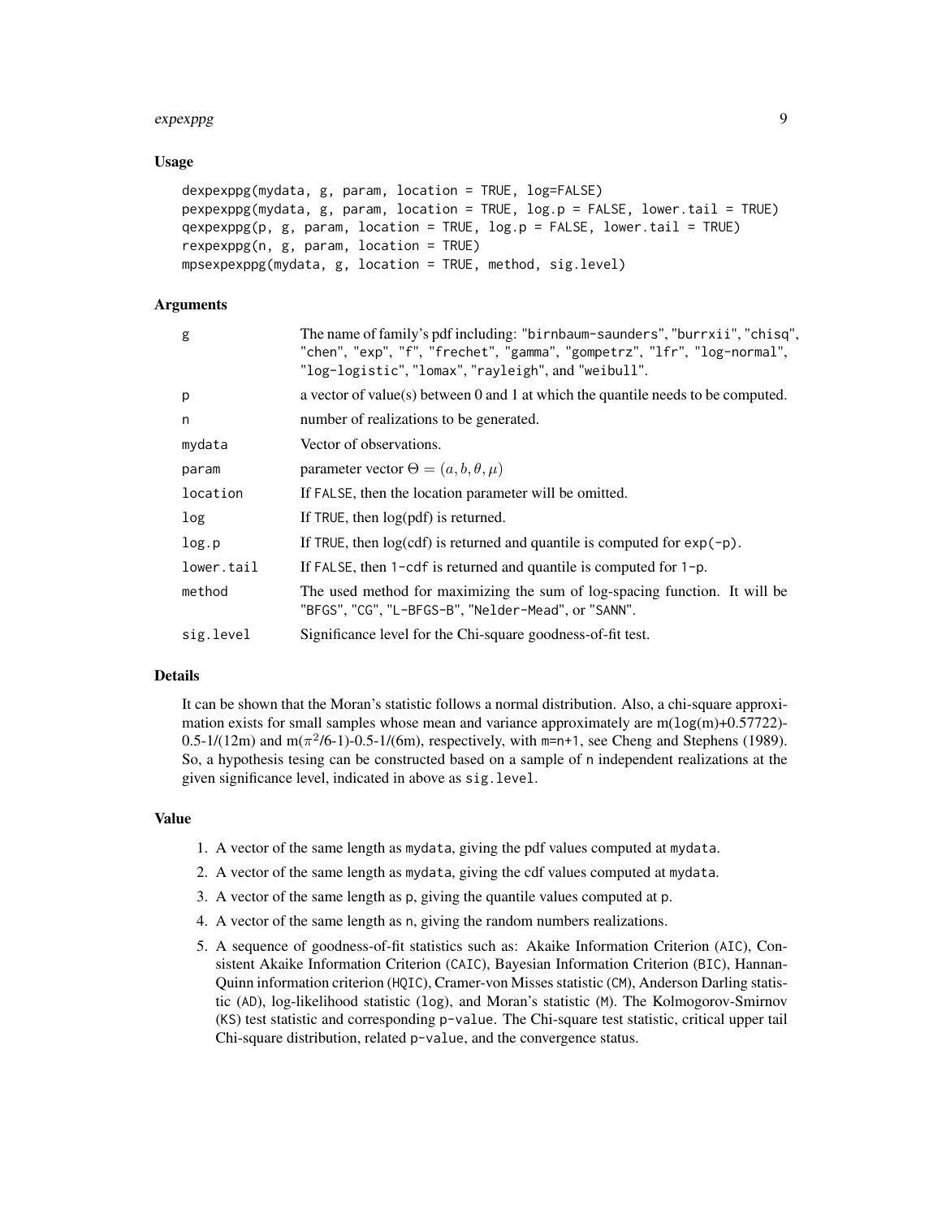## Usage

```
dexpexppg(mydata, g, param, location = TRUE, log=FALSE)
pexpexppg(mydata, g, param, location = TRUE, log.p = FALSE, lower.tail = TRUE)
qexpexppg(p, g, param, location = TRUE, log.p = FALSE, lower.tail = TRUE)
rexpexppg(n, g, param, location = TRUE)
mpsexpexppg(mydata, g, location = TRUE, method, sig.level)
```

## Arguments

| | |
|---|---|
| g | The name of family's pdf including: "birnbaum-saunders", "burrxii", "chisq", "chen", "exp", "f", "frechet", "gamma", "gompetrz", "lfr", "log-normal", "log-logistic", "lomax", "rayleigh", and "weibull". |
| p | a vector of value(s) between 0 and 1 at which the quantile needs to be computed. |
| n | number of realizations to be generated. |
| mydata | Vector of observations. |
| param | parameter vector $\Theta = (a, b, \theta, \mu)$ |
| location | If FALSE, then the location parameter will be omitted. |
| log | If TRUE, then log(pdf) is returned. |
| log.p | If TRUE, then log(cdf) is returned and quantile is computed for exp(-p). |
| lower.tail | If FALSE, then 1-cdf is returned and quantile is computed for 1-p. |
| method | The used method for maximizing the sum of log-spacing function. It will be "BFGS", "CG", "L-BFGS-B", "Nelder-Mead", or "SANN". |
| sig.level | Significance level for the Chi-square goodness-of-fit test. |

## Details

It can be shown that the Moran's statistic follows a normal distribution. Also, a chi-square approximation exists for small samples whose mean and variance approximately are m(log(m)+0.57722)-0.5-1/(12m) and m($\pi^2$/6-1)-0.5-1/(6m), respectively, with m=n+1, see Cheng and Stephens (1989). So, a hypothesis tesing can be constructed based on a sample of n independent realizations at the given significance level, indicated in above as sig.level.

## Value

1. A vector of the same length as mydata, giving the pdf values computed at mydata.
2. A vector of the same length as mydata, giving the cdf values computed at mydata.
3. A vector of the same length as p, giving the quantile values computed at p.
4. A vector of the same length as n, giving the random numbers realizations.
5. A sequence of goodness-of-fit statistics such as: Akaike Information Criterion (AIC), Consistent Akaike Information Criterion (CAIC), Bayesian Information Criterion (BIC), Hannan-Quinn information criterion (HQIC), Cramer-von Misses statistic (CM), Anderson Darling statistic (AD), log-likelihood statistic (log), and Moran's statistic (M). The Kolmogorov-Smirnov (KS) test statistic and corresponding p-value. The Chi-square test statistic, critical upper tail Chi-square distribution, related p-value, and the convergence status.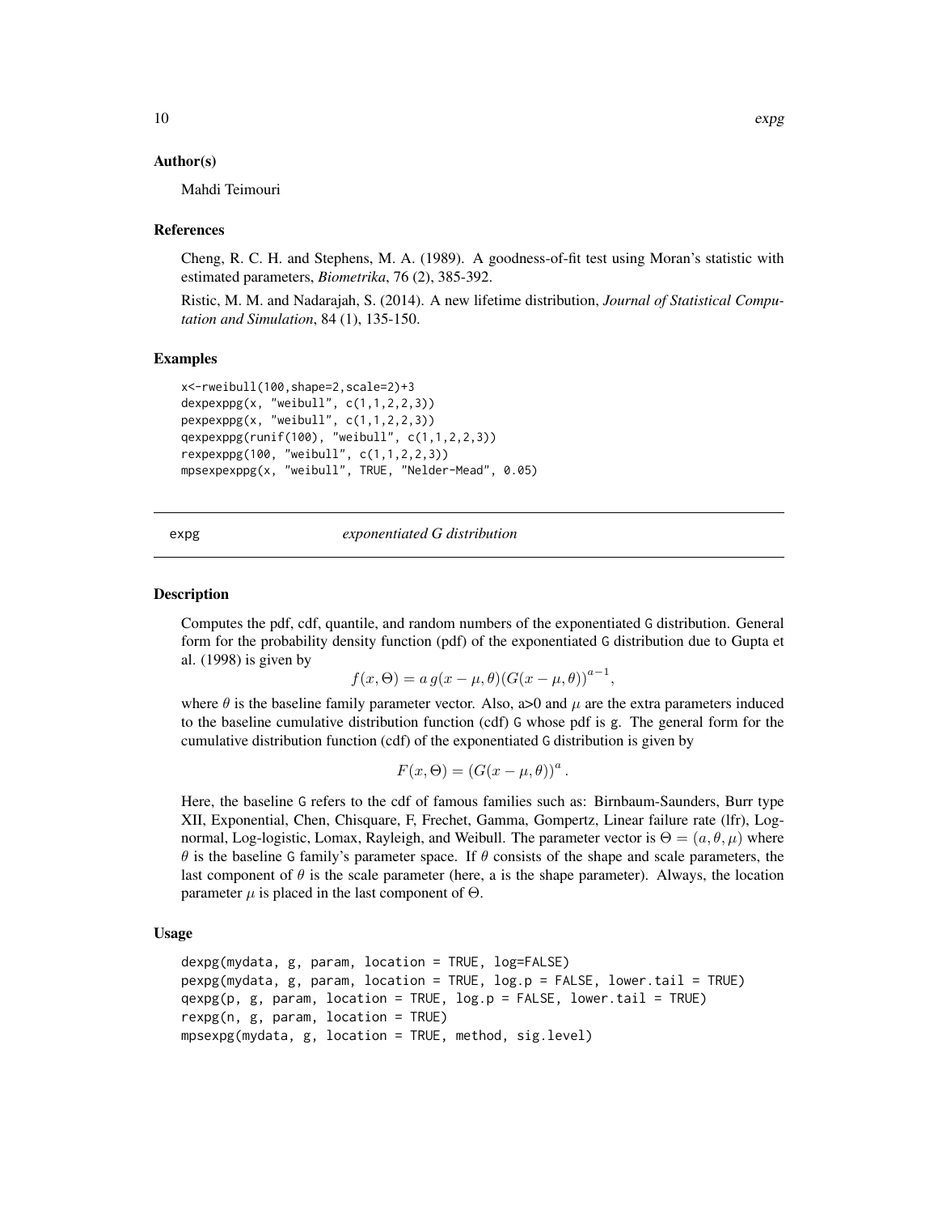### Author(s)

Mahdi Teimouri

### References

Cheng, R. C. H. and Stephens, M. A. (1989). A goodness-of-fit test using Moran's statistic with estimated parameters, *Biometrika*, 76 (2), 385-392.

Ristic, M. M. and Nadarajah, S. (2014). A new lifetime distribution, *Journal of Statistical Computation and Simulation*, 84 (1), 135-150.

### Examples

```
x<-rweibull(100,shape=2,scale=2)+3
dexpexppg(x, "weibull", c(1,1,2,2,3))
pexpexppg(x, "weibull", c(1,1,2,2,3))
qexpexppg(runif(100), "weibull", c(1,1,2,2,3))
rexpexppg(100, "weibull", c(1,1,2,2,3))
mpsexpexppg(x, "weibull", TRUE, "Nelder-Mead", 0.05)
```

---

## expg — *exponentiated G distribution*

### Description

Computes the pdf, cdf, quantile, and random numbers of the exponentiated G distribution. General form for the probability density function (pdf) of the exponentiated G distribution due to Gupta et al. (1998) is given by

$$f(x, \Theta) = a\, g(x - \mu, \theta)(G(x - \mu, \theta))^{a-1},$$

where $\theta$ is the baseline family parameter vector. Also, a>0 and $\mu$ are the extra parameters induced to the baseline cumulative distribution function (cdf) G whose pdf is g. The general form for the cumulative distribution function (cdf) of the exponentiated G distribution is given by

$$F(x, \Theta) = (G(x - \mu, \theta))^{a}\,.$$

Here, the baseline G refers to the cdf of famous families such as: Birnbaum-Saunders, Burr type XII, Exponential, Chen, Chisquare, F, Frechet, Gamma, Gompertz, Linear failure rate (lfr), Lognormal, Log-logistic, Lomax, Rayleigh, and Weibull. The parameter vector is $\Theta = (a, \theta, \mu)$ where $\theta$ is the baseline G family's parameter space. If $\theta$ consists of the shape and scale parameters, the last component of $\theta$ is the scale parameter (here, a is the shape parameter). Always, the location parameter $\mu$ is placed in the last component of $\Theta$.

### Usage

```
dexpg(mydata, g, param, location = TRUE, log=FALSE)
pexpg(mydata, g, param, location = TRUE, log.p = FALSE, lower.tail = TRUE)
qexpg(p, g, param, location = TRUE, log.p = FALSE, lower.tail = TRUE)
rexpg(n, g, param, location = TRUE)
mpsexpg(mydata, g, location = TRUE, method, sig.level)
```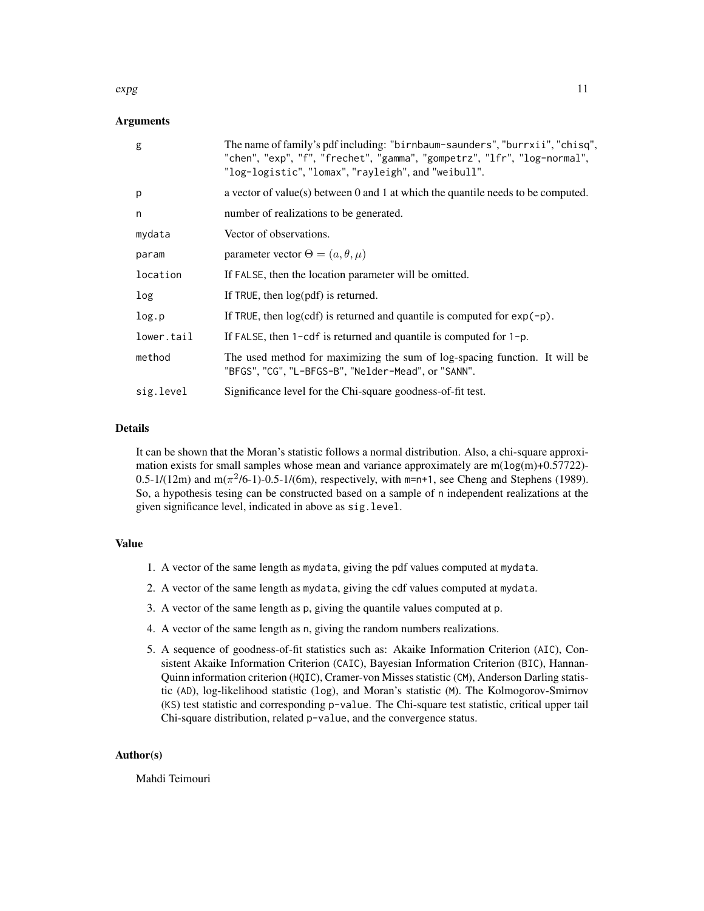### Arguments

| | |
|---|---|
| g | The name of family's pdf including: "birnbaum-saunders", "burrxii", "chisq", "chen", "exp", "f", "frechet", "gamma", "gompetrz", "lfr", "log-normal", "log-logistic", "lomax", "rayleigh", and "weibull". |
| p | a vector of value(s) between 0 and 1 at which the quantile needs to be computed. |
| n | number of realizations to be generated. |
| mydata | Vector of observations. |
| param | parameter vector $\Theta = (a, \theta, \mu)$ |
| location | If FALSE, then the location parameter will be omitted. |
| log | If TRUE, then log(pdf) is returned. |
| log.p | If TRUE, then log(cdf) is returned and quantile is computed for exp(-p). |
| lower.tail | If FALSE, then 1-cdf is returned and quantile is computed for 1-p. |
| method | The used method for maximizing the sum of log-spacing function. It will be "BFGS", "CG", "L-BFGS-B", "Nelder-Mead", or "SANN". |
| sig.level | Significance level for the Chi-square goodness-of-fit test. |

### Details

It can be shown that the Moran's statistic follows a normal distribution. Also, a chi-square approximation exists for small samples whose mean and variance approximately are m(log(m)+0.57722)-0.5-1/(12m) and m($\pi^2$/6-1)-0.5-1/(6m), respectively, with m=n+1, see Cheng and Stephens (1989). So, a hypothesis tesing can be constructed based on a sample of n independent realizations at the given significance level, indicated in above as sig.level.

### Value

1. A vector of the same length as mydata, giving the pdf values computed at mydata.
2. A vector of the same length as mydata, giving the cdf values computed at mydata.
3. A vector of the same length as p, giving the quantile values computed at p.
4. A vector of the same length as n, giving the random numbers realizations.
5. A sequence of goodness-of-fit statistics such as: Akaike Information Criterion (AIC), Consistent Akaike Information Criterion (CAIC), Bayesian Information Criterion (BIC), Hannan-Quinn information criterion (HQIC), Cramer-von Misses statistic (CM), Anderson Darling statistic (AD), log-likelihood statistic (log), and Moran's statistic (M). The Kolmogorov-Smirnov (KS) test statistic and corresponding p-value. The Chi-square test statistic, critical upper tail Chi-square distribution, related p-value, and the convergence status.

### Author(s)

Mahdi Teimouri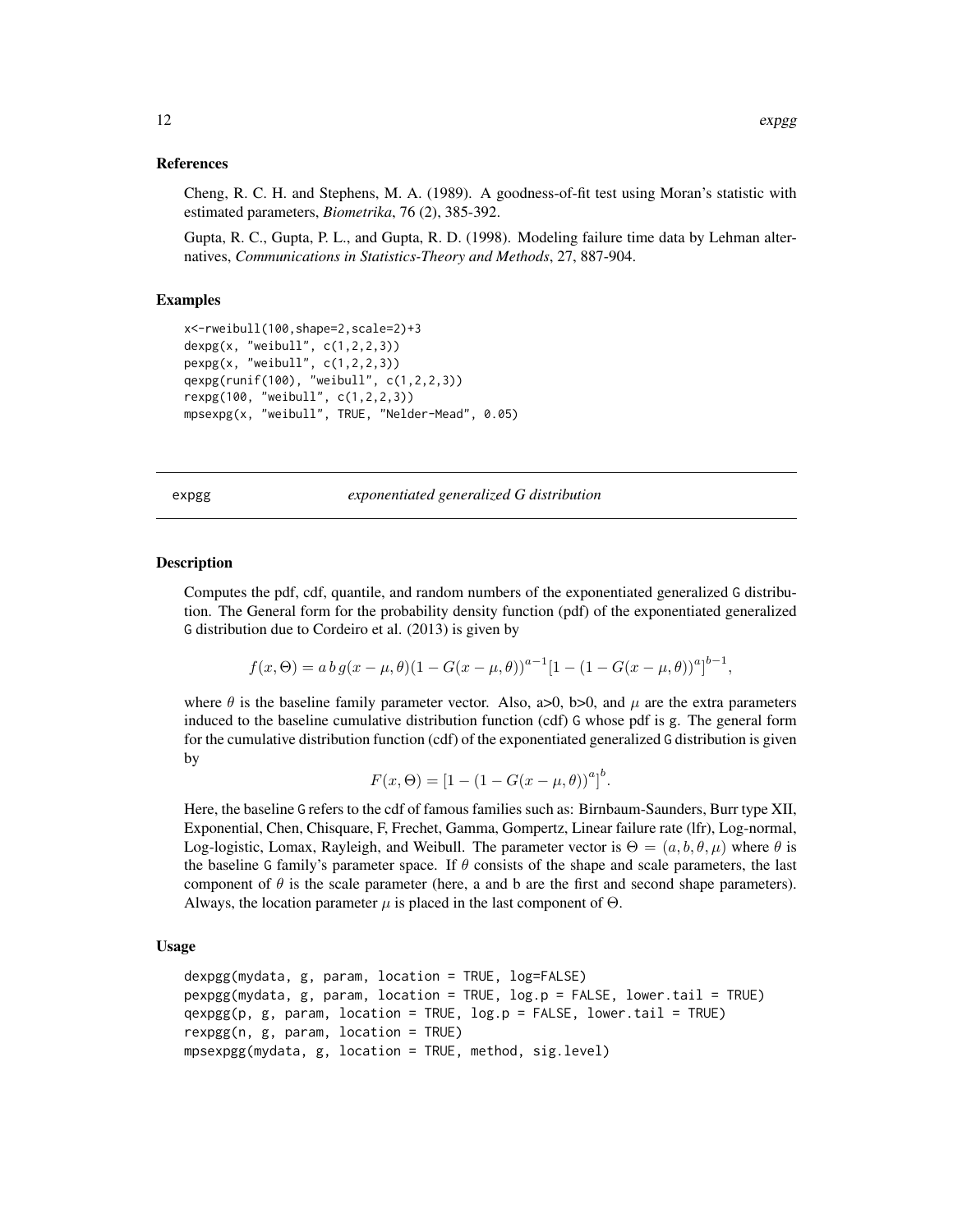### References

Cheng, R. C. H. and Stephens, M. A. (1989). A goodness-of-fit test using Moran's statistic with estimated parameters, *Biometrika*, 76 (2), 385-392.

Gupta, R. C., Gupta, P. L., and Gupta, R. D. (1998). Modeling failure time data by Lehman alternatives, *Communications in Statistics-Theory and Methods*, 27, 887-904.

### Examples

```
x<-rweibull(100,shape=2,scale=2)+3
dexpg(x, "weibull", c(1,2,2,3))
pexpg(x, "weibull", c(1,2,2,3))
qexpg(runif(100), "weibull", c(1,2,2,3))
rexpg(100, "weibull", c(1,2,2,3))
mpsexpg(x, "weibull", TRUE, "Nelder-Mead", 0.05)
```

---

## expgg — *exponentiated generalized G distribution*

### Description

Computes the pdf, cdf, quantile, and random numbers of the exponentiated generalized G distribution. The General form for the probability density function (pdf) of the exponentiated generalized G distribution due to Cordeiro et al. (2013) is given by

$$f(x, \Theta) = a\, b\, g(x - \mu, \theta)(1 - G(x - \mu, \theta))^{a-1}\big[1 - (1 - G(x - \mu, \theta))^{a}\big]^{b-1},$$

where $\theta$ is the baseline family parameter vector. Also, a>0, b>0, and $\mu$ are the extra parameters induced to the baseline cumulative distribution function (cdf) G whose pdf is g. The general form for the cumulative distribution function (cdf) of the exponentiated generalized G distribution is given by

$$F(x, \Theta) = \big[1 - (1 - G(x - \mu, \theta))^{a}\big]^{b}.$$

Here, the baseline G refers to the cdf of famous families such as: Birnbaum-Saunders, Burr type XII, Exponential, Chen, Chisquare, F, Frechet, Gamma, Gompertz, Linear failure rate (lfr), Log-normal, Log-logistic, Lomax, Rayleigh, and Weibull. The parameter vector is $\Theta = (a, b, \theta, \mu)$ where $\theta$ is the baseline G family's parameter space. If $\theta$ consists of the shape and scale parameters, the last component of $\theta$ is the scale parameter (here, a and b are the first and second shape parameters). Always, the location parameter $\mu$ is placed in the last component of $\Theta$.

### Usage

```
dexpgg(mydata, g, param, location = TRUE, log=FALSE)
pexpgg(mydata, g, param, location = TRUE, log.p = FALSE, lower.tail = TRUE)
qexpgg(p, g, param, location = TRUE, log.p = FALSE, lower.tail = TRUE)
rexpgg(n, g, param, location = TRUE)
mpsexpgg(mydata, g, location = TRUE, method, sig.level)
```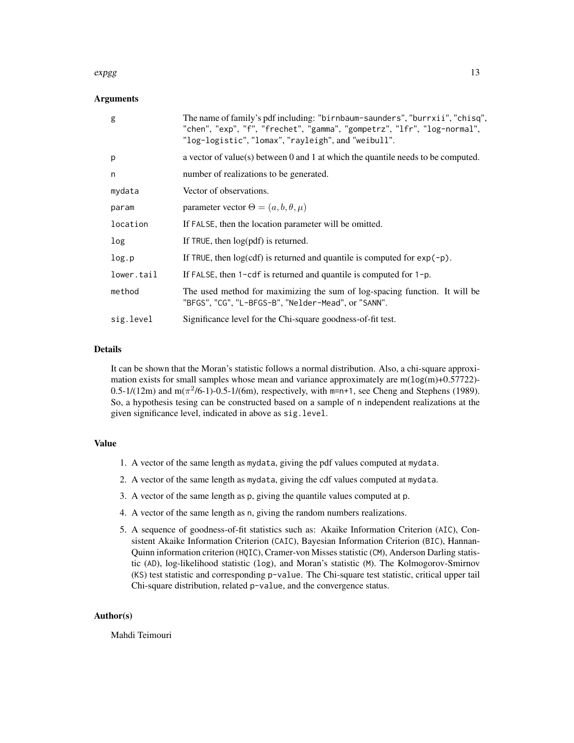### Arguments

| | |
|---|---|
| g | The name of family's pdf including: "birnbaum-saunders", "burrxii", "chisq", "chen", "exp", "f", "frechet", "gamma", "gompetrz", "lfr", "log-normal", "log-logistic", "lomax", "rayleigh", and "weibull". |
| p | a vector of value(s) between 0 and 1 at which the quantile needs to be computed. |
| n | number of realizations to be generated. |
| mydata | Vector of observations. |
| param | parameter vector $\Theta = (a, b, \theta, \mu)$ |
| location | If FALSE, then the location parameter will be omitted. |
| log | If TRUE, then log(pdf) is returned. |
| log.p | If TRUE, then log(cdf) is returned and quantile is computed for exp(-p). |
| lower.tail | If FALSE, then 1-cdf is returned and quantile is computed for 1-p. |
| method | The used method for maximizing the sum of log-spacing function. It will be "BFGS", "CG", "L-BFGS-B", "Nelder-Mead", or "SANN". |
| sig.level | Significance level for the Chi-square goodness-of-fit test. |

### Details

It can be shown that the Moran's statistic follows a normal distribution. Also, a chi-square approximation exists for small samples whose mean and variance approximately are m(log(m)+0.57722)-0.5-1/(12m) and m($\pi^2$/6-1)-0.5-1/(6m), respectively, with m=n+1, see Cheng and Stephens (1989). So, a hypothesis tesing can be constructed based on a sample of n independent realizations at the given significance level, indicated in above as sig.level.

### Value

1. A vector of the same length as mydata, giving the pdf values computed at mydata.
2. A vector of the same length as mydata, giving the cdf values computed at mydata.
3. A vector of the same length as p, giving the quantile values computed at p.
4. A vector of the same length as n, giving the random numbers realizations.
5. A sequence of goodness-of-fit statistics such as: Akaike Information Criterion (AIC), Consistent Akaike Information Criterion (CAIC), Bayesian Information Criterion (BIC), Hannan-Quinn information criterion (HQIC), Cramer-von Misses statistic (CM), Anderson Darling statistic (AD), log-likelihood statistic (log), and Moran's statistic (M). The Kolmogorov-Smirnov (KS) test statistic and corresponding p-value. The Chi-square test statistic, critical upper tail Chi-square distribution, related p-value, and the convergence status.

### Author(s)

Mahdi Teimouri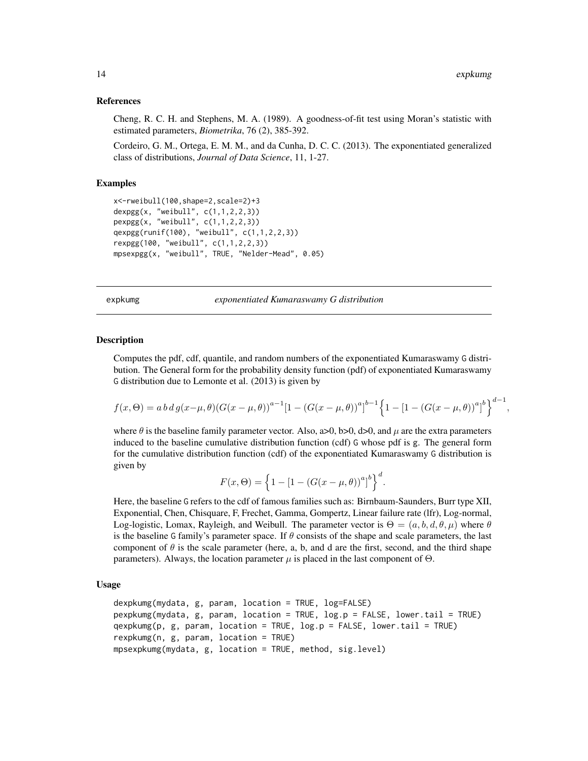### References

Cheng, R. C. H. and Stephens, M. A. (1989). A goodness-of-fit test using Moran's statistic with estimated parameters, *Biometrika*, 76 (2), 385-392.

Cordeiro, G. M., Ortega, E. M. M., and da Cunha, D. C. C. (2013). The exponentiated generalized class of distributions, *Journal of Data Science*, 11, 1-27.

### Examples

```
x<-rweibull(100,shape=2,scale=2)+3
dexpgg(x, "weibull", c(1,1,2,2,3))
pexpgg(x, "weibull", c(1,1,2,2,3))
qexpgg(runif(100), "weibull", c(1,1,2,2,3))
rexpgg(100, "weibull", c(1,1,2,2,3))
mpsexpgg(x, "weibull", TRUE, "Nelder-Mead", 0.05)
```

---

## expkumg — *exponentiated Kumaraswamy G distribution*

---

### Description

Computes the pdf, cdf, quantile, and random numbers of the exponentiated Kumaraswamy G distribution. The General form for the probability density function (pdf) of exponentiated Kumaraswamy G distribution due to Lemonte et al. (2013) is given by

$$f(x, \Theta) = a\, b\, d\, g(x-\mu, \theta)(G(x-\mu, \theta))^{a-1}\left[1 - (G(x-\mu, \theta))^{a}\right]^{b-1}\left\{1 - \left[1 - (G(x-\mu, \theta))^{a}\right]^{b}\right\}^{d-1},$$

where $\theta$ is the baseline family parameter vector. Also, a>0, b>0, d>0, and $\mu$ are the extra parameters induced to the baseline cumulative distribution function (cdf) G whose pdf is g. The general form for the cumulative distribution function (cdf) of the exponentiated Kumaraswamy G distribution is given by

$$F(x, \Theta) = \left\{1 - \left[1 - (G(x-\mu, \theta))^{a}\right]^{b}\right\}^{d}.$$

Here, the baseline G refers to the cdf of famous families such as: Birnbaum-Saunders, Burr type XII, Exponential, Chen, Chisquare, F, Frechet, Gamma, Gompertz, Linear failure rate (lfr), Log-normal, Log-logistic, Lomax, Rayleigh, and Weibull. The parameter vector is $\Theta = (a, b, d, \theta, \mu)$ where $\theta$ is the baseline G family's parameter space. If $\theta$ consists of the shape and scale parameters, the last component of $\theta$ is the scale parameter (here, a, b, and d are the first, second, and the third shape parameters). Always, the location parameter $\mu$ is placed in the last component of $\Theta$.

### Usage

```
dexpkumg(mydata, g, param, location = TRUE, log=FALSE)
pexpkumg(mydata, g, param, location = TRUE, log.p = FALSE, lower.tail = TRUE)
qexpkumg(p, g, param, location = TRUE, log.p = FALSE, lower.tail = TRUE)
rexpkumg(n, g, param, location = TRUE)
mpsexpkumg(mydata, g, location = TRUE, method, sig.level)
```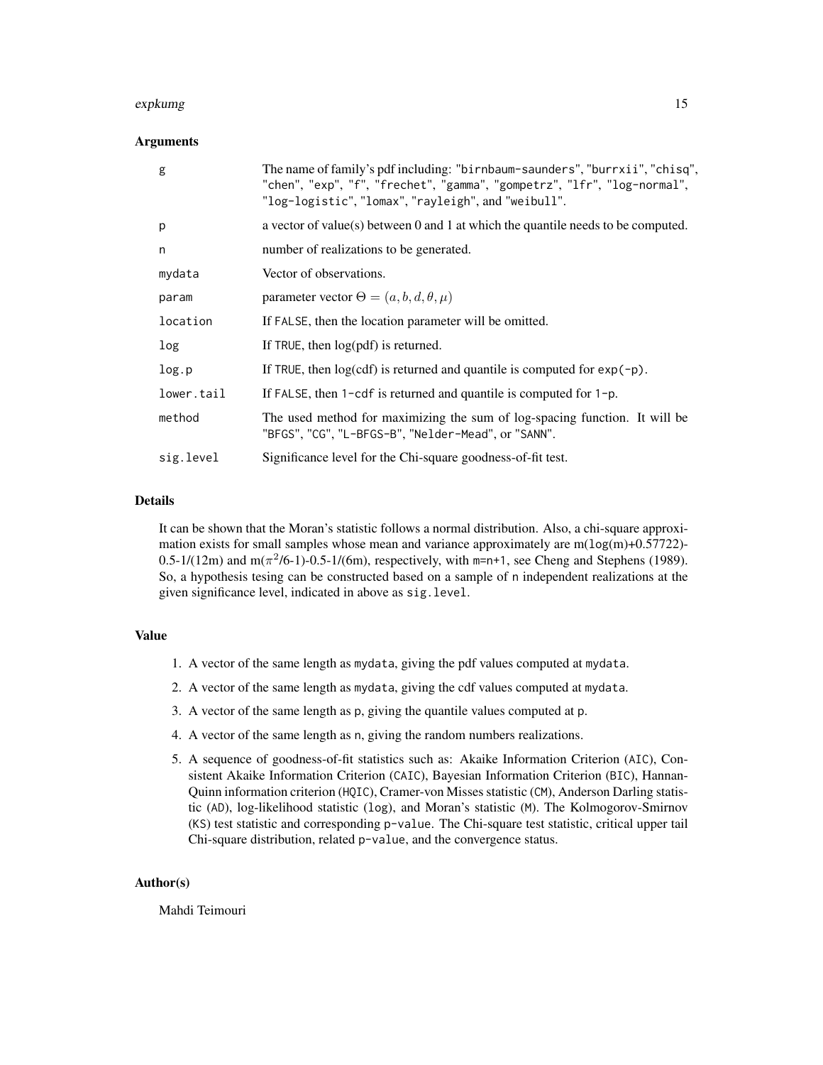### Arguments

| | |
|---|---|
| g | The name of family's pdf including: "birnbaum-saunders", "burrxii", "chisq", "chen", "exp", "f", "frechet", "gamma", "gompetrz", "lfr", "log-normal", "log-logistic", "lomax", "rayleigh", and "weibull". |
| p | a vector of value(s) between 0 and 1 at which the quantile needs to be computed. |
| n | number of realizations to be generated. |
| mydata | Vector of observations. |
| param | parameter vector $\Theta = (a, b, d, \theta, \mu)$ |
| location | If FALSE, then the location parameter will be omitted. |
| log | If TRUE, then log(pdf) is returned. |
| log.p | If TRUE, then log(cdf) is returned and quantile is computed for exp(-p). |
| lower.tail | If FALSE, then 1-cdf is returned and quantile is computed for 1-p. |
| method | The used method for maximizing the sum of log-spacing function. It will be "BFGS", "CG", "L-BFGS-B", "Nelder-Mead", or "SANN". |
| sig.level | Significance level for the Chi-square goodness-of-fit test. |

### Details

It can be shown that the Moran's statistic follows a normal distribution. Also, a chi-square approximation exists for small samples whose mean and variance approximately are m(log(m)+0.57722)-0.5-1/(12m) and m($\pi^2$/6-1)-0.5-1/(6m), respectively, with m=n+1, see Cheng and Stephens (1989). So, a hypothesis tesing can be constructed based on a sample of n independent realizations at the given significance level, indicated in above as sig.level.

### Value

1. A vector of the same length as mydata, giving the pdf values computed at mydata.
2. A vector of the same length as mydata, giving the cdf values computed at mydata.
3. A vector of the same length as p, giving the quantile values computed at p.
4. A vector of the same length as n, giving the random numbers realizations.
5. A sequence of goodness-of-fit statistics such as: Akaike Information Criterion (AIC), Consistent Akaike Information Criterion (CAIC), Bayesian Information Criterion (BIC), Hannan-Quinn information criterion (HQIC), Cramer-von Misses statistic (CM), Anderson Darling statistic (AD), log-likelihood statistic (log), and Moran's statistic (M). The Kolmogorov-Smirnov (KS) test statistic and corresponding p-value. The Chi-square test statistic, critical upper tail Chi-square distribution, related p-value, and the convergence status.

### Author(s)

Mahdi Teimouri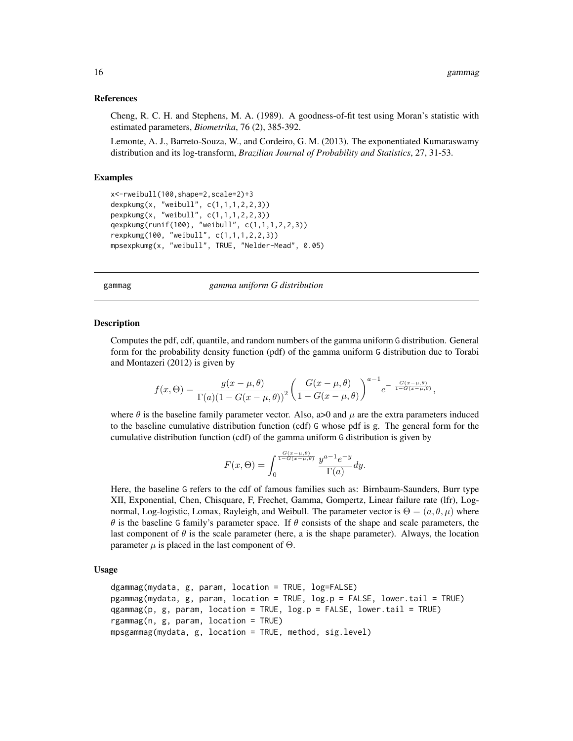### References

Cheng, R. C. H. and Stephens, M. A. (1989). A goodness-of-fit test using Moran's statistic with estimated parameters, *Biometrika*, 76 (2), 385-392.

Lemonte, A. J., Barreto-Souza, W., and Cordeiro, G. M. (2013). The exponentiated Kumaraswamy distribution and its log-transform, *Brazilian Journal of Probability and Statistics*, 27, 31-53.

### Examples

```
x<-rweibull(100,shape=2,scale=2)+3
dexpkumg(x, "weibull", c(1,1,1,2,2,3))
pexpkumg(x, "weibull", c(1,1,1,2,2,3))
qexpkumg(runif(100), "weibull", c(1,1,1,2,2,3))
rexpkumg(100, "weibull", c(1,1,1,2,2,3))
mpsexpkumg(x, "weibull", TRUE, "Nelder-Mead", 0.05)
```

---

## gammag — *gamma uniform G distribution*

### Description

Computes the pdf, cdf, quantile, and random numbers of the gamma uniform G distribution. General form for the probability density function (pdf) of the gamma uniform G distribution due to Torabi and Montazeri (2012) is given by

$$f(x, \Theta) = \frac{g(x-\mu,\theta)}{\Gamma(a)\left(1-G(x-\mu,\theta)\right)^2}\left(\frac{G(x-\mu,\theta)}{1-G(x-\mu,\theta)}\right)^{a-1} e^{-\frac{G(x-\mu,\theta)}{1-G(x-\mu,\theta)}},$$

where $\theta$ is the baseline family parameter vector. Also, a>0 and $\mu$ are the extra parameters induced to the baseline cumulative distribution function (cdf) G whose pdf is g. The general form for the cumulative distribution function (cdf) of the gamma uniform G distribution is given by

$$F(x, \Theta) = \int_0^{\frac{G(x-\mu,\theta)}{1-G(x-\mu,\theta)}} \frac{y^{a-1}e^{-y}}{\Gamma(a)} dy.$$

Here, the baseline G refers to the cdf of famous families such as: Birnbaum-Saunders, Burr type XII, Exponential, Chen, Chisquare, F, Frechet, Gamma, Gompertz, Linear failure rate (lfr), Log-normal, Log-logistic, Lomax, Rayleigh, and Weibull. The parameter vector is $\Theta = (a, \theta, \mu)$ where $\theta$ is the baseline G family's parameter space. If $\theta$ consists of the shape and scale parameters, the last component of $\theta$ is the scale parameter (here, a is the shape parameter). Always, the location parameter $\mu$ is placed in the last component of $\Theta$.

### Usage

```
dgammag(mydata, g, param, location = TRUE, log=FALSE)
pgammag(mydata, g, param, location = TRUE, log.p = FALSE, lower.tail = TRUE)
qgammag(p, g, param, location = TRUE, log.p = FALSE, lower.tail = TRUE)
rgammag(n, g, param, location = TRUE)
mpsgammag(mydata, g, location = TRUE, method, sig.level)
```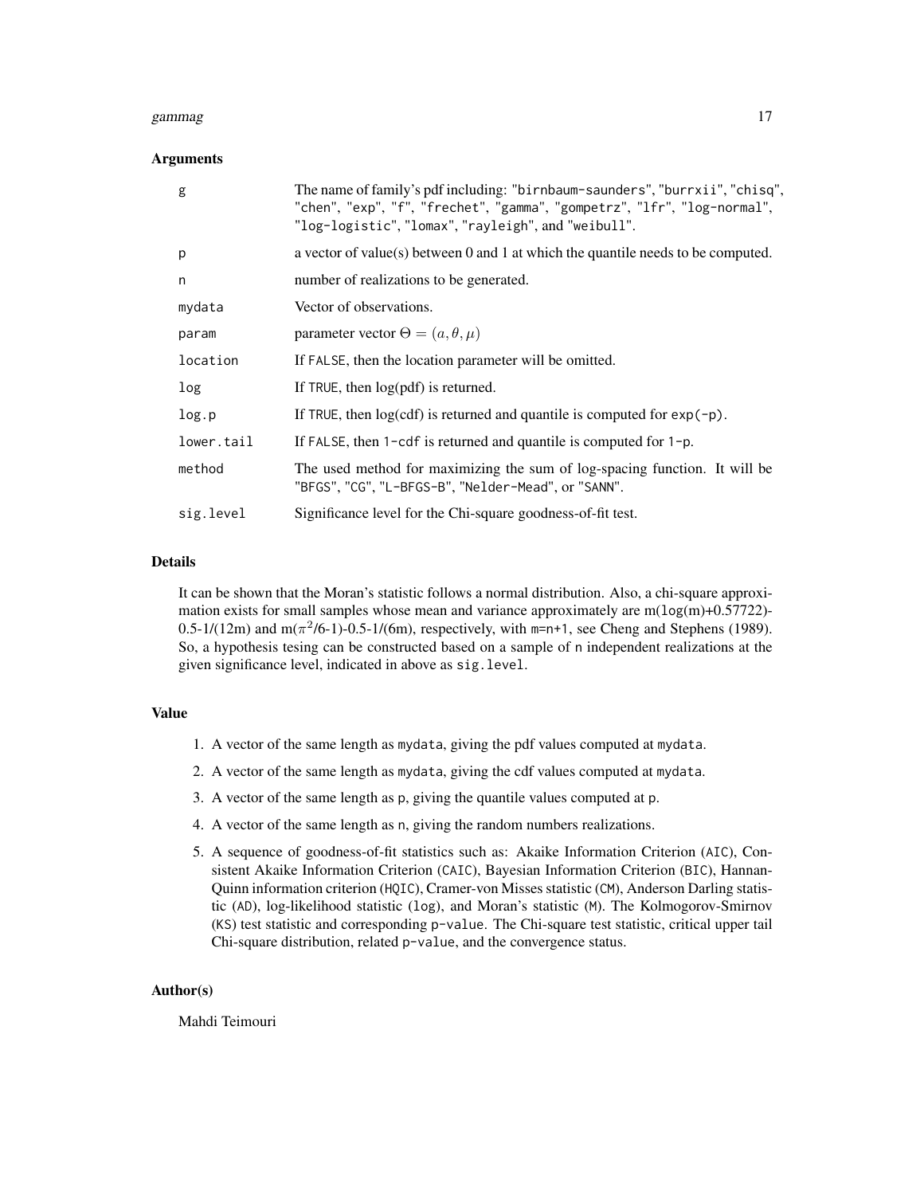## Arguments

| | |
|---|---|
| g | The name of family's pdf including: "birnbaum-saunders", "burrxii", "chisq", "chen", "exp", "f", "frechet", "gamma", "gompetrz", "lfr", "log-normal", "log-logistic", "lomax", "rayleigh", and "weibull". |
| p | a vector of value(s) between 0 and 1 at which the quantile needs to be computed. |
| n | number of realizations to be generated. |
| mydata | Vector of observations. |
| param | parameter vector $\Theta = (a, \theta, \mu)$ |
| location | If FALSE, then the location parameter will be omitted. |
| log | If TRUE, then log(pdf) is returned. |
| log.p | If TRUE, then log(cdf) is returned and quantile is computed for exp(-p). |
| lower.tail | If FALSE, then 1-cdf is returned and quantile is computed for 1-p. |
| method | The used method for maximizing the sum of log-spacing function. It will be "BFGS", "CG", "L-BFGS-B", "Nelder-Mead", or "SANN". |
| sig.level | Significance level for the Chi-square goodness-of-fit test. |

## Details

It can be shown that the Moran's statistic follows a normal distribution. Also, a chi-square approximation exists for small samples whose mean and variance approximately are m(log(m)+0.57722)-0.5-1/(12m) and m($\pi^2$/6-1)-0.5-1/(6m), respectively, with m=n+1, see Cheng and Stephens (1989). So, a hypothesis tesing can be constructed based on a sample of n independent realizations at the given significance level, indicated in above as sig.level.

## Value

1. A vector of the same length as mydata, giving the pdf values computed at mydata.
2. A vector of the same length as mydata, giving the cdf values computed at mydata.
3. A vector of the same length as p, giving the quantile values computed at p.
4. A vector of the same length as n, giving the random numbers realizations.
5. A sequence of goodness-of-fit statistics such as: Akaike Information Criterion (AIC), Consistent Akaike Information Criterion (CAIC), Bayesian Information Criterion (BIC), Hannan-Quinn information criterion (HQIC), Cramer-von Misses statistic (CM), Anderson Darling statistic (AD), log-likelihood statistic (log), and Moran's statistic (M). The Kolmogorov-Smirnov (KS) test statistic and corresponding p-value. The Chi-square test statistic, critical upper tail Chi-square distribution, related p-value, and the convergence status.

## Author(s)

Mahdi Teimouri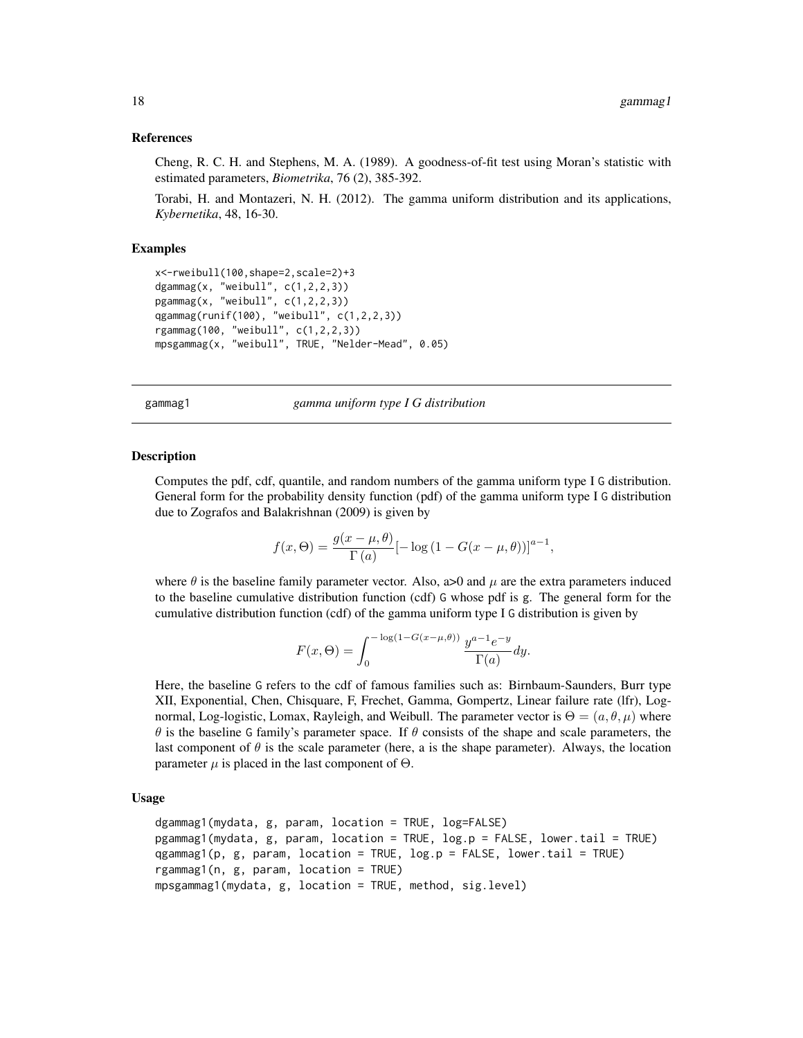### References

Cheng, R. C. H. and Stephens, M. A. (1989). A goodness-of-fit test using Moran's statistic with estimated parameters, *Biometrika*, 76 (2), 385-392.

Torabi, H. and Montazeri, N. H. (2012). The gamma uniform distribution and its applications, *Kybernetika*, 48, 16-30.

### Examples

```
x<-rweibull(100,shape=2,scale=2)+3
dgammag(x, "weibull", c(1,2,2,3))
pgammag(x, "weibull", c(1,2,2,3))
qgammag(runif(100), "weibull", c(1,2,2,3))
rgammag(100, "weibull", c(1,2,2,3))
mpsgammag(x, "weibull", TRUE, "Nelder-Mead", 0.05)
```

---

gammag1 &nbsp;&nbsp;&nbsp;&nbsp; *gamma uniform type I G distribution*

---

### Description

Computes the pdf, cdf, quantile, and random numbers of the gamma uniform type I G distribution. General form for the probability density function (pdf) of the gamma uniform type I G distribution due to Zografos and Balakrishnan (2009) is given by

$$f(x, \Theta) = \frac{g(x-\mu, \theta)}{\Gamma(a)}[-\log(1 - G(x-\mu, \theta))]^{a-1},$$

where $\theta$ is the baseline family parameter vector. Also, a>0 and $\mu$ are the extra parameters induced to the baseline cumulative distribution function (cdf) G whose pdf is g. The general form for the cumulative distribution function (cdf) of the gamma uniform type I G distribution is given by

$$F(x, \Theta) = \int_0^{-\log(1-G(x-\mu,\theta))} \frac{y^{a-1}e^{-y}}{\Gamma(a)} dy.$$

Here, the baseline G refers to the cdf of famous families such as: Birnbaum-Saunders, Burr type XII, Exponential, Chen, Chisquare, F, Frechet, Gamma, Gompertz, Linear failure rate (lfr), Log-normal, Log-logistic, Lomax, Rayleigh, and Weibull. The parameter vector is $\Theta = (a, \theta, \mu)$ where $\theta$ is the baseline G family's parameter space. If $\theta$ consists of the shape and scale parameters, the last component of $\theta$ is the scale parameter (here, a is the shape parameter). Always, the location parameter $\mu$ is placed in the last component of $\Theta$.

### Usage

```
dgammag1(mydata, g, param, location = TRUE, log=FALSE)
pgammag1(mydata, g, param, location = TRUE, log.p = FALSE, lower.tail = TRUE)
qgammag1(p, g, param, location = TRUE, log.p = FALSE, lower.tail = TRUE)
rgammag1(n, g, param, location = TRUE)
mpsgammag1(mydata, g, location = TRUE, method, sig.level)
```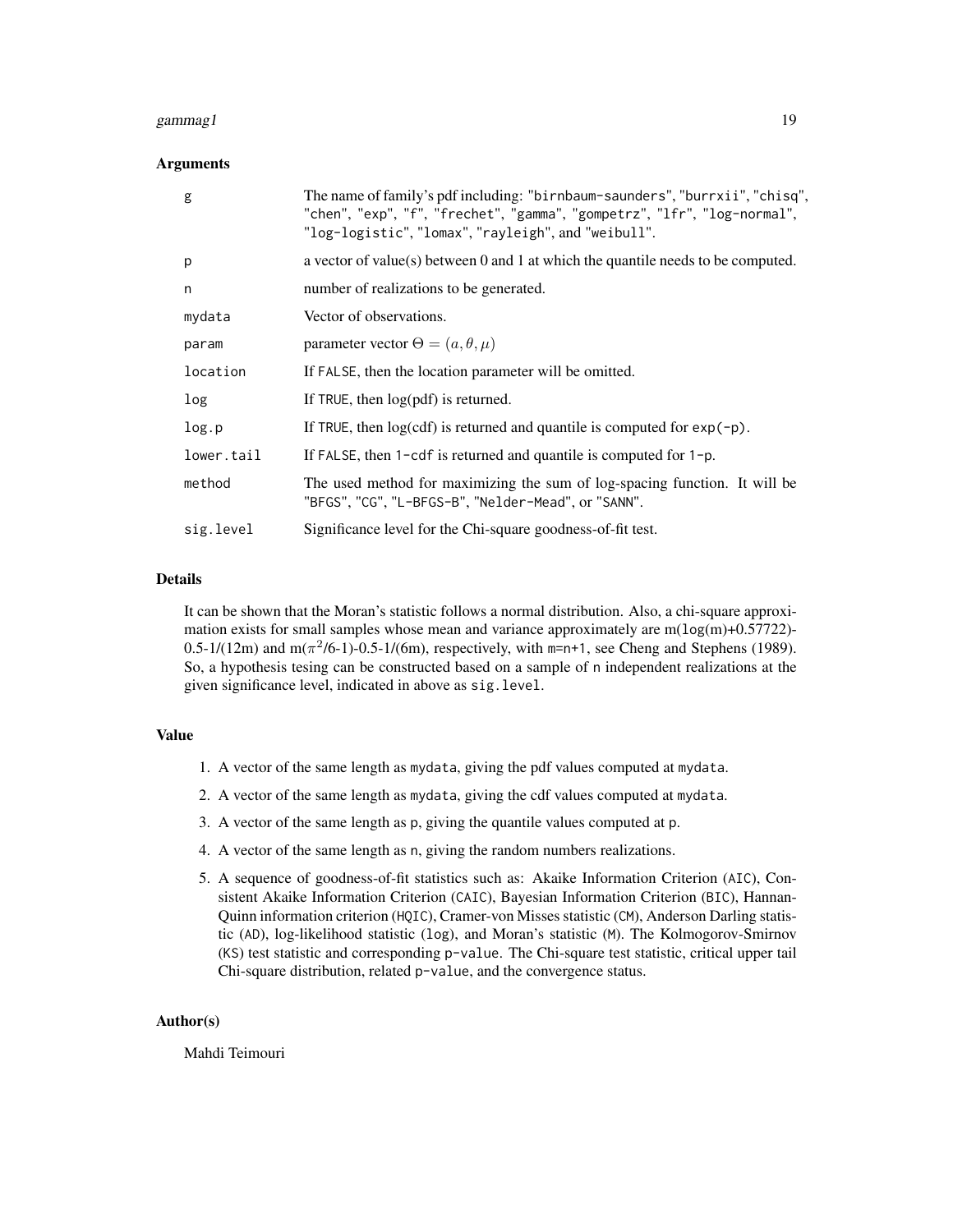### Arguments

| | |
|---|---|
| g | The name of family's pdf including: "birnbaum-saunders", "burrxii", "chisq", "chen", "exp", "f", "frechet", "gamma", "gompetrz", "lfr", "log-normal", "log-logistic", "lomax", "rayleigh", and "weibull". |
| p | a vector of value(s) between 0 and 1 at which the quantile needs to be computed. |
| n | number of realizations to be generated. |
| mydata | Vector of observations. |
| param | parameter vector $\Theta = (a, \theta, \mu)$ |
| location | If FALSE, then the location parameter will be omitted. |
| log | If TRUE, then log(pdf) is returned. |
| log.p | If TRUE, then log(cdf) is returned and quantile is computed for exp(-p). |
| lower.tail | If FALSE, then 1-cdf is returned and quantile is computed for 1-p. |
| method | The used method for maximizing the sum of log-spacing function. It will be "BFGS", "CG", "L-BFGS-B", "Nelder-Mead", or "SANN". |
| sig.level | Significance level for the Chi-square goodness-of-fit test. |

### Details

It can be shown that the Moran's statistic follows a normal distribution. Also, a chi-square approximation exists for small samples whose mean and variance approximately are m(log(m)+0.57722)-0.5-1/(12m) and m($\pi^2$/6-1)-0.5-1/(6m), respectively, with m=n+1, see Cheng and Stephens (1989). So, a hypothesis tesing can be constructed based on a sample of n independent realizations at the given significance level, indicated in above as sig.level.

### Value

1. A vector of the same length as mydata, giving the pdf values computed at mydata.
2. A vector of the same length as mydata, giving the cdf values computed at mydata.
3. A vector of the same length as p, giving the quantile values computed at p.
4. A vector of the same length as n, giving the random numbers realizations.
5. A sequence of goodness-of-fit statistics such as: Akaike Information Criterion (AIC), Consistent Akaike Information Criterion (CAIC), Bayesian Information Criterion (BIC), Hannan-Quinn information criterion (HQIC), Cramer-von Misses statistic (CM), Anderson Darling statistic (AD), log-likelihood statistic (log), and Moran's statistic (M). The Kolmogorov-Smirnov (KS) test statistic and corresponding p-value. The Chi-square test statistic, critical upper tail Chi-square distribution, related p-value, and the convergence status.

### Author(s)

Mahdi Teimouri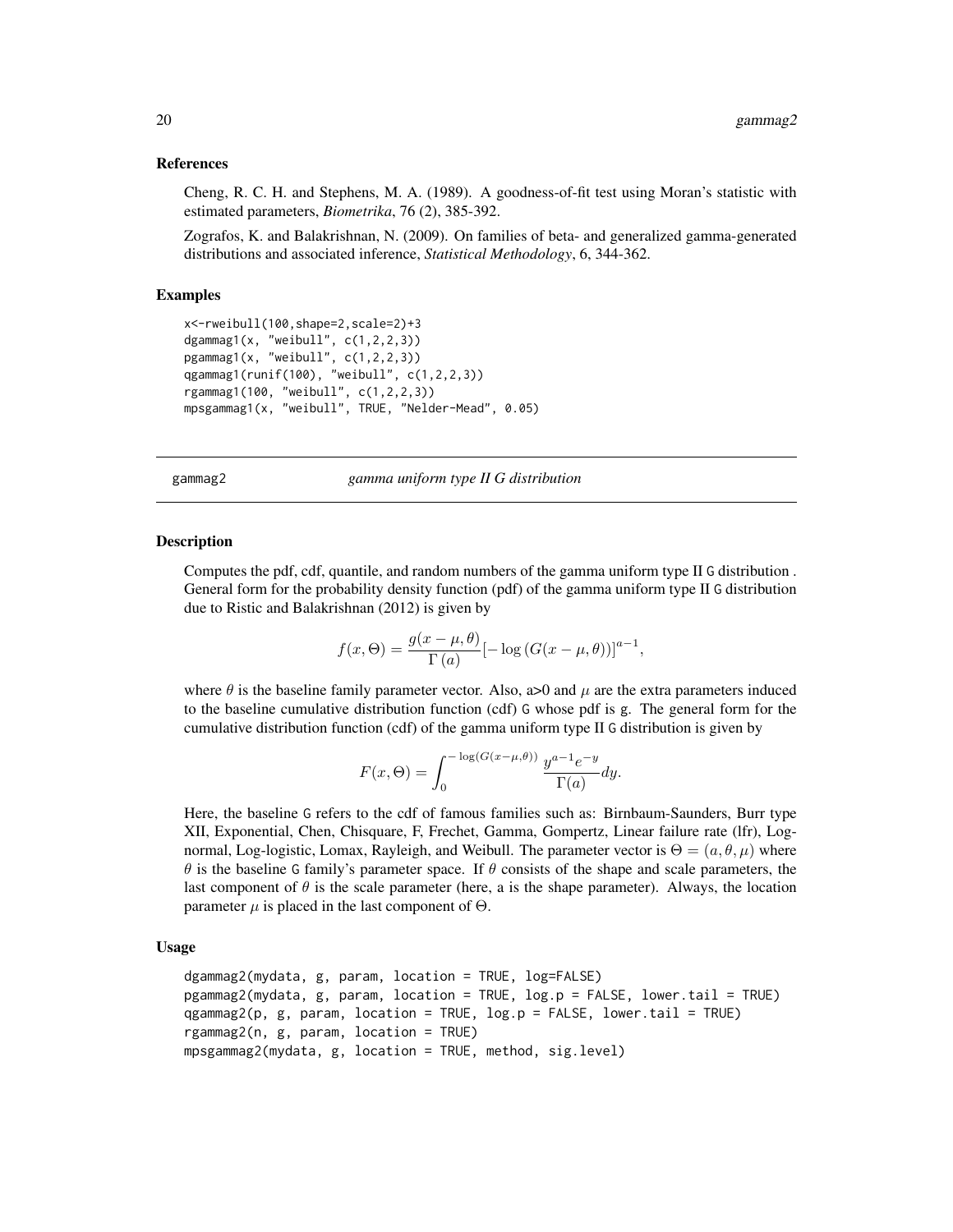### References

Cheng, R. C. H. and Stephens, M. A. (1989). A goodness-of-fit test using Moran's statistic with estimated parameters, *Biometrika*, 76 (2), 385-392.

Zografos, K. and Balakrishnan, N. (2009). On families of beta- and generalized gamma-generated distributions and associated inference, *Statistical Methodology*, 6, 344-362.

### Examples

```
x<-rweibull(100,shape=2,scale=2)+3
dgammag1(x, "weibull", c(1,2,2,3))
pgammag1(x, "weibull", c(1,2,2,3))
qgammag1(runif(100), "weibull", c(1,2,2,3))
rgammag1(100, "weibull", c(1,2,2,3))
mpsgammag1(x, "weibull", TRUE, "Nelder-Mead", 0.05)
```

## gammag2 — *gamma uniform type II G distribution*

### Description

Computes the pdf, cdf, quantile, and random numbers of the gamma uniform type II G distribution . General form for the probability density function (pdf) of the gamma uniform type II G distribution due to Ristic and Balakrishnan (2012) is given by

$$f(x, \Theta) = \frac{g(x-\mu, \theta)}{\Gamma(a)} [-\log(G(x-\mu, \theta))]^{a-1},$$

where $\theta$ is the baseline family parameter vector. Also, a>0 and $\mu$ are the extra parameters induced to the baseline cumulative distribution function (cdf) G whose pdf is g. The general form for the cumulative distribution function (cdf) of the gamma uniform type II G distribution is given by

$$F(x, \Theta) = \int_0^{-\log(G(x-\mu,\theta))} \frac{y^{a-1}e^{-y}}{\Gamma(a)} dy.$$

Here, the baseline G refers to the cdf of famous families such as: Birnbaum-Saunders, Burr type XII, Exponential, Chen, Chisquare, F, Frechet, Gamma, Gompertz, Linear failure rate (lfr), Log-normal, Log-logistic, Lomax, Rayleigh, and Weibull. The parameter vector is $\Theta = (a, \theta, \mu)$ where $\theta$ is the baseline G family's parameter space. If $\theta$ consists of the shape and scale parameters, the last component of $\theta$ is the scale parameter (here, a is the shape parameter). Always, the location parameter $\mu$ is placed in the last component of $\Theta$.

### Usage

```
dgammag2(mydata, g, param, location = TRUE, log=FALSE)
pgammag2(mydata, g, param, location = TRUE, log.p = FALSE, lower.tail = TRUE)
qgammag2(p, g, param, location = TRUE, log.p = FALSE, lower.tail = TRUE)
rgammag2(n, g, param, location = TRUE)
mpsgammag2(mydata, g, location = TRUE, method, sig.level)
```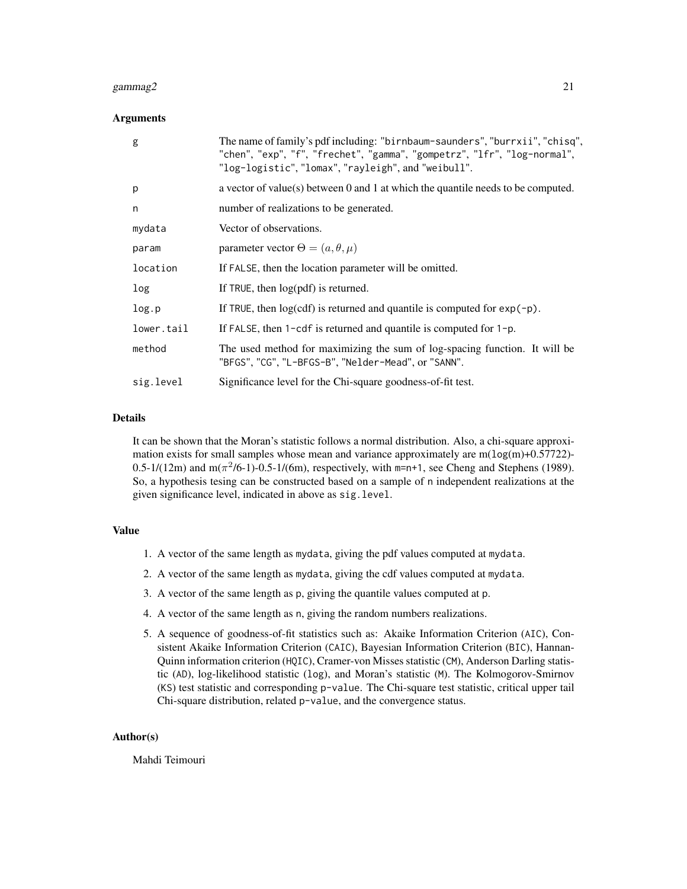## Arguments

| | |
|---|---|
| g | The name of family's pdf including: "birnbaum-saunders", "burrxii", "chisq", "chen", "exp", "f", "frechet", "gamma", "gompetrz", "lfr", "log-normal", "log-logistic", "lomax", "rayleigh", and "weibull". |
| p | a vector of value(s) between 0 and 1 at which the quantile needs to be computed. |
| n | number of realizations to be generated. |
| mydata | Vector of observations. |
| param | parameter vector $\Theta = (a, \theta, \mu)$ |
| location | If FALSE, then the location parameter will be omitted. |
| log | If TRUE, then log(pdf) is returned. |
| log.p | If TRUE, then log(cdf) is returned and quantile is computed for exp(-p). |
| lower.tail | If FALSE, then 1-cdf is returned and quantile is computed for 1-p. |
| method | The used method for maximizing the sum of log-spacing function. It will be "BFGS", "CG", "L-BFGS-B", "Nelder-Mead", or "SANN". |
| sig.level | Significance level for the Chi-square goodness-of-fit test. |

## Details

It can be shown that the Moran's statistic follows a normal distribution. Also, a chi-square approximation exists for small samples whose mean and variance approximately are m(log(m)+0.57722)-0.5-1/(12m) and m($\pi^2$/6-1)-0.5-1/(6m), respectively, with m=n+1, see Cheng and Stephens (1989). So, a hypothesis tesing can be constructed based on a sample of n independent realizations at the given significance level, indicated in above as sig.level.

## Value

1. A vector of the same length as mydata, giving the pdf values computed at mydata.
2. A vector of the same length as mydata, giving the cdf values computed at mydata.
3. A vector of the same length as p, giving the quantile values computed at p.
4. A vector of the same length as n, giving the random numbers realizations.
5. A sequence of goodness-of-fit statistics such as: Akaike Information Criterion (AIC), Consistent Akaike Information Criterion (CAIC), Bayesian Information Criterion (BIC), Hannan-Quinn information criterion (HQIC), Cramer-von Misses statistic (CM), Anderson Darling statistic (AD), log-likelihood statistic (log), and Moran's statistic (M). The Kolmogorov-Smirnov (KS) test statistic and corresponding p-value. The Chi-square test statistic, critical upper tail Chi-square distribution, related p-value, and the convergence status.

## Author(s)

Mahdi Teimouri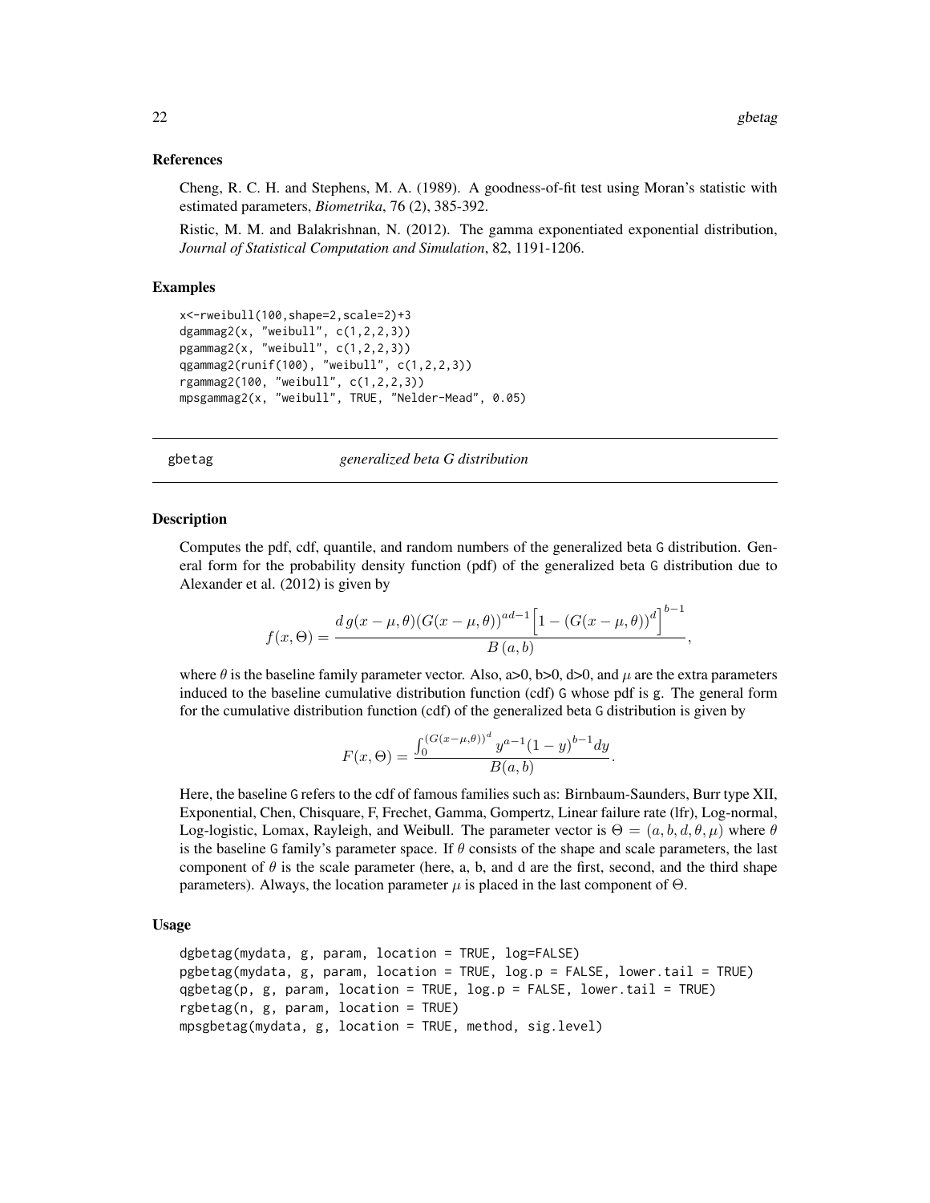### References

Cheng, R. C. H. and Stephens, M. A. (1989). A goodness-of-fit test using Moran's statistic with estimated parameters, *Biometrika*, 76 (2), 385-392.

Ristic, M. M. and Balakrishnan, N. (2012). The gamma exponentiated exponential distribution, *Journal of Statistical Computation and Simulation*, 82, 1191-1206.

### Examples

```
x<-rweibull(100,shape=2,scale=2)+3
dgammag2(x, "weibull", c(1,2,2,3))
pgammag2(x, "weibull", c(1,2,2,3))
qgammag2(runif(100), "weibull", c(1,2,2,3))
rgammag2(100, "weibull", c(1,2,2,3))
mpsgammag2(x, "weibull", TRUE, "Nelder-Mead", 0.05)
```

---

## gbetag *generalized beta G distribution*

---

### Description

Computes the pdf, cdf, quantile, and random numbers of the generalized beta G distribution. General form for the probability density function (pdf) of the generalized beta G distribution due to Alexander et al. (2012) is given by

$$f(x,\Theta) = \frac{d\, g(x-\mu,\theta)(G(x-\mu,\theta))^{ad-1}\Big[1-\left(G(x-\mu,\theta)\right)^d\Big]^{b-1}}{B\left(a,b\right)},$$

where $\theta$ is the baseline family parameter vector. Also, a>0, b>0, d>0, and $\mu$ are the extra parameters induced to the baseline cumulative distribution function (cdf) G whose pdf is g. The general form for the cumulative distribution function (cdf) of the generalized beta G distribution is given by

$$F(x,\Theta) = \frac{\int_0^{(G(x-\mu,\theta))^d} y^{a-1}(1-y)^{b-1}dy}{B(a,b)}.$$

Here, the baseline G refers to the cdf of famous families such as: Birnbaum-Saunders, Burr type XII, Exponential, Chen, Chisquare, F, Frechet, Gamma, Gompertz, Linear failure rate (lfr), Log-normal, Log-logistic, Lomax, Rayleigh, and Weibull. The parameter vector is $\Theta = (a, b, d, \theta, \mu)$ where $\theta$ is the baseline G family's parameter space. If $\theta$ consists of the shape and scale parameters, the last component of $\theta$ is the scale parameter (here, a, b, and d are the first, second, and the third shape parameters). Always, the location parameter $\mu$ is placed in the last component of $\Theta$.

### Usage

```
dgbetag(mydata, g, param, location = TRUE, log=FALSE)
pgbetag(mydata, g, param, location = TRUE, log.p = FALSE, lower.tail = TRUE)
qgbetag(p, g, param, location = TRUE, log.p = FALSE, lower.tail = TRUE)
rgbetag(n, g, param, location = TRUE)
mpsgbetag(mydata, g, location = TRUE, method, sig.level)
```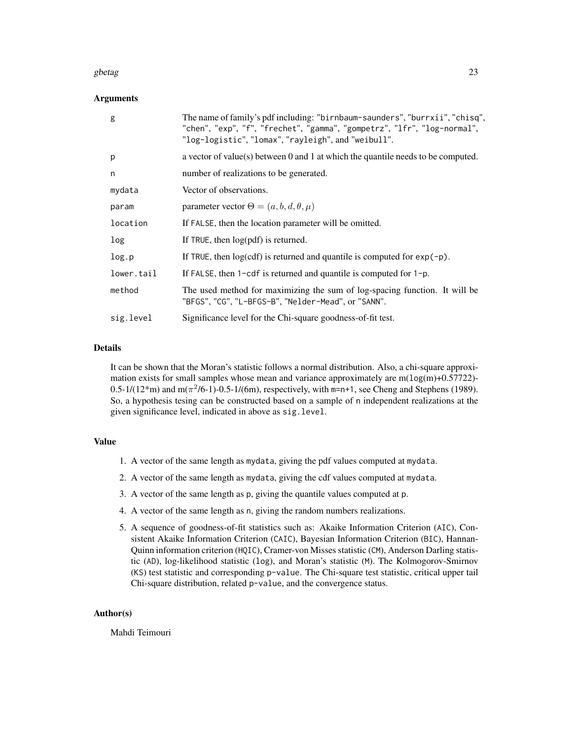### Arguments

| | |
|---|---|
| `g` | The name of family's pdf including: "birnbaum-saunders", "burrxii", "chisq", "chen", "exp", "f", "frechet", "gamma", "gompetrz", "lfr", "log-normal", "log-logistic", "lomax", "rayleigh", and "weibull". |
| `p` | a vector of value(s) between 0 and 1 at which the quantile needs to be computed. |
| `n` | number of realizations to be generated. |
| `mydata` | Vector of observations. |
| `param` | parameter vector $\Theta = (a, b, d, \theta, \mu)$ |
| `location` | If FALSE, then the location parameter will be omitted. |
| `log` | If TRUE, then log(pdf) is returned. |
| `log.p` | If TRUE, then log(cdf) is returned and quantile is computed for exp(-p). |
| `lower.tail` | If FALSE, then 1-cdf is returned and quantile is computed for 1-p. |
| `method` | The used method for maximizing the sum of log-spacing function. It will be "BFGS", "CG", "L-BFGS-B", "Nelder-Mead", or "SANN". |
| `sig.level` | Significance level for the Chi-square goodness-of-fit test. |

### Details

It can be shown that the Moran's statistic follows a normal distribution. Also, a chi-square approximation exists for small samples whose mean and variance approximately are m(log(m)+0.57722)-0.5-1/(12*m) and m($\pi^2$/6-1)-0.5-1/(6m), respectively, with m=n+1, see Cheng and Stephens (1989). So, a hypothesis tesing can be constructed based on a sample of n independent realizations at the given significance level, indicated in above as sig.level.

### Value

1. A vector of the same length as mydata, giving the pdf values computed at mydata.
2. A vector of the same length as mydata, giving the cdf values computed at mydata.
3. A vector of the same length as p, giving the quantile values computed at p.
4. A vector of the same length as n, giving the random numbers realizations.
5. A sequence of goodness-of-fit statistics such as: Akaike Information Criterion (AIC), Consistent Akaike Information Criterion (CAIC), Bayesian Information Criterion (BIC), Hannan-Quinn information criterion (HQIC), Cramer-von Misses statistic (CM), Anderson Darling statistic (AD), log-likelihood statistic (log), and Moran's statistic (M). The Kolmogorov-Smirnov (KS) test statistic and corresponding p-value. The Chi-square test statistic, critical upper tail Chi-square distribution, related p-value, and the convergence status.

### Author(s)

Mahdi Teimouri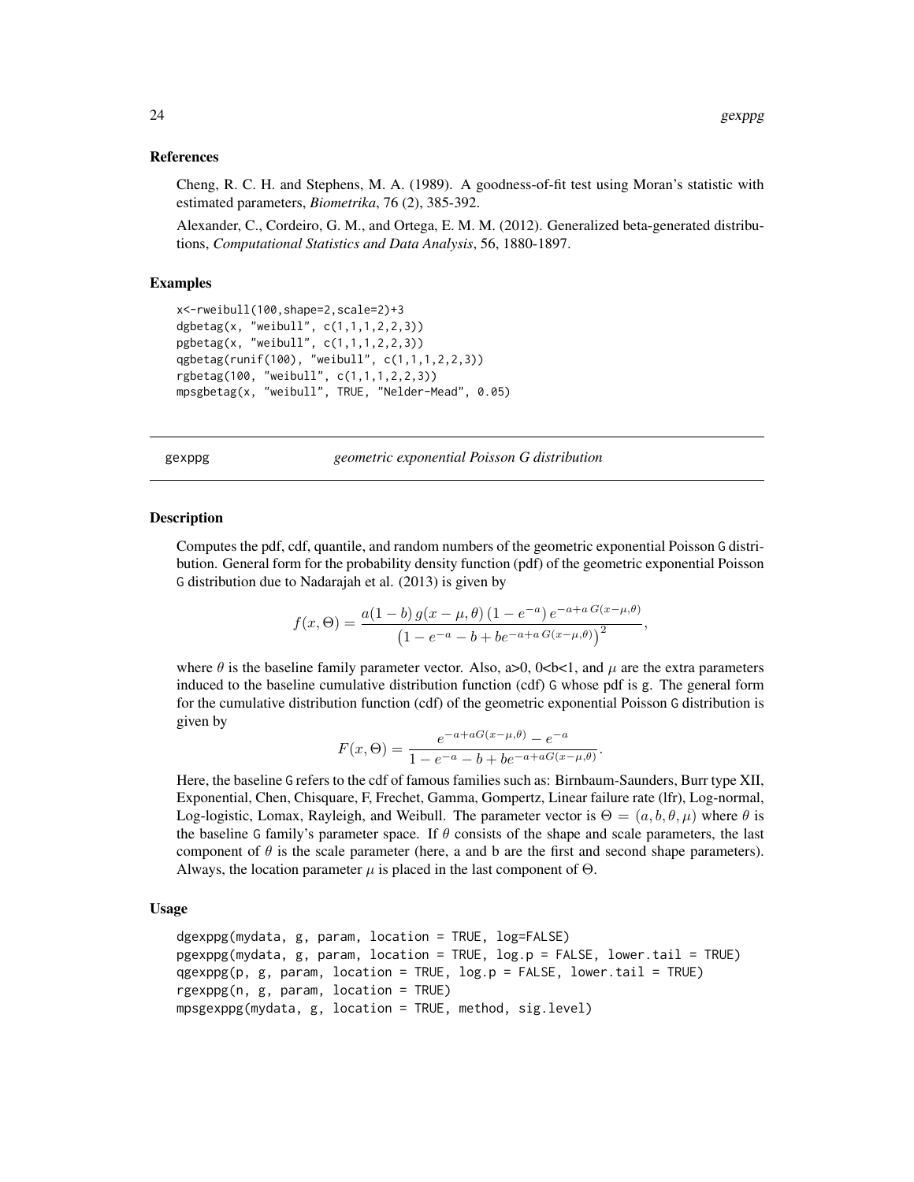### References

Cheng, R. C. H. and Stephens, M. A. (1989). A goodness-of-fit test using Moran's statistic with estimated parameters, *Biometrika*, 76 (2), 385-392.

Alexander, C., Cordeiro, G. M., and Ortega, E. M. M. (2012). Generalized beta-generated distributions, *Computational Statistics and Data Analysis*, 56, 1880-1897.

### Examples

```
x<-rweibull(100,shape=2,scale=2)+3
dgbetag(x, "weibull", c(1,1,1,2,2,3))
pgbetag(x, "weibull", c(1,1,1,2,2,3))
qgbetag(runif(100), "weibull", c(1,1,1,2,2,3))
rgbetag(100, "weibull", c(1,1,1,2,2,3))
mpsgbetag(x, "weibull", TRUE, "Nelder-Mead", 0.05)
```

## gexppg — *geometric exponential Poisson G distribution*

### Description

Computes the pdf, cdf, quantile, and random numbers of the geometric exponential Poisson G distribution. General form for the probability density function (pdf) of the geometric exponential Poisson G distribution due to Nadarajah et al. (2013) is given by

$$f(x,\Theta) = \frac{a(1-b)\, g(x-\mu,\theta)\, (1-e^{-a})\, e^{-a+a\, G(x-\mu,\theta)}}{\left(1-e^{-a}-b+be^{-a+a\, G(x-\mu,\theta)}\right)^2},$$

where $\theta$ is the baseline family parameter vector. Also, a>0, 0<b<1, and $\mu$ are the extra parameters induced to the baseline cumulative distribution function (cdf) G whose pdf is g. The general form for the cumulative distribution function (cdf) of the geometric exponential Poisson G distribution is given by

$$F(x,\Theta) = \frac{e^{-a+aG(x-\mu,\theta)} - e^{-a}}{1-e^{-a}-b+be^{-a+aG(x-\mu,\theta)}}.$$

Here, the baseline G refers to the cdf of famous families such as: Birnbaum-Saunders, Burr type XII, Exponential, Chen, Chisquare, F, Frechet, Gamma, Gompertz, Linear failure rate (lfr), Log-normal, Log-logistic, Lomax, Rayleigh, and Weibull. The parameter vector is $\Theta = (a, b, \theta, \mu)$ where $\theta$ is the baseline G family's parameter space. If $\theta$ consists of the shape and scale parameters, the last component of $\theta$ is the scale parameter (here, a and b are the first and second shape parameters). Always, the location parameter $\mu$ is placed in the last component of $\Theta$.

### Usage

```
dgexppg(mydata, g, param, location = TRUE, log=FALSE)
pgexppg(mydata, g, param, location = TRUE, log.p = FALSE, lower.tail = TRUE)
qgexppg(p, g, param, location = TRUE, log.p = FALSE, lower.tail = TRUE)
rgexppg(n, g, param, location = TRUE)
mpsgexppg(mydata, g, location = TRUE, method, sig.level)
```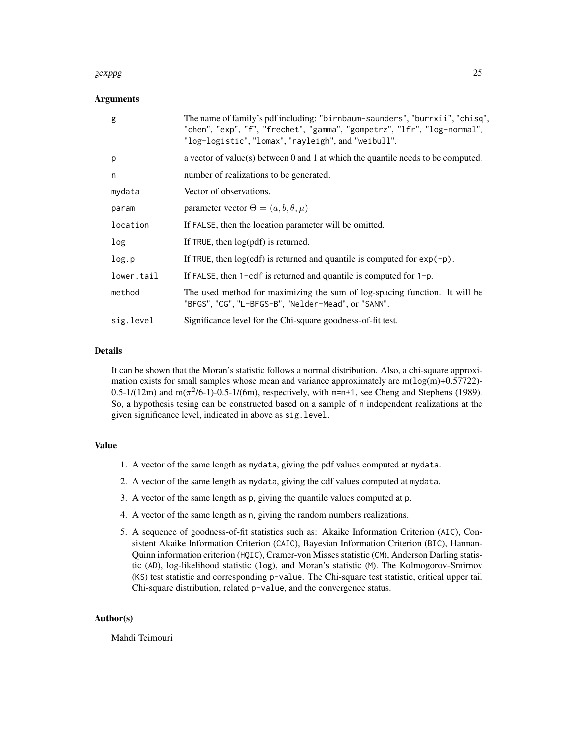### Arguments

| | |
|---|---|
| g | The name of family's pdf including: "birnbaum-saunders", "burrxii", "chisq", "chen", "exp", "f", "frechet", "gamma", "gompetrz", "lfr", "log-normal", "log-logistic", "lomax", "rayleigh", and "weibull". |
| p | a vector of value(s) between 0 and 1 at which the quantile needs to be computed. |
| n | number of realizations to be generated. |
| mydata | Vector of observations. |
| param | parameter vector $\Theta = (a, b, \theta, \mu)$ |
| location | If FALSE, then the location parameter will be omitted. |
| log | If TRUE, then log(pdf) is returned. |
| log.p | If TRUE, then log(cdf) is returned and quantile is computed for exp(-p). |
| lower.tail | If FALSE, then 1-cdf is returned and quantile is computed for 1-p. |
| method | The used method for maximizing the sum of log-spacing function. It will be "BFGS", "CG", "L-BFGS-B", "Nelder-Mead", or "SANN". |
| sig.level | Significance level for the Chi-square goodness-of-fit test. |

### Details

It can be shown that the Moran's statistic follows a normal distribution. Also, a chi-square approximation exists for small samples whose mean and variance approximately are m(log(m)+0.57722)-0.5-1/(12m) and m($\pi^2$/6-1)-0.5-1/(6m), respectively, with m=n+1, see Cheng and Stephens (1989). So, a hypothesis tesing can be constructed based on a sample of n independent realizations at the given significance level, indicated in above as sig.level.

### Value

1. A vector of the same length as mydata, giving the pdf values computed at mydata.
2. A vector of the same length as mydata, giving the cdf values computed at mydata.
3. A vector of the same length as p, giving the quantile values computed at p.
4. A vector of the same length as n, giving the random numbers realizations.
5. A sequence of goodness-of-fit statistics such as: Akaike Information Criterion (AIC), Consistent Akaike Information Criterion (CAIC), Bayesian Information Criterion (BIC), Hannan-Quinn information criterion (HQIC), Cramer-von Misses statistic (CM), Anderson Darling statistic (AD), log-likelihood statistic (log), and Moran's statistic (M). The Kolmogorov-Smirnov (KS) test statistic and corresponding p-value. The Chi-square test statistic, critical upper tail Chi-square distribution, related p-value, and the convergence status.

### Author(s)

Mahdi Teimouri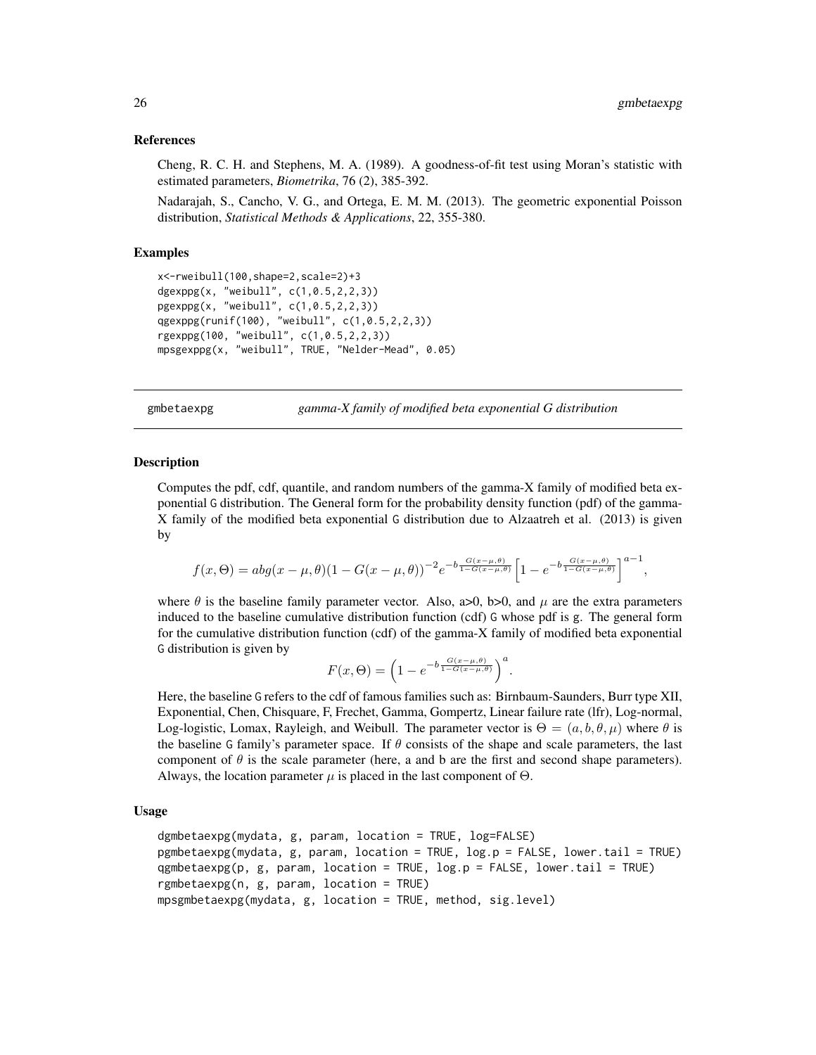### References

Cheng, R. C. H. and Stephens, M. A. (1989). A goodness-of-fit test using Moran's statistic with estimated parameters, *Biometrika*, 76 (2), 385-392.

Nadarajah, S., Cancho, V. G., and Ortega, E. M. M. (2013). The geometric exponential Poisson distribution, *Statistical Methods & Applications*, 22, 355-380.

### Examples

```
x<-rweibull(100,shape=2,scale=2)+3
dgexppg(x, "weibull", c(1,0.5,2,2,3))
pgexppg(x, "weibull", c(1,0.5,2,2,3))
qgexppg(runif(100), "weibull", c(1,0.5,2,2,3))
rgexppg(100, "weibull", c(1,0.5,2,2,3))
mpsgexppg(x, "weibull", TRUE, "Nelder-Mead", 0.05)
```

---

## gmbetaexpg — *gamma-X family of modified beta exponential G distribution*

---

### Description

Computes the pdf, cdf, quantile, and random numbers of the gamma-X family of modified beta exponential G distribution. The General form for the probability density function (pdf) of the gamma-X family of the modified beta exponential G distribution due to Alzaatreh et al. (2013) is given by

$$f(x,\Theta) = abg(x-\mu,\theta)(1-G(x-\mu,\theta))^{-2}e^{-b\frac{G(x-\mu,\theta)}{1-G(x-\mu,\theta)}}\left[1-e^{-b\frac{G(x-\mu,\theta)}{1-G(x-\mu,\theta)}}\right]^{a-1},$$

where $\theta$ is the baseline family parameter vector. Also, a>0, b>0, and $\mu$ are the extra parameters induced to the baseline cumulative distribution function (cdf) G whose pdf is g. The general form for the cumulative distribution function (cdf) of the gamma-X family of modified beta exponential G distribution is given by

$$F(x,\Theta) = \left(1-e^{-b\frac{G(x-\mu,\theta)}{1-G(x-\mu,\theta)}}\right)^{a}.$$

Here, the baseline G refers to the cdf of famous families such as: Birnbaum-Saunders, Burr type XII, Exponential, Chen, Chisquare, F, Frechet, Gamma, Gompertz, Linear failure rate (lfr), Log-normal, Log-logistic, Lomax, Rayleigh, and Weibull. The parameter vector is $\Theta = (a, b, \theta, \mu)$ where $\theta$ is the baseline G family's parameter space. If $\theta$ consists of the shape and scale parameters, the last component of $\theta$ is the scale parameter (here, a and b are the first and second shape parameters). Always, the location parameter $\mu$ is placed in the last component of $\Theta$.

### Usage

```
dgmbetaexpg(mydata, g, param, location = TRUE, log=FALSE)
pgmbetaexpg(mydata, g, param, location = TRUE, log.p = FALSE, lower.tail = TRUE)
qgmbetaexpg(p, g, param, location = TRUE, log.p = FALSE, lower.tail = TRUE)
rgmbetaexpg(n, g, param, location = TRUE)
mpsgmbetaexpg(mydata, g, location = TRUE, method, sig.level)
```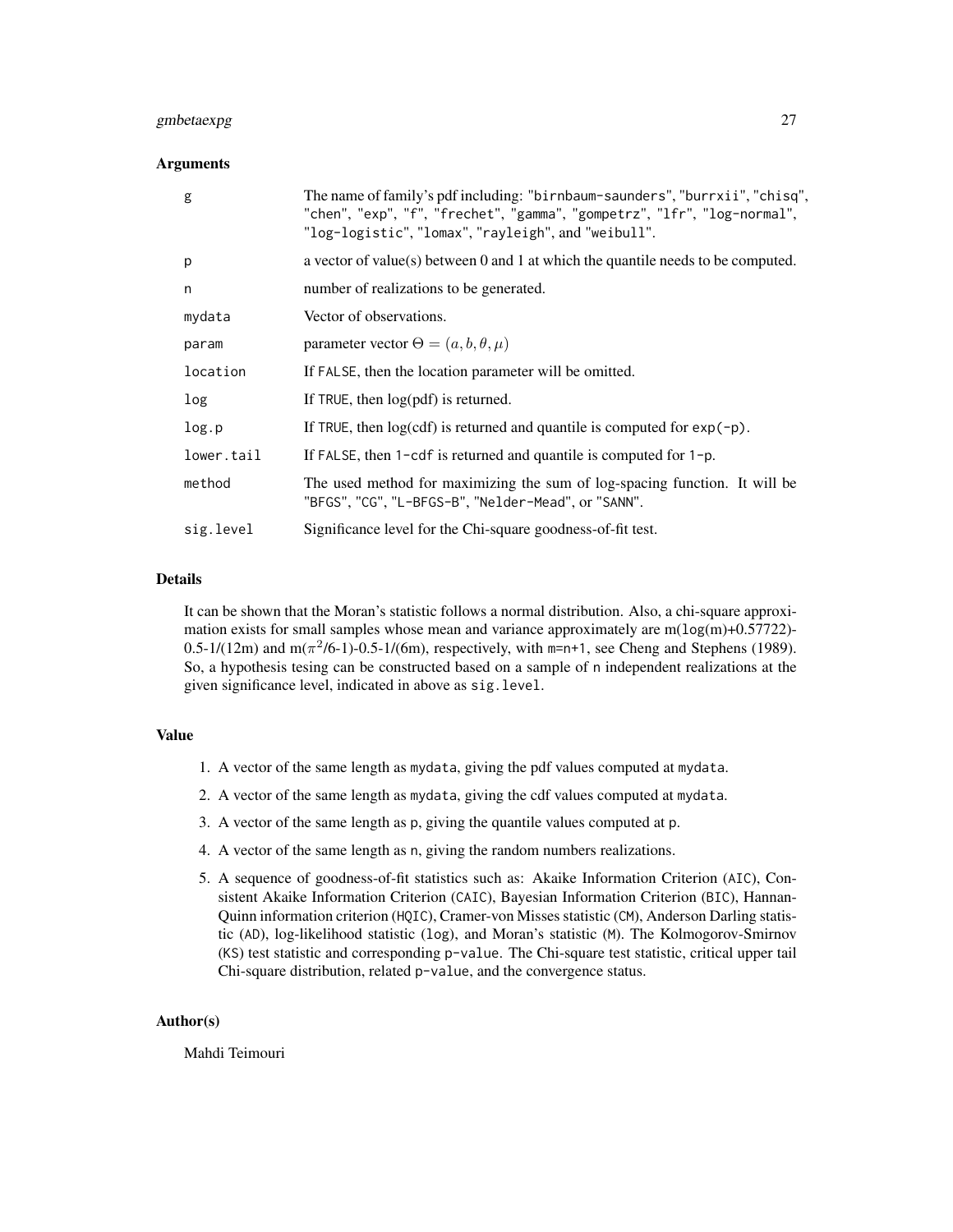### Arguments

| | |
|---|---|
| g | The name of family's pdf including: "birnbaum-saunders", "burrxii", "chisq", "chen", "exp", "f", "frechet", "gamma", "gompetrz", "lfr", "log-normal", "log-logistic", "lomax", "rayleigh", and "weibull". |
| p | a vector of value(s) between 0 and 1 at which the quantile needs to be computed. |
| n | number of realizations to be generated. |
| mydata | Vector of observations. |
| param | parameter vector $\Theta = (a, b, \theta, \mu)$ |
| location | If FALSE, then the location parameter will be omitted. |
| log | If TRUE, then log(pdf) is returned. |
| log.p | If TRUE, then log(cdf) is returned and quantile is computed for exp(-p). |
| lower.tail | If FALSE, then 1-cdf is returned and quantile is computed for 1-p. |
| method | The used method for maximizing the sum of log-spacing function. It will be "BFGS", "CG", "L-BFGS-B", "Nelder-Mead", or "SANN". |
| sig.level | Significance level for the Chi-square goodness-of-fit test. |

### Details

It can be shown that the Moran's statistic follows a normal distribution. Also, a chi-square approximation exists for small samples whose mean and variance approximately are m(log(m)+0.57722)-0.5-1/(12m) and m($\pi^2$/6-1)-0.5-1/(6m), respectively, with m=n+1, see Cheng and Stephens (1989). So, a hypothesis tesing can be constructed based on a sample of n independent realizations at the given significance level, indicated in above as sig.level.

### Value

1. A vector of the same length as mydata, giving the pdf values computed at mydata.
2. A vector of the same length as mydata, giving the cdf values computed at mydata.
3. A vector of the same length as p, giving the quantile values computed at p.
4. A vector of the same length as n, giving the random numbers realizations.
5. A sequence of goodness-of-fit statistics such as: Akaike Information Criterion (AIC), Consistent Akaike Information Criterion (CAIC), Bayesian Information Criterion (BIC), Hannan-Quinn information criterion (HQIC), Cramer-von Misses statistic (CM), Anderson Darling statistic (AD), log-likelihood statistic (log), and Moran's statistic (M). The Kolmogorov-Smirnov (KS) test statistic and corresponding p-value. The Chi-square test statistic, critical upper tail Chi-square distribution, related p-value, and the convergence status.

### Author(s)

Mahdi Teimouri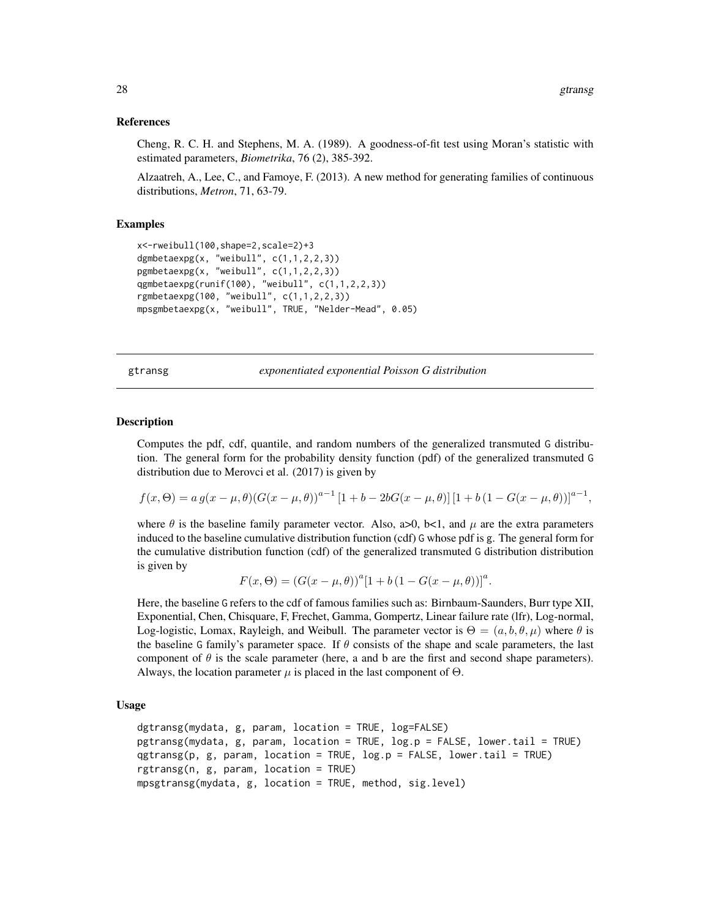### References

Cheng, R. C. H. and Stephens, M. A. (1989). A goodness-of-fit test using Moran's statistic with estimated parameters, *Biometrika*, 76 (2), 385-392.

Alzaatreh, A., Lee, C., and Famoye, F. (2013). A new method for generating families of continuous distributions, *Metron*, 71, 63-79.

### Examples

```
x<-rweibull(100,shape=2,scale=2)+3
dgmbetaexpg(x, "weibull", c(1,1,2,2,3))
pgmbetaexpg(x, "weibull", c(1,1,2,2,3))
qgmbetaexpg(runif(100), "weibull", c(1,1,2,2,3))
rgmbetaexpg(100, "weibull", c(1,1,2,2,3))
mpsgmbetaexpg(x, "weibull", TRUE, "Nelder-Mead", 0.05)
```

## gtransg — *exponentiated exponential Poisson G distribution*

### Description

Computes the pdf, cdf, quantile, and random numbers of the generalized transmuted G distribution. The general form for the probability density function (pdf) of the generalized transmuted G distribution due to Merovci et al. (2017) is given by

$$f(x,\Theta) = a\, g(x-\mu,\theta)(G(x-\mu,\theta))^{a-1}\left[1+b-2bG(x-\mu,\theta)\right]\left[1+b\left(1-G(x-\mu,\theta)\right)\right]^{a-1},$$

where $\theta$ is the baseline family parameter vector. Also, a>0, b<1, and $\mu$ are the extra parameters induced to the baseline cumulative distribution function (cdf) G whose pdf is g. The general form for the cumulative distribution function (cdf) of the generalized transmuted G distribution distribution is given by

$$F(x,\Theta) = (G(x-\mu,\theta))^{a}[1+b\left(1-G(x-\mu,\theta)\right)]^{a}.$$

Here, the baseline G refers to the cdf of famous families such as: Birnbaum-Saunders, Burr type XII, Exponential, Chen, Chisquare, F, Frechet, Gamma, Gompertz, Linear failure rate (lfr), Log-normal, Log-logistic, Lomax, Rayleigh, and Weibull. The parameter vector is $\Theta = (a, b, \theta, \mu)$ where $\theta$ is the baseline G family's parameter space. If $\theta$ consists of the shape and scale parameters, the last component of $\theta$ is the scale parameter (here, a and b are the first and second shape parameters). Always, the location parameter $\mu$ is placed in the last component of $\Theta$.

### Usage

```
dgtransg(mydata, g, param, location = TRUE, log=FALSE)
pgtransg(mydata, g, param, location = TRUE, log.p = FALSE, lower.tail = TRUE)
qgtransg(p, g, param, location = TRUE, log.p = FALSE, lower.tail = TRUE)
rgtransg(n, g, param, location = TRUE)
mpsgtransg(mydata, g, location = TRUE, method, sig.level)
```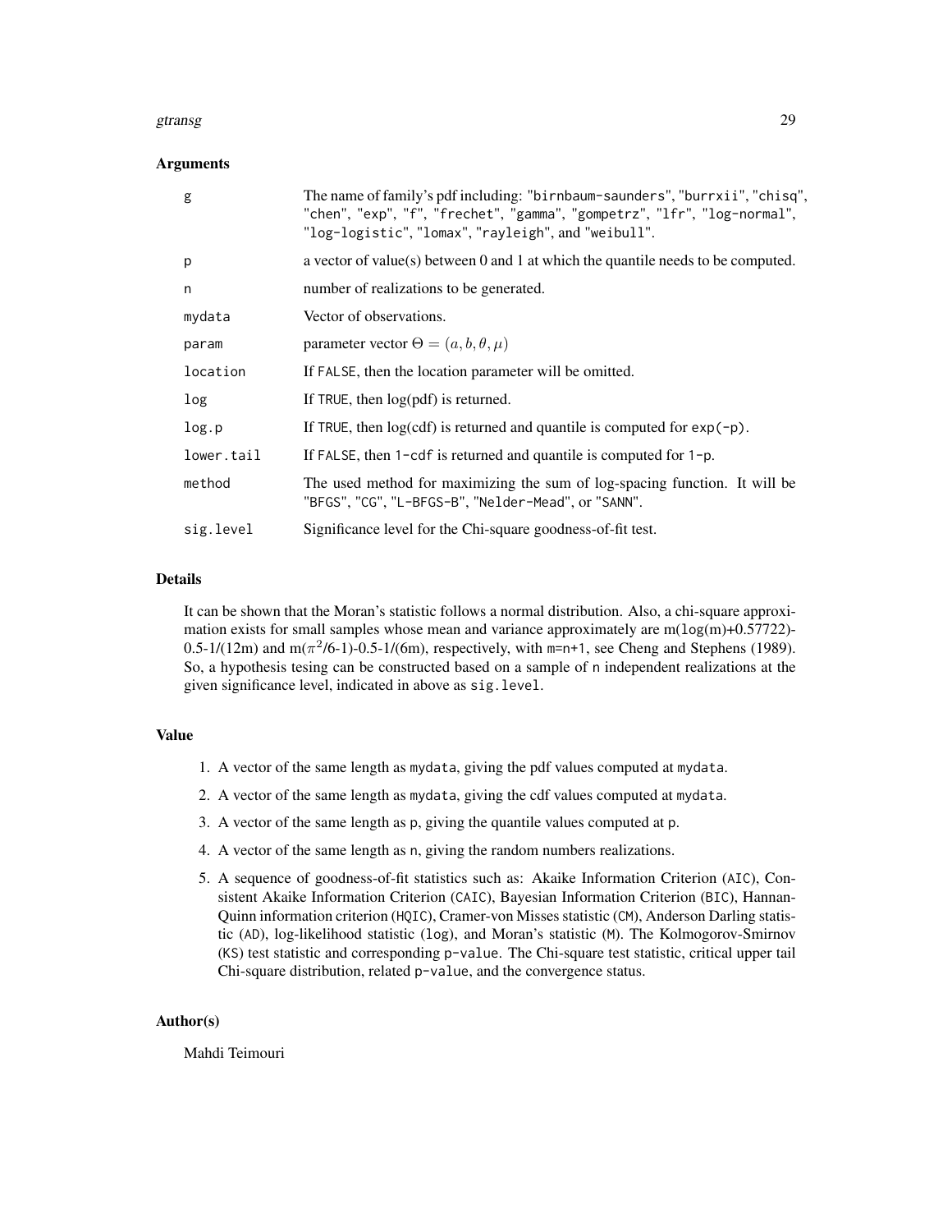### Arguments

| | |
|---|---|
| g | The name of family's pdf including: "birnbaum-saunders", "burrxii", "chisq", "chen", "exp", "f", "frechet", "gamma", "gompetrz", "lfr", "log-normal", "log-logistic", "lomax", "rayleigh", and "weibull". |
| p | a vector of value(s) between 0 and 1 at which the quantile needs to be computed. |
| n | number of realizations to be generated. |
| mydata | Vector of observations. |
| param | parameter vector $\Theta = (a, b, \theta, \mu)$ |
| location | If FALSE, then the location parameter will be omitted. |
| log | If TRUE, then log(pdf) is returned. |
| log.p | If TRUE, then log(cdf) is returned and quantile is computed for exp(-p). |
| lower.tail | If FALSE, then 1-cdf is returned and quantile is computed for 1-p. |
| method | The used method for maximizing the sum of log-spacing function. It will be "BFGS", "CG", "L-BFGS-B", "Nelder-Mead", or "SANN". |
| sig.level | Significance level for the Chi-square goodness-of-fit test. |

### Details

It can be shown that the Moran's statistic follows a normal distribution. Also, a chi-square approximation exists for small samples whose mean and variance approximately are m(log(m)+0.57722)-0.5-1/(12m) and m($\pi^2$/6-1)-0.5-1/(6m), respectively, with m=n+1, see Cheng and Stephens (1989). So, a hypothesis tesing can be constructed based on a sample of n independent realizations at the given significance level, indicated in above as sig.level.

### Value

1. A vector of the same length as mydata, giving the pdf values computed at mydata.
2. A vector of the same length as mydata, giving the cdf values computed at mydata.
3. A vector of the same length as p, giving the quantile values computed at p.
4. A vector of the same length as n, giving the random numbers realizations.
5. A sequence of goodness-of-fit statistics such as: Akaike Information Criterion (AIC), Consistent Akaike Information Criterion (CAIC), Bayesian Information Criterion (BIC), Hannan-Quinn information criterion (HQIC), Cramer-von Misses statistic (CM), Anderson Darling statistic (AD), log-likelihood statistic (log), and Moran's statistic (M). The Kolmogorov-Smirnov (KS) test statistic and corresponding p-value. The Chi-square test statistic, critical upper tail Chi-square distribution, related p-value, and the convergence status.

### Author(s)

Mahdi Teimouri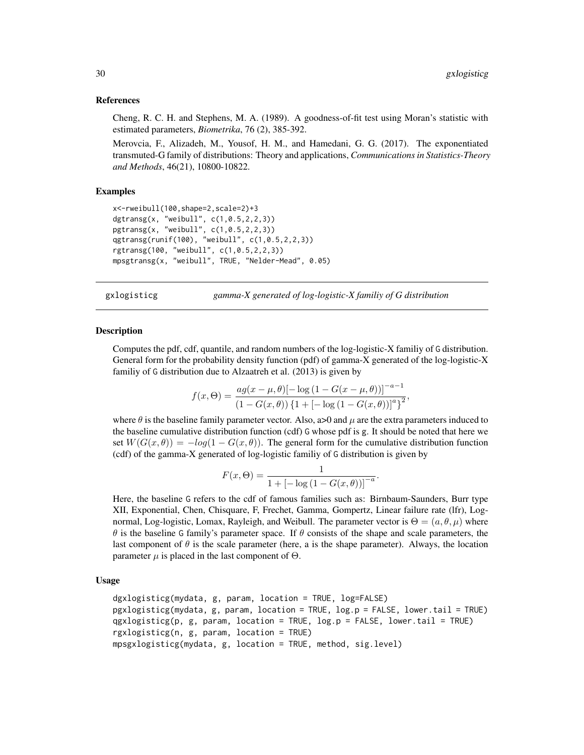### References

Cheng, R. C. H. and Stephens, M. A. (1989). A goodness-of-fit test using Moran's statistic with estimated parameters, *Biometrika*, 76 (2), 385-392.

Merovcia, F., Alizadeh, M., Yousof, H. M., and Hamedani, G. G. (2017). The exponentiated transmuted-G family of distributions: Theory and applications, *Communications in Statistics-Theory and Methods*, 46(21), 10800-10822.

### Examples

```
x<-rweibull(100,shape=2,scale=2)+3
dgtransg(x, "weibull", c(1,0.5,2,2,3))
pgtransg(x, "weibull", c(1,0.5,2,2,3))
qgtransg(runif(100), "weibull", c(1,0.5,2,2,3))
rgtransg(100, "weibull", c(1,0.5,2,2,3))
mpsgtransg(x, "weibull", TRUE, "Nelder-Mead", 0.05)
```

---

## gxlogisticg *gamma-X generated of log-logistic-X familiy of G distribution*

### Description

Computes the pdf, cdf, quantile, and random numbers of the log-logistic-X familiy of G distribution. General form for the probability density function (pdf) of gamma-X generated of the log-logistic-X familiy of G distribution due to Alzaatreh et al. (2013) is given by

$$f(x,\Theta) = \frac{a g(x-\mu,\theta)\left[-\log\left(1-G(x-\mu,\theta)\right)\right]^{-a-1}}{\left(1-G(x,\theta)\right)\left\{1+\left[-\log\left(1-G(x,\theta)\right)\right]^{a}\right\}^{2}},$$

where $\theta$ is the baseline family parameter vector. Also, a>0 and $\mu$ are the extra parameters induced to the baseline cumulative distribution function (cdf) G whose pdf is g. It should be noted that here we set $W(G(x,\theta)) = -log(1-G(x,\theta))$. The general form for the cumulative distribution function (cdf) of the gamma-X generated of log-logistic familiy of G distribution is given by

$$F(x,\Theta) = \frac{1}{1+\left[-\log\left(1-G(x,\theta)\right)\right]^{-a}}.$$

Here, the baseline G refers to the cdf of famous families such as: Birnbaum-Saunders, Burr type XII, Exponential, Chen, Chisquare, F, Frechet, Gamma, Gompertz, Linear failure rate (lfr), Log-normal, Log-logistic, Lomax, Rayleigh, and Weibull. The parameter vector is $\Theta = (a,\theta,\mu)$ where $\theta$ is the baseline G family's parameter space. If $\theta$ consists of the shape and scale parameters, the last component of $\theta$ is the scale parameter (here, a is the shape parameter). Always, the location parameter $\mu$ is placed in the last component of $\Theta$.

### Usage

```
dgxlogisticg(mydata, g, param, location = TRUE, log=FALSE)
pgxlogisticg(mydata, g, param, location = TRUE, log.p = FALSE, lower.tail = TRUE)
qgxlogisticg(p, g, param, location = TRUE, log.p = FALSE, lower.tail = TRUE)
rgxlogisticg(n, g, param, location = TRUE)
mpsgxlogisticg(mydata, g, location = TRUE, method, sig.level)
```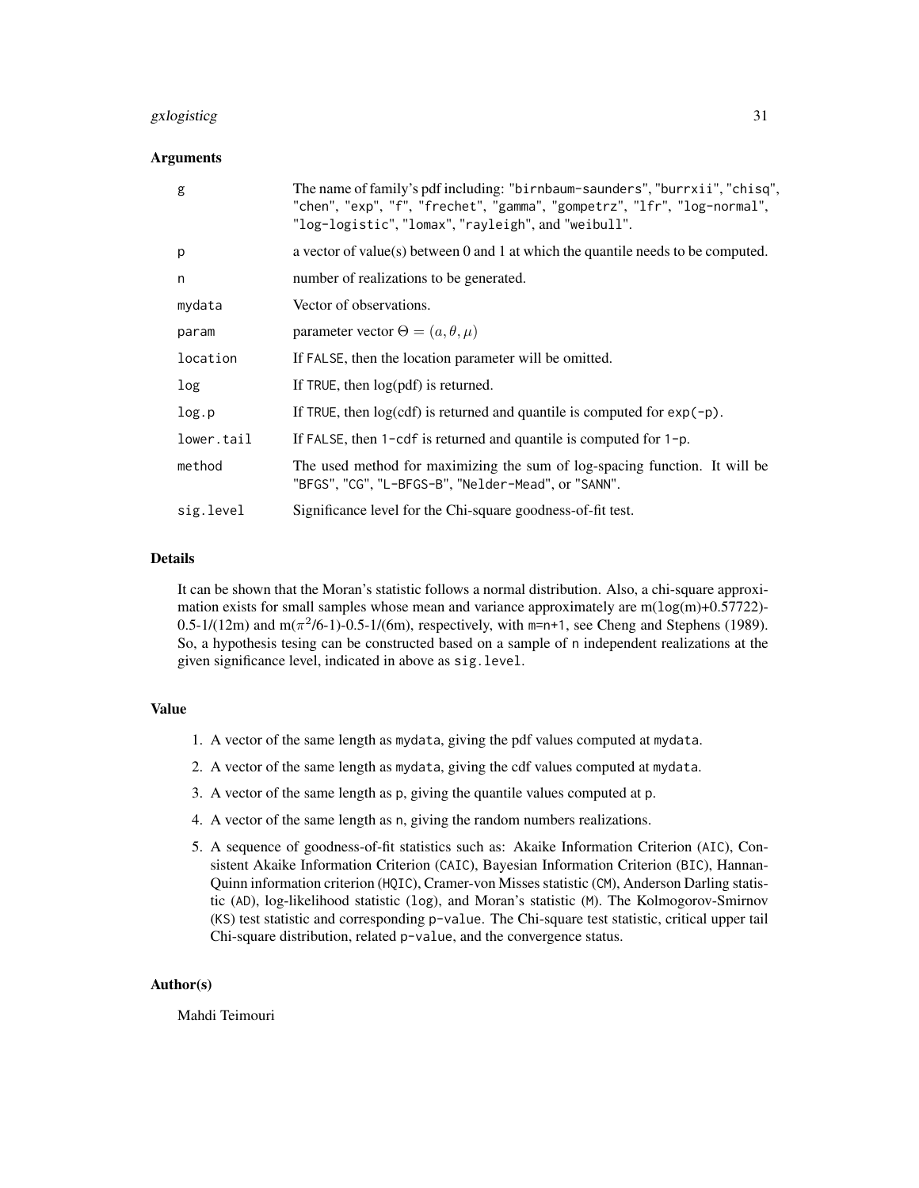### Arguments

| | |
|---|---|
| g | The name of family's pdf including: "birnbaum-saunders", "burrxii", "chisq", "chen", "exp", "f", "frechet", "gamma", "gompetrz", "lfr", "log-normal", "log-logistic", "lomax", "rayleigh", and "weibull". |
| p | a vector of value(s) between 0 and 1 at which the quantile needs to be computed. |
| n | number of realizations to be generated. |
| mydata | Vector of observations. |
| param | parameter vector $\Theta = (a, \theta, \mu)$ |
| location | If FALSE, then the location parameter will be omitted. |
| log | If TRUE, then log(pdf) is returned. |
| log.p | If TRUE, then log(cdf) is returned and quantile is computed for exp(-p). |
| lower.tail | If FALSE, then 1-cdf is returned and quantile is computed for 1-p. |
| method | The used method for maximizing the sum of log-spacing function. It will be "BFGS", "CG", "L-BFGS-B", "Nelder-Mead", or "SANN". |
| sig.level | Significance level for the Chi-square goodness-of-fit test. |

### Details

It can be shown that the Moran's statistic follows a normal distribution. Also, a chi-square approximation exists for small samples whose mean and variance approximately are m(log(m)+0.57722)-0.5-1/(12m) and m($\pi^2$/6-1)-0.5-1/(6m), respectively, with m=n+1, see Cheng and Stephens (1989). So, a hypothesis tesing can be constructed based on a sample of n independent realizations at the given significance level, indicated in above as sig.level.

### Value

1. A vector of the same length as mydata, giving the pdf values computed at mydata.
2. A vector of the same length as mydata, giving the cdf values computed at mydata.
3. A vector of the same length as p, giving the quantile values computed at p.
4. A vector of the same length as n, giving the random numbers realizations.
5. A sequence of goodness-of-fit statistics such as: Akaike Information Criterion (AIC), Consistent Akaike Information Criterion (CAIC), Bayesian Information Criterion (BIC), Hannan-Quinn information criterion (HQIC), Cramer-von Misses statistic (CM), Anderson Darling statistic (AD), log-likelihood statistic (log), and Moran's statistic (M). The Kolmogorov-Smirnov (KS) test statistic and corresponding p-value. The Chi-square test statistic, critical upper tail Chi-square distribution, related p-value, and the convergence status.

### Author(s)

Mahdi Teimouri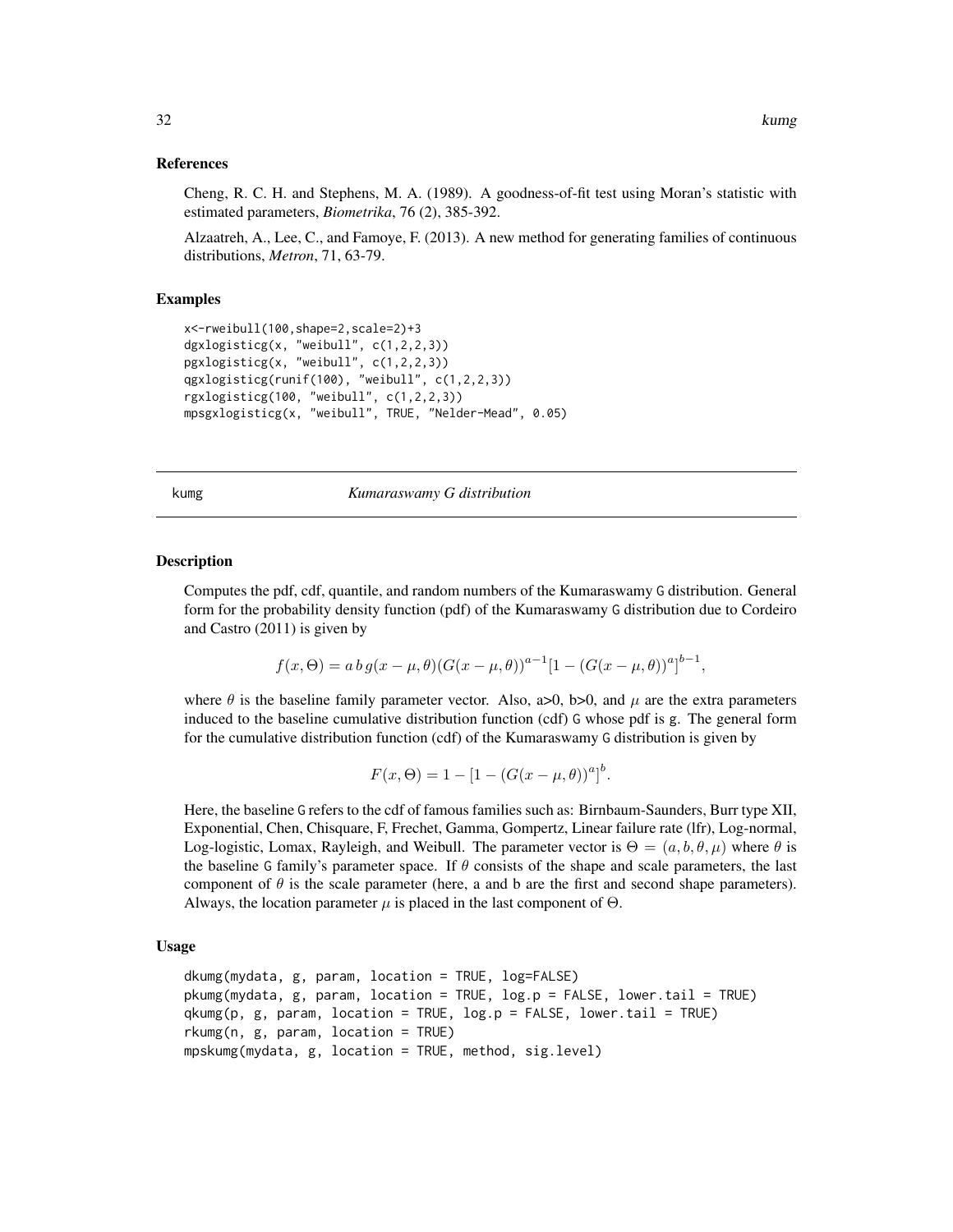### References

Cheng, R. C. H. and Stephens, M. A. (1989). A goodness-of-fit test using Moran's statistic with estimated parameters, *Biometrika*, 76 (2), 385-392.

Alzaatreh, A., Lee, C., and Famoye, F. (2013). A new method for generating families of continuous distributions, *Metron*, 71, 63-79.

### Examples

```
x<-rweibull(100,shape=2,scale=2)+3
dgxlogisticg(x, "weibull", c(1,2,2,3))
pgxlogisticg(x, "weibull", c(1,2,2,3))
qgxlogisticg(runif(100), "weibull", c(1,2,2,3))
rgxlogisticg(100, "weibull", c(1,2,2,3))
mpsgxlogisticg(x, "weibull", TRUE, "Nelder-Mead", 0.05)
```

## kumg — *Kumaraswamy G distribution*

### Description

Computes the pdf, cdf, quantile, and random numbers of the Kumaraswamy G distribution. General form for the probability density function (pdf) of the Kumaraswamy G distribution due to Cordeiro and Castro (2011) is given by

$$f(x,\Theta) = a\,b\,g(x-\mu,\theta)(G(x-\mu,\theta))^{a-1}\big[1-(G(x-\mu,\theta))^{a}\big]^{b-1},$$

where $\theta$ is the baseline family parameter vector. Also, a>0, b>0, and $\mu$ are the extra parameters induced to the baseline cumulative distribution function (cdf) G whose pdf is g. The general form for the cumulative distribution function (cdf) of the Kumaraswamy G distribution is given by

$$F(x,\Theta) = 1-\big[1-(G(x-\mu,\theta))^{a}\big]^{b}.$$

Here, the baseline G refers to the cdf of famous families such as: Birnbaum-Saunders, Burr type XII, Exponential, Chen, Chisquare, F, Frechet, Gamma, Gompertz, Linear failure rate (lfr), Log-normal, Log-logistic, Lomax, Rayleigh, and Weibull. The parameter vector is $\Theta = (a, b, \theta, \mu)$ where $\theta$ is the baseline G family's parameter space. If $\theta$ consists of the shape and scale parameters, the last component of $\theta$ is the scale parameter (here, a and b are the first and second shape parameters). Always, the location parameter $\mu$ is placed in the last component of $\Theta$.

### Usage

```
dkumg(mydata, g, param, location = TRUE, log=FALSE)
pkumg(mydata, g, param, location = TRUE, log.p = FALSE, lower.tail = TRUE)
qkumg(p, g, param, location = TRUE, log.p = FALSE, lower.tail = TRUE)
rkumg(n, g, param, location = TRUE)
mpskumg(mydata, g, location = TRUE, method, sig.level)
```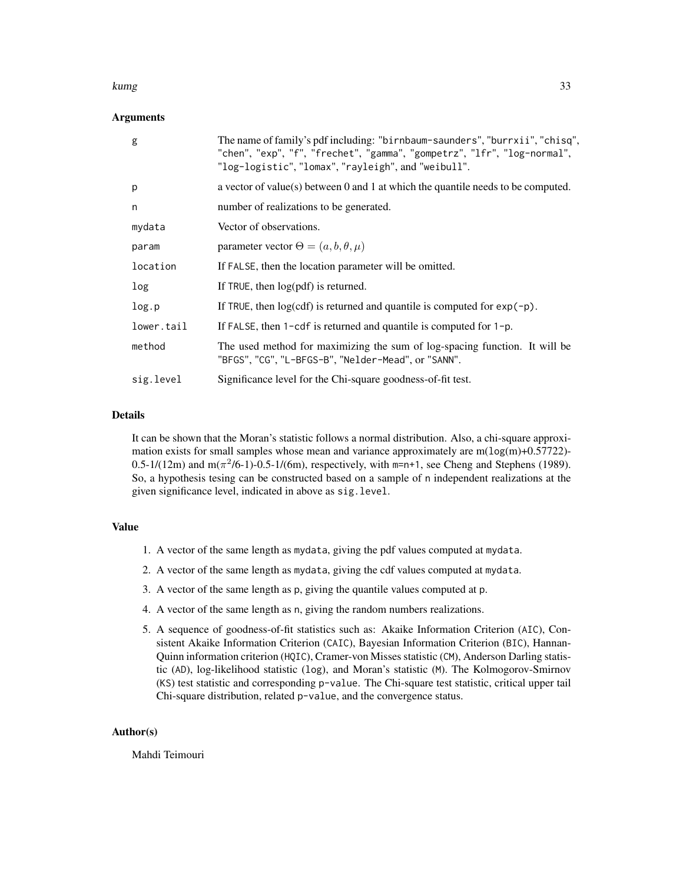### Arguments

| | |
|---|---|
| g | The name of family's pdf including: "birnbaum-saunders", "burrxii", "chisq", "chen", "exp", "f", "frechet", "gamma", "gompetrz", "lfr", "log-normal", "log-logistic", "lomax", "rayleigh", and "weibull". |
| p | a vector of value(s) between 0 and 1 at which the quantile needs to be computed. |
| n | number of realizations to be generated. |
| mydata | Vector of observations. |
| param | parameter vector $\Theta = (a, b, \theta, \mu)$ |
| location | If FALSE, then the location parameter will be omitted. |
| log | If TRUE, then log(pdf) is returned. |
| log.p | If TRUE, then log(cdf) is returned and quantile is computed for exp(-p). |
| lower.tail | If FALSE, then 1-cdf is returned and quantile is computed for 1-p. |
| method | The used method for maximizing the sum of log-spacing function. It will be "BFGS", "CG", "L-BFGS-B", "Nelder-Mead", or "SANN". |
| sig.level | Significance level for the Chi-square goodness-of-fit test. |

### Details

It can be shown that the Moran's statistic follows a normal distribution. Also, a chi-square approximation exists for small samples whose mean and variance approximately are m(log(m)+0.57722)-0.5-1/(12m) and m($\pi^2$/6-1)-0.5-1/(6m), respectively, with m=n+1, see Cheng and Stephens (1989). So, a hypothesis tesing can be constructed based on a sample of n independent realizations at the given significance level, indicated in above as sig.level.

### Value

1. A vector of the same length as mydata, giving the pdf values computed at mydata.
2. A vector of the same length as mydata, giving the cdf values computed at mydata.
3. A vector of the same length as p, giving the quantile values computed at p.
4. A vector of the same length as n, giving the random numbers realizations.
5. A sequence of goodness-of-fit statistics such as: Akaike Information Criterion (AIC), Consistent Akaike Information Criterion (CAIC), Bayesian Information Criterion (BIC), Hannan-Quinn information criterion (HQIC), Cramer-von Misses statistic (CM), Anderson Darling statistic (AD), log-likelihood statistic (log), and Moran's statistic (M). The Kolmogorov-Smirnov (KS) test statistic and corresponding p-value. The Chi-square test statistic, critical upper tail Chi-square distribution, related p-value, and the convergence status.

### Author(s)

Mahdi Teimouri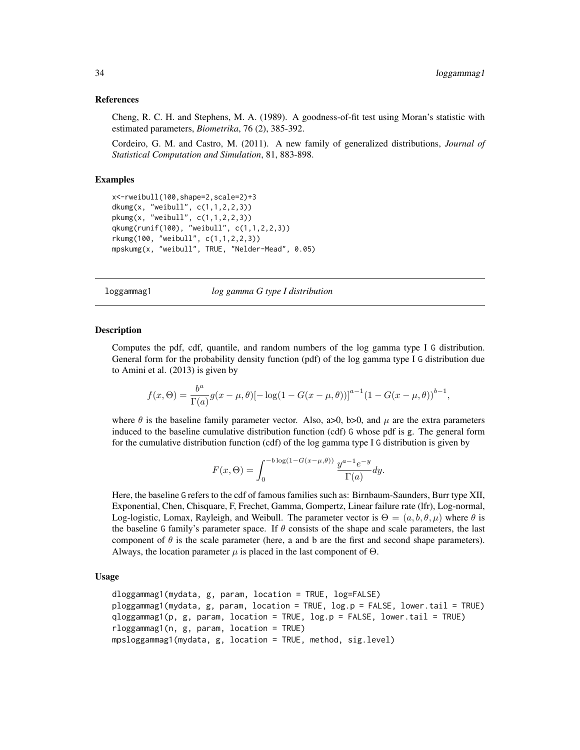### References

Cheng, R. C. H. and Stephens, M. A. (1989). A goodness-of-fit test using Moran's statistic with estimated parameters, *Biometrika*, 76 (2), 385-392.

Cordeiro, G. M. and Castro, M. (2011). A new family of generalized distributions, *Journal of Statistical Computation and Simulation*, 81, 883-898.

### Examples

```
x<-rweibull(100,shape=2,scale=2)+3
dkumg(x, "weibull", c(1,1,2,2,3))
pkumg(x, "weibull", c(1,1,2,2,3))
qkumg(runif(100), "weibull", c(1,1,2,2,3))
rkumg(100, "weibull", c(1,1,2,2,3))
mpskumg(x, "weibull", TRUE, "Nelder-Mead", 0.05)
```

---

## loggammag1 &nbsp;&nbsp;&nbsp; *log gamma G type I distribution*

---

### Description

Computes the pdf, cdf, quantile, and random numbers of the log gamma type I G distribution. General form for the probability density function (pdf) of the log gamma type I G distribution due to Amini et al. (2013) is given by

$$f(x, \Theta) = \frac{b^a}{\Gamma(a)} g(x-\mu, \theta) \left[-\log(1 - G(x-\mu, \theta))\right]^{a-1} (1 - G(x-\mu, \theta))^{b-1},$$

where $\theta$ is the baseline family parameter vector. Also, a>0, b>0, and $\mu$ are the extra parameters induced to the baseline cumulative distribution function (cdf) G whose pdf is g. The general form for the cumulative distribution function (cdf) of the log gamma type I G distribution is given by

$$F(x, \Theta) = \int_0^{-b\log(1-G(x-\mu,\theta))} \frac{y^{a-1}e^{-y}}{\Gamma(a)} dy.$$

Here, the baseline G refers to the cdf of famous families such as: Birnbaum-Saunders, Burr type XII, Exponential, Chen, Chisquare, F, Frechet, Gamma, Gompertz, Linear failure rate (lfr), Log-normal, Log-logistic, Lomax, Rayleigh, and Weibull. The parameter vector is $\Theta = (a, b, \theta, \mu)$ where $\theta$ is the baseline G family's parameter space. If $\theta$ consists of the shape and scale parameters, the last component of $\theta$ is the scale parameter (here, a and b are the first and second shape parameters). Always, the location parameter $\mu$ is placed in the last component of $\Theta$.

### Usage

```
dloggammag1(mydata, g, param, location = TRUE, log=FALSE)
ploggammag1(mydata, g, param, location = TRUE, log.p = FALSE, lower.tail = TRUE)
qloggammag1(p, g, param, location = TRUE, log.p = FALSE, lower.tail = TRUE)
rloggammag1(n, g, param, location = TRUE)
mpsloggammag1(mydata, g, location = TRUE, method, sig.level)
```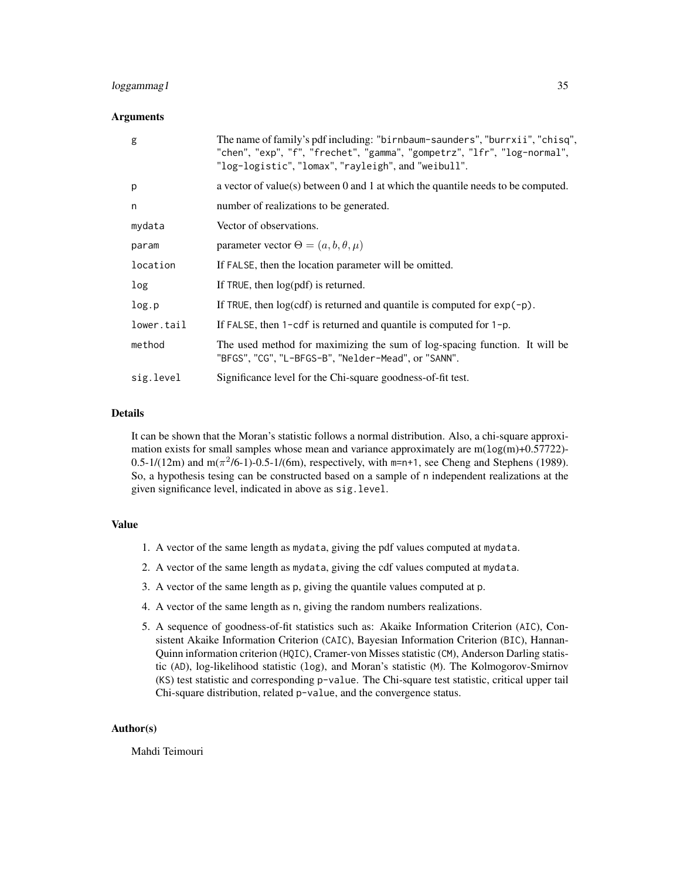### Arguments

| | |
|---|---|
| g | The name of family's pdf including: "birnbaum-saunders", "burrxii", "chisq", "chen", "exp", "f", "frechet", "gamma", "gompetrz", "lfr", "log-normal", "log-logistic", "lomax", "rayleigh", and "weibull". |
| p | a vector of value(s) between 0 and 1 at which the quantile needs to be computed. |
| n | number of realizations to be generated. |
| mydata | Vector of observations. |
| param | parameter vector $\Theta = (a, b, \theta, \mu)$ |
| location | If FALSE, then the location parameter will be omitted. |
| log | If TRUE, then log(pdf) is returned. |
| log.p | If TRUE, then log(cdf) is returned and quantile is computed for exp(-p). |
| lower.tail | If FALSE, then 1-cdf is returned and quantile is computed for 1-p. |
| method | The used method for maximizing the sum of log-spacing function. It will be "BFGS", "CG", "L-BFGS-B", "Nelder-Mead", or "SANN". |
| sig.level | Significance level for the Chi-square goodness-of-fit test. |

### Details

It can be shown that the Moran's statistic follows a normal distribution. Also, a chi-square approximation exists for small samples whose mean and variance approximately are m(log(m)+0.57722)-0.5-1/(12m) and m($\pi^2$/6-1)-0.5-1/(6m), respectively, with m=n+1, see Cheng and Stephens (1989). So, a hypothesis tesing can be constructed based on a sample of n independent realizations at the given significance level, indicated in above as sig.level.

### Value

1. A vector of the same length as mydata, giving the pdf values computed at mydata.
2. A vector of the same length as mydata, giving the cdf values computed at mydata.
3. A vector of the same length as p, giving the quantile values computed at p.
4. A vector of the same length as n, giving the random numbers realizations.
5. A sequence of goodness-of-fit statistics such as: Akaike Information Criterion (AIC), Consistent Akaike Information Criterion (CAIC), Bayesian Information Criterion (BIC), Hannan-Quinn information criterion (HQIC), Cramer-von Misses statistic (CM), Anderson Darling statistic (AD), log-likelihood statistic (log), and Moran's statistic (M). The Kolmogorov-Smirnov (KS) test statistic and corresponding p-value. The Chi-square test statistic, critical upper tail Chi-square distribution, related p-value, and the convergence status.

### Author(s)

Mahdi Teimouri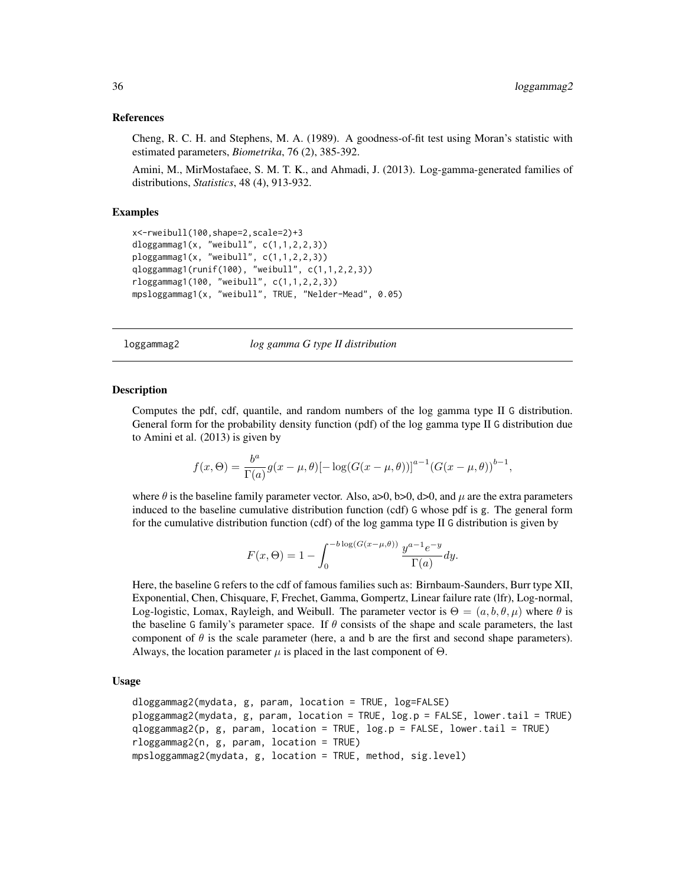### References

Cheng, R. C. H. and Stephens, M. A. (1989). A goodness-of-fit test using Moran's statistic with estimated parameters, *Biometrika*, 76 (2), 385-392.

Amini, M., MirMostafaee, S. M. T. K., and Ahmadi, J. (2013). Log-gamma-generated families of distributions, *Statistics*, 48 (4), 913-932.

### Examples

```
x<-rweibull(100,shape=2,scale=2)+3
dloggammag1(x, "weibull", c(1,1,2,2,3))
ploggammag1(x, "weibull", c(1,1,2,2,3))
qloggammag1(runif(100), "weibull", c(1,1,2,2,3))
rloggammag1(100, "weibull", c(1,1,2,2,3))
mpsloggammag1(x, "weibull", TRUE, "Nelder-Mead", 0.05)
```

---

## loggammag2 *log gamma G type II distribution*

### Description

Computes the pdf, cdf, quantile, and random numbers of the log gamma type II G distribution. General form for the probability density function (pdf) of the log gamma type II G distribution due to Amini et al. (2013) is given by

$$f(x,\Theta) = \frac{b^a}{\Gamma(a)} g(x-\mu,\theta)[-\log(G(x-\mu,\theta))]^{a-1}(G(x-\mu,\theta))^{b-1},$$

where $\theta$ is the baseline family parameter vector. Also, a>0, b>0, d>0, and $\mu$ are the extra parameters induced to the baseline cumulative distribution function (cdf) G whose pdf is g. The general form for the cumulative distribution function (cdf) of the log gamma type II G distribution is given by

$$F(x,\Theta) = 1 - \int_0^{-b\log(G(x-\mu,\theta))} \frac{y^{a-1}e^{-y}}{\Gamma(a)} dy.$$

Here, the baseline G refers to the cdf of famous families such as: Birnbaum-Saunders, Burr type XII, Exponential, Chen, Chisquare, F, Frechet, Gamma, Gompertz, Linear failure rate (lfr), Log-normal, Log-logistic, Lomax, Rayleigh, and Weibull. The parameter vector is $\Theta = (a, b, \theta, \mu)$ where $\theta$ is the baseline G family's parameter space. If $\theta$ consists of the shape and scale parameters, the last component of $\theta$ is the scale parameter (here, a and b are the first and second shape parameters). Always, the location parameter $\mu$ is placed in the last component of $\Theta$.

### Usage

```
dloggammag2(mydata, g, param, location = TRUE, log=FALSE)
ploggammag2(mydata, g, param, location = TRUE, log.p = FALSE, lower.tail = TRUE)
qloggammag2(p, g, param, location = TRUE, log.p = FALSE, lower.tail = TRUE)
rloggammag2(n, g, param, location = TRUE)
mpsloggammag2(mydata, g, location = TRUE, method, sig.level)
```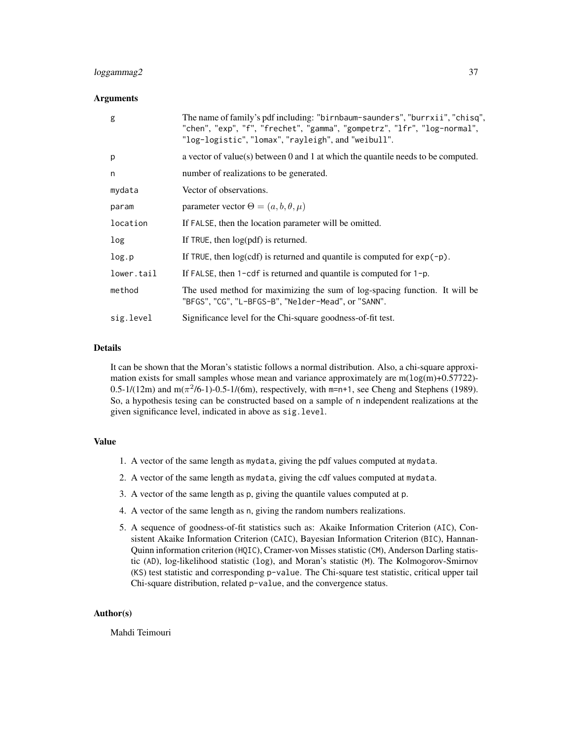### Arguments

| | |
|---|---|
| g | The name of family's pdf including: "birnbaum-saunders", "burrxii", "chisq", "chen", "exp", "f", "frechet", "gamma", "gompetrz", "lfr", "log-normal", "log-logistic", "lomax", "rayleigh", and "weibull". |
| p | a vector of value(s) between 0 and 1 at which the quantile needs to be computed. |
| n | number of realizations to be generated. |
| mydata | Vector of observations. |
| param | parameter vector $\Theta = (a, b, \theta, \mu)$ |
| location | If FALSE, then the location parameter will be omitted. |
| log | If TRUE, then log(pdf) is returned. |
| log.p | If TRUE, then log(cdf) is returned and quantile is computed for exp(-p). |
| lower.tail | If FALSE, then 1-cdf is returned and quantile is computed for 1-p. |
| method | The used method for maximizing the sum of log-spacing function. It will be "BFGS", "CG", "L-BFGS-B", "Nelder-Mead", or "SANN". |
| sig.level | Significance level for the Chi-square goodness-of-fit test. |

### Details

It can be shown that the Moran's statistic follows a normal distribution. Also, a chi-square approximation exists for small samples whose mean and variance approximately are m(log(m)+0.57722)-0.5-1/(12m) and m($\pi^2$/6-1)-0.5-1/(6m), respectively, with m=n+1, see Cheng and Stephens (1989). So, a hypothesis tesing can be constructed based on a sample of n independent realizations at the given significance level, indicated in above as sig.level.

### Value

1. A vector of the same length as mydata, giving the pdf values computed at mydata.
2. A vector of the same length as mydata, giving the cdf values computed at mydata.
3. A vector of the same length as p, giving the quantile values computed at p.
4. A vector of the same length as n, giving the random numbers realizations.
5. A sequence of goodness-of-fit statistics such as: Akaike Information Criterion (AIC), Consistent Akaike Information Criterion (CAIC), Bayesian Information Criterion (BIC), Hannan-Quinn information criterion (HQIC), Cramer-von Misses statistic (CM), Anderson Darling statistic (AD), log-likelihood statistic (log), and Moran's statistic (M). The Kolmogorov-Smirnov (KS) test statistic and corresponding p-value. The Chi-square test statistic, critical upper tail Chi-square distribution, related p-value, and the convergence status.

### Author(s)

Mahdi Teimouri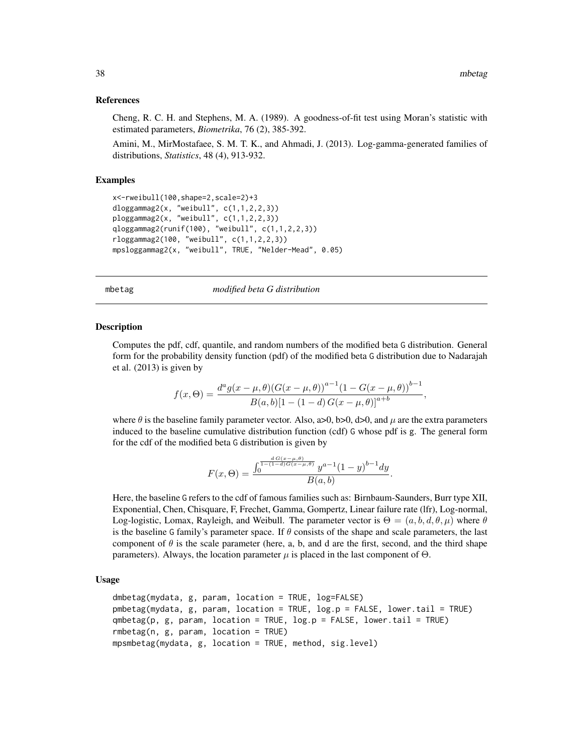### References

Cheng, R. C. H. and Stephens, M. A. (1989). A goodness-of-fit test using Moran's statistic with estimated parameters, *Biometrika*, 76 (2), 385-392.

Amini, M., MirMostafaee, S. M. T. K., and Ahmadi, J. (2013). Log-gamma-generated families of distributions, *Statistics*, 48 (4), 913-932.

### Examples

```
x<-rweibull(100,shape=2,scale=2)+3
dloggammag2(x, "weibull", c(1,1,2,2,3))
ploggammag2(x, "weibull", c(1,1,2,2,3))
qloggammag2(runif(100), "weibull", c(1,1,2,2,3))
rloggammag2(100, "weibull", c(1,1,2,2,3))
mpsloggammag2(x, "weibull", TRUE, "Nelder-Mead", 0.05)
```

---

## mbetag *modified beta G distribution*

### Description

Computes the pdf, cdf, quantile, and random numbers of the modified beta G distribution. General form for the probability density function (pdf) of the modified beta G distribution due to Nadarajah et al. (2013) is given by

$$f(x, \Theta) = \frac{d^a g(x-\mu, \theta)\big(G(x-\mu, \theta)\big)^{a-1}\big(1 - G(x-\mu, \theta)\big)^{b-1}}{B(a,b)\big[1-(1-d)\,G(x-\mu, \theta)\big]^{a+b}},$$

where $\theta$ is the baseline family parameter vector. Also, a>0, b>0, d>0, and $\mu$ are the extra parameters induced to the baseline cumulative distribution function (cdf) G whose pdf is g. The general form for the cdf of the modified beta G distribution is given by

$$F(x, \Theta) = \frac{\int_0^{\frac{d\,G(x-\mu,\theta)}{1-(1-d)G(x-\mu,\theta)}} y^{a-1}(1-y)^{b-1}dy}{B(a,b)}.$$

Here, the baseline G refers to the cdf of famous families such as: Birnbaum-Saunders, Burr type XII, Exponential, Chen, Chisquare, F, Frechet, Gamma, Gompertz, Linear failure rate (lfr), Log-normal, Log-logistic, Lomax, Rayleigh, and Weibull. The parameter vector is $\Theta = (a, b, d, \theta, \mu)$ where $\theta$ is the baseline G family's parameter space. If $\theta$ consists of the shape and scale parameters, the last component of $\theta$ is the scale parameter (here, a, b, and d are the first, second, and the third shape parameters). Always, the location parameter $\mu$ is placed in the last component of $\Theta$.

### Usage

```
dmbetag(mydata, g, param, location = TRUE, log=FALSE)
pmbetag(mydata, g, param, location = TRUE, log.p = FALSE, lower.tail = TRUE)
qmbetag(p, g, param, location = TRUE, log.p = FALSE, lower.tail = TRUE)
rmbetag(n, g, param, location = TRUE)
mpsmbetag(mydata, g, location = TRUE, method, sig.level)
```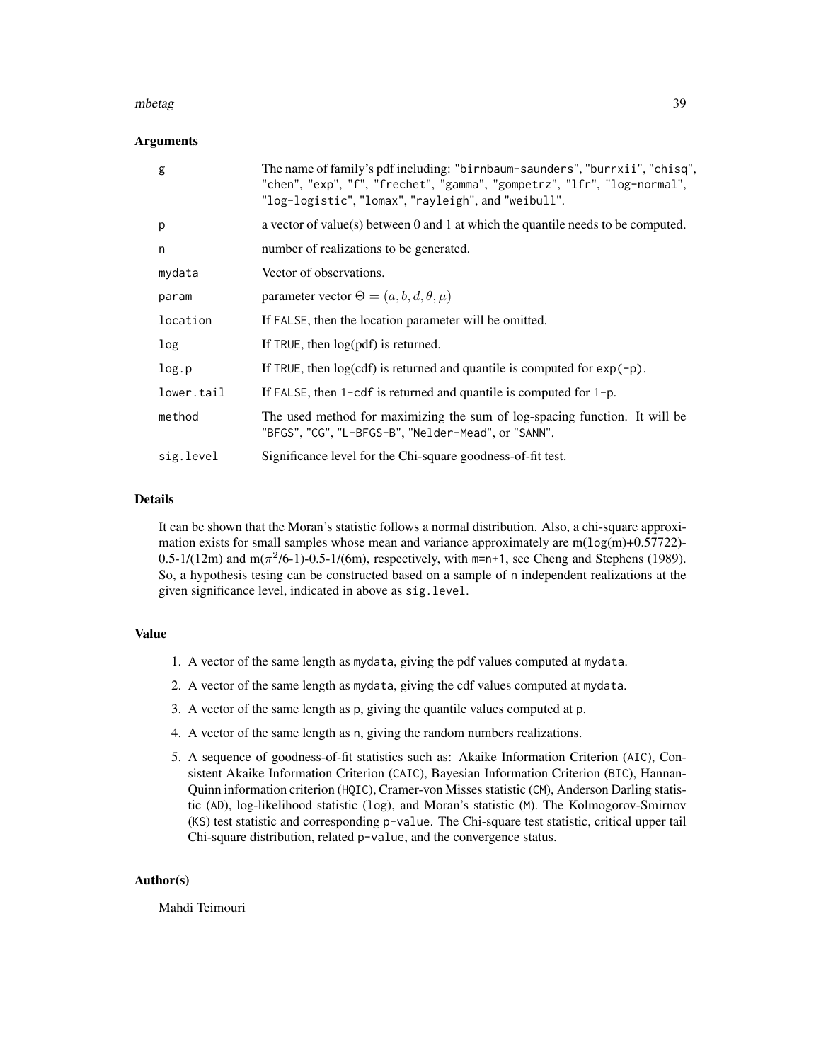## Arguments

| | |
|---|---|
| g | The name of family's pdf including: "birnbaum-saunders", "burrxii", "chisq", "chen", "exp", "f", "frechet", "gamma", "gompetrz", "lfr", "log-normal", "log-logistic", "lomax", "rayleigh", and "weibull". |
| p | a vector of value(s) between 0 and 1 at which the quantile needs to be computed. |
| n | number of realizations to be generated. |
| mydata | Vector of observations. |
| param | parameter vector $\Theta = (a, b, d, \theta, \mu)$ |
| location | If FALSE, then the location parameter will be omitted. |
| log | If TRUE, then log(pdf) is returned. |
| log.p | If TRUE, then log(cdf) is returned and quantile is computed for exp(-p). |
| lower.tail | If FALSE, then 1-cdf is returned and quantile is computed for 1-p. |
| method | The used method for maximizing the sum of log-spacing function. It will be "BFGS", "CG", "L-BFGS-B", "Nelder-Mead", or "SANN". |
| sig.level | Significance level for the Chi-square goodness-of-fit test. |

## Details

It can be shown that the Moran's statistic follows a normal distribution. Also, a chi-square approximation exists for small samples whose mean and variance approximately are m(log(m)+0.57722)-0.5-1/(12m) and m($\pi^2$/6-1)-0.5-1/(6m), respectively, with m=n+1, see Cheng and Stephens (1989). So, a hypothesis tesing can be constructed based on a sample of n independent realizations at the given significance level, indicated in above as sig.level.

## Value

1. A vector of the same length as mydata, giving the pdf values computed at mydata.
2. A vector of the same length as mydata, giving the cdf values computed at mydata.
3. A vector of the same length as p, giving the quantile values computed at p.
4. A vector of the same length as n, giving the random numbers realizations.
5. A sequence of goodness-of-fit statistics such as: Akaike Information Criterion (AIC), Consistent Akaike Information Criterion (CAIC), Bayesian Information Criterion (BIC), Hannan-Quinn information criterion (HQIC), Cramer-von Misses statistic (CM), Anderson Darling statistic (AD), log-likelihood statistic (log), and Moran's statistic (M). The Kolmogorov-Smirnov (KS) test statistic and corresponding p-value. The Chi-square test statistic, critical upper tail Chi-square distribution, related p-value, and the convergence status.

## Author(s)

Mahdi Teimouri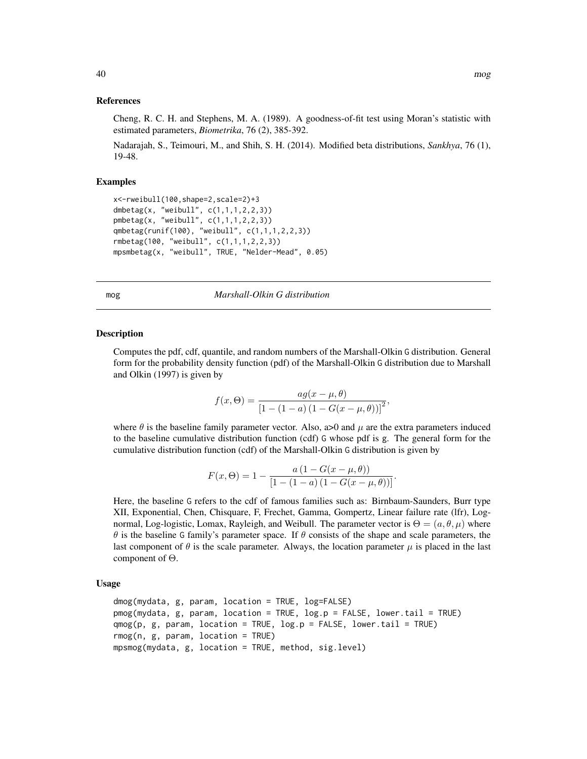### References

Cheng, R. C. H. and Stephens, M. A. (1989). A goodness-of-fit test using Moran's statistic with estimated parameters, *Biometrika*, 76 (2), 385-392.

Nadarajah, S., Teimouri, M., and Shih, S. H. (2014). Modified beta distributions, *Sankhya*, 76 (1), 19-48.

### Examples

```
x<-rweibull(100,shape=2,scale=2)+3
dmbetag(x, "weibull", c(1,1,1,2,2,3))
pmbetag(x, "weibull", c(1,1,1,2,2,3))
qmbetag(runif(100), "weibull", c(1,1,1,2,2,3))
rmbetag(100, "weibull", c(1,1,1,2,2,3))
mpsmbetag(x, "weibull", TRUE, "Nelder-Mead", 0.05)
```

---

## mog — *Marshall-Olkin G distribution*

---

### Description

Computes the pdf, cdf, quantile, and random numbers of the Marshall-Olkin G distribution. General form for the probability density function (pdf) of the Marshall-Olkin G distribution due to Marshall and Olkin (1997) is given by

$$f(x,\Theta) = \frac{a g(x-\mu,\theta)}{\left[1-(1-a)\left(1-G(x-\mu,\theta)\right)\right]^2},$$

where $\theta$ is the baseline family parameter vector. Also, a>0 and $\mu$ are the extra parameters induced to the baseline cumulative distribution function (cdf) G whose pdf is g. The general form for the cumulative distribution function (cdf) of the Marshall-Olkin G distribution is given by

$$F(x,\Theta) = 1 - \frac{a\left(1-G(x-\mu,\theta)\right)}{\left[1-(1-a)\left(1-G(x-\mu,\theta)\right)\right]}.$$

Here, the baseline G refers to the cdf of famous families such as: Birnbaum-Saunders, Burr type XII, Exponential, Chen, Chisquare, F, Frechet, Gamma, Gompertz, Linear failure rate (lfr), Log-normal, Log-logistic, Lomax, Rayleigh, and Weibull. The parameter vector is $\Theta = (a, \theta, \mu)$ where $\theta$ is the baseline G family's parameter space. If $\theta$ consists of the shape and scale parameters, the last component of $\theta$ is the scale parameter. Always, the location parameter $\mu$ is placed in the last component of $\Theta$.

### Usage

```
dmog(mydata, g, param, location = TRUE, log=FALSE)
pmog(mydata, g, param, location = TRUE, log.p = FALSE, lower.tail = TRUE)
qmog(p, g, param, location = TRUE, log.p = FALSE, lower.tail = TRUE)
rmog(n, g, param, location = TRUE)
mpsmog(mydata, g, location = TRUE, method, sig.level)
```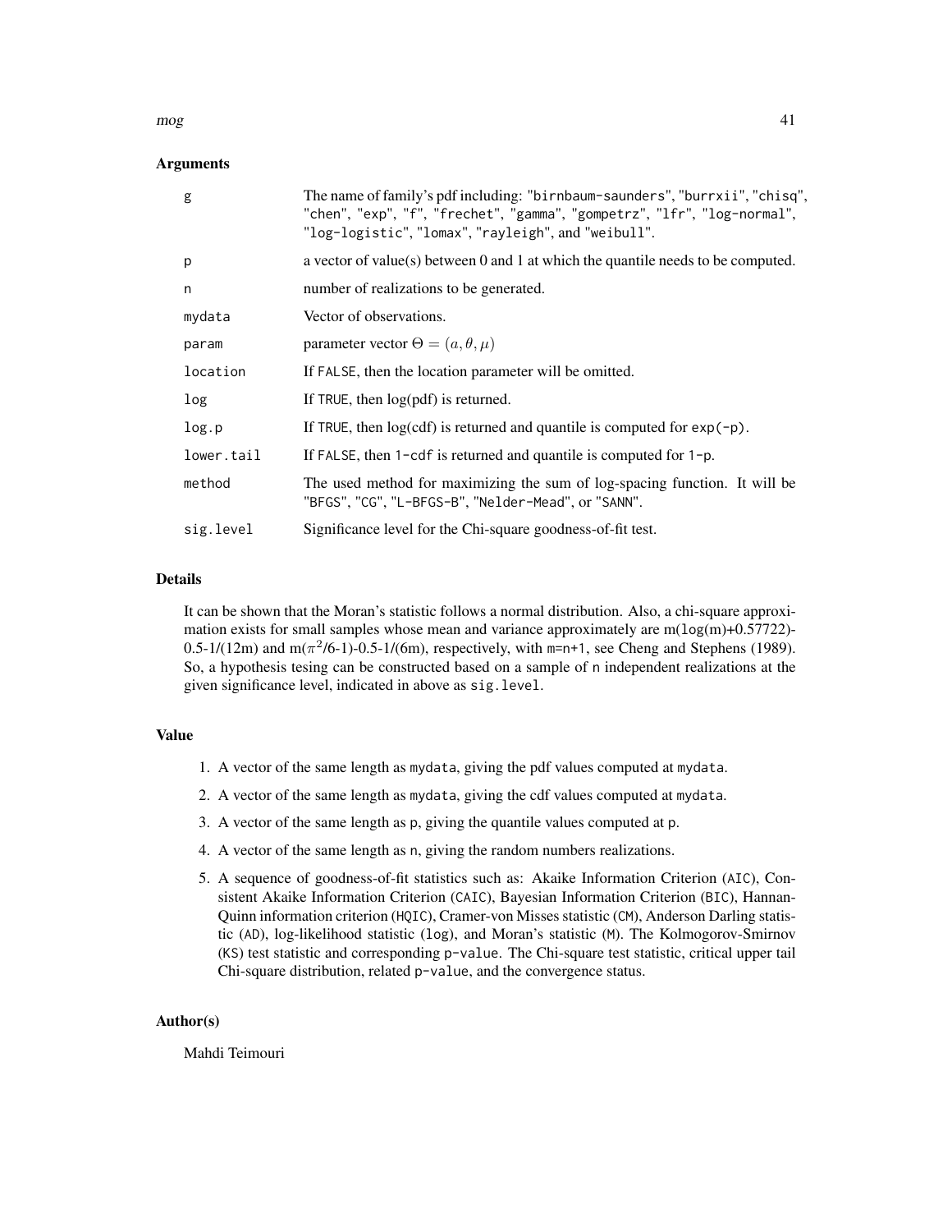### Arguments

| | |
|---|---|
| g | The name of family's pdf including: "birnbaum-saunders", "burrxii", "chisq", "chen", "exp", "f", "frechet", "gamma", "gompetrz", "lfr", "log-normal", "log-logistic", "lomax", "rayleigh", and "weibull". |
| p | a vector of value(s) between 0 and 1 at which the quantile needs to be computed. |
| n | number of realizations to be generated. |
| mydata | Vector of observations. |
| param | parameter vector $\Theta = (a, \theta, \mu)$ |
| location | If FALSE, then the location parameter will be omitted. |
| log | If TRUE, then log(pdf) is returned. |
| log.p | If TRUE, then log(cdf) is returned and quantile is computed for exp(-p). |
| lower.tail | If FALSE, then 1-cdf is returned and quantile is computed for 1-p. |
| method | The used method for maximizing the sum of log-spacing function. It will be "BFGS", "CG", "L-BFGS-B", "Nelder-Mead", or "SANN". |
| sig.level | Significance level for the Chi-square goodness-of-fit test. |

### Details

It can be shown that the Moran's statistic follows a normal distribution. Also, a chi-square approximation exists for small samples whose mean and variance approximately are m(log(m)+0.57722)-0.5-1/(12m) and m($\pi^2$/6-1)-0.5-1/(6m), respectively, with m=n+1, see Cheng and Stephens (1989). So, a hypothesis tesing can be constructed based on a sample of n independent realizations at the given significance level, indicated in above as sig.level.

### Value

1. A vector of the same length as mydata, giving the pdf values computed at mydata.
2. A vector of the same length as mydata, giving the cdf values computed at mydata.
3. A vector of the same length as p, giving the quantile values computed at p.
4. A vector of the same length as n, giving the random numbers realizations.
5. A sequence of goodness-of-fit statistics such as: Akaike Information Criterion (AIC), Consistent Akaike Information Criterion (CAIC), Bayesian Information Criterion (BIC), Hannan-Quinn information criterion (HQIC), Cramer-von Misses statistic (CM), Anderson Darling statistic (AD), log-likelihood statistic (log), and Moran's statistic (M). The Kolmogorov-Smirnov (KS) test statistic and corresponding p-value. The Chi-square test statistic, critical upper tail Chi-square distribution, related p-value, and the convergence status.

### Author(s)

Mahdi Teimouri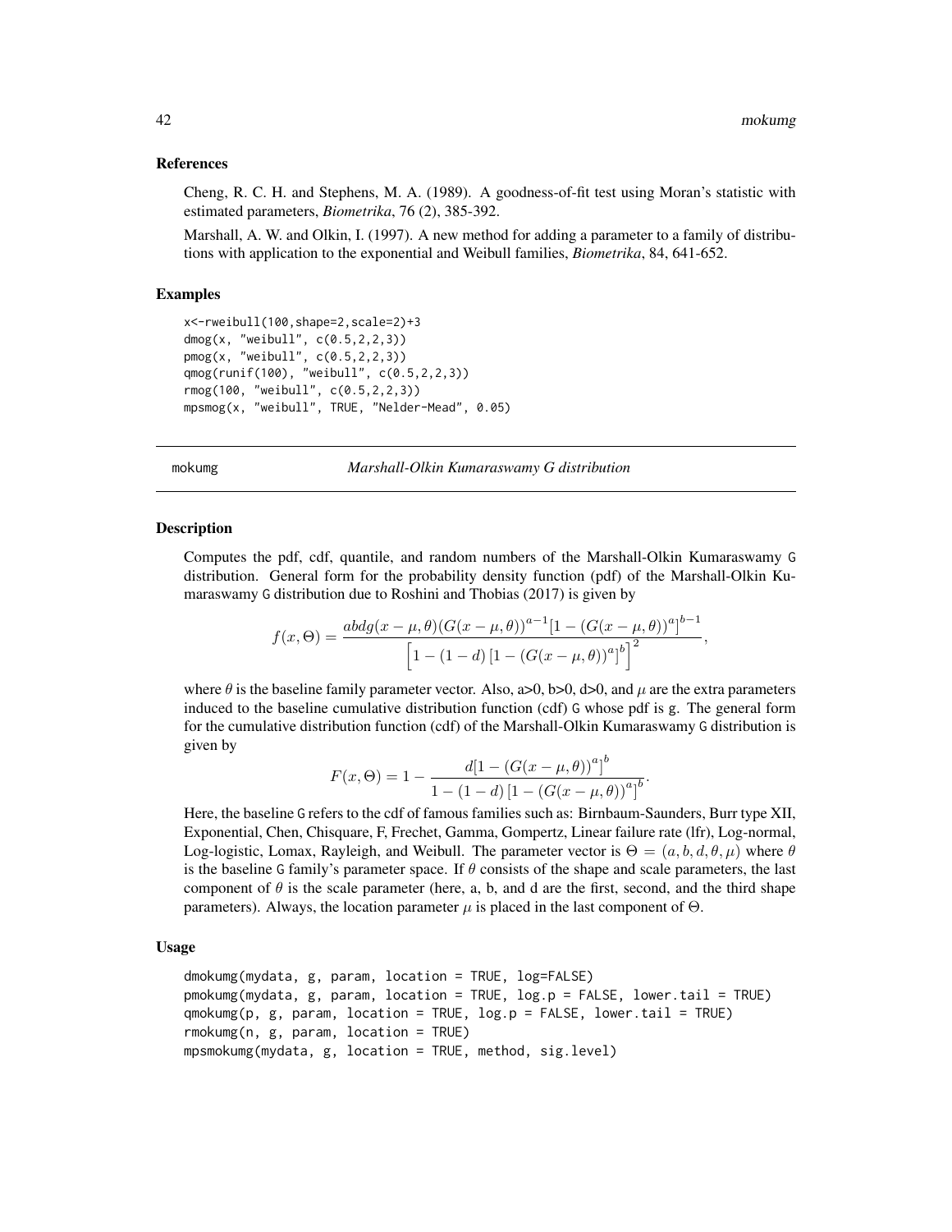### References

Cheng, R. C. H. and Stephens, M. A. (1989). A goodness-of-fit test using Moran's statistic with estimated parameters, *Biometrika*, 76 (2), 385-392.

Marshall, A. W. and Olkin, I. (1997). A new method for adding a parameter to a family of distributions with application to the exponential and Weibull families, *Biometrika*, 84, 641-652.

### Examples

```
x<-rweibull(100,shape=2,scale=2)+3
dmog(x, "weibull", c(0.5,2,2,3))
pmog(x, "weibull", c(0.5,2,2,3))
qmog(runif(100), "weibull", c(0.5,2,2,3))
rmog(100, "weibull", c(0.5,2,2,3))
mpsmog(x, "weibull", TRUE, "Nelder-Mead", 0.05)
```

---

## mokumg — *Marshall-Olkin Kumaraswamy G distribution*

### Description

Computes the pdf, cdf, quantile, and random numbers of the Marshall-Olkin Kumaraswamy G distribution. General form for the probability density function (pdf) of the Marshall-Olkin Kumaraswamy G distribution due to Roshini and Thobias (2017) is given by

$$f(x,\Theta) = \frac{abdg(x-\mu,\theta)(G(x-\mu,\theta))^{a-1}[1-(G(x-\mu,\theta))^{a}]^{b-1}}{\left[1-(1-d)\left[1-(G(x-\mu,\theta))^{a}\right]^{b}\right]^{2}},$$

where $\theta$ is the baseline family parameter vector. Also, a>0, b>0, d>0, and $\mu$ are the extra parameters induced to the baseline cumulative distribution function (cdf) G whose pdf is g. The general form for the cumulative distribution function (cdf) of the Marshall-Olkin Kumaraswamy G distribution is given by

$$F(x,\Theta) = 1 - \frac{d[1-(G(x-\mu,\theta))^{a}]^{b}}{1-(1-d)\left[1-(G(x-\mu,\theta))^{a}\right]^{b}}.$$

Here, the baseline G refers to the cdf of famous families such as: Birnbaum-Saunders, Burr type XII, Exponential, Chen, Chisquare, F, Frechet, Gamma, Gompertz, Linear failure rate (lfr), Log-normal, Log-logistic, Lomax, Rayleigh, and Weibull. The parameter vector is $\Theta = (a, b, d, \theta, \mu)$ where $\theta$ is the baseline G family's parameter space. If $\theta$ consists of the shape and scale parameters, the last component of $\theta$ is the scale parameter (here, a, b, and d are the first, second, and the third shape parameters). Always, the location parameter $\mu$ is placed in the last component of $\Theta$.

### Usage

```
dmokumg(mydata, g, param, location = TRUE, log=FALSE)
pmokumg(mydata, g, param, location = TRUE, log.p = FALSE, lower.tail = TRUE)
qmokumg(p, g, param, location = TRUE, log.p = FALSE, lower.tail = TRUE)
rmokumg(n, g, param, location = TRUE)
mpsmokumg(mydata, g, location = TRUE, method, sig.level)
```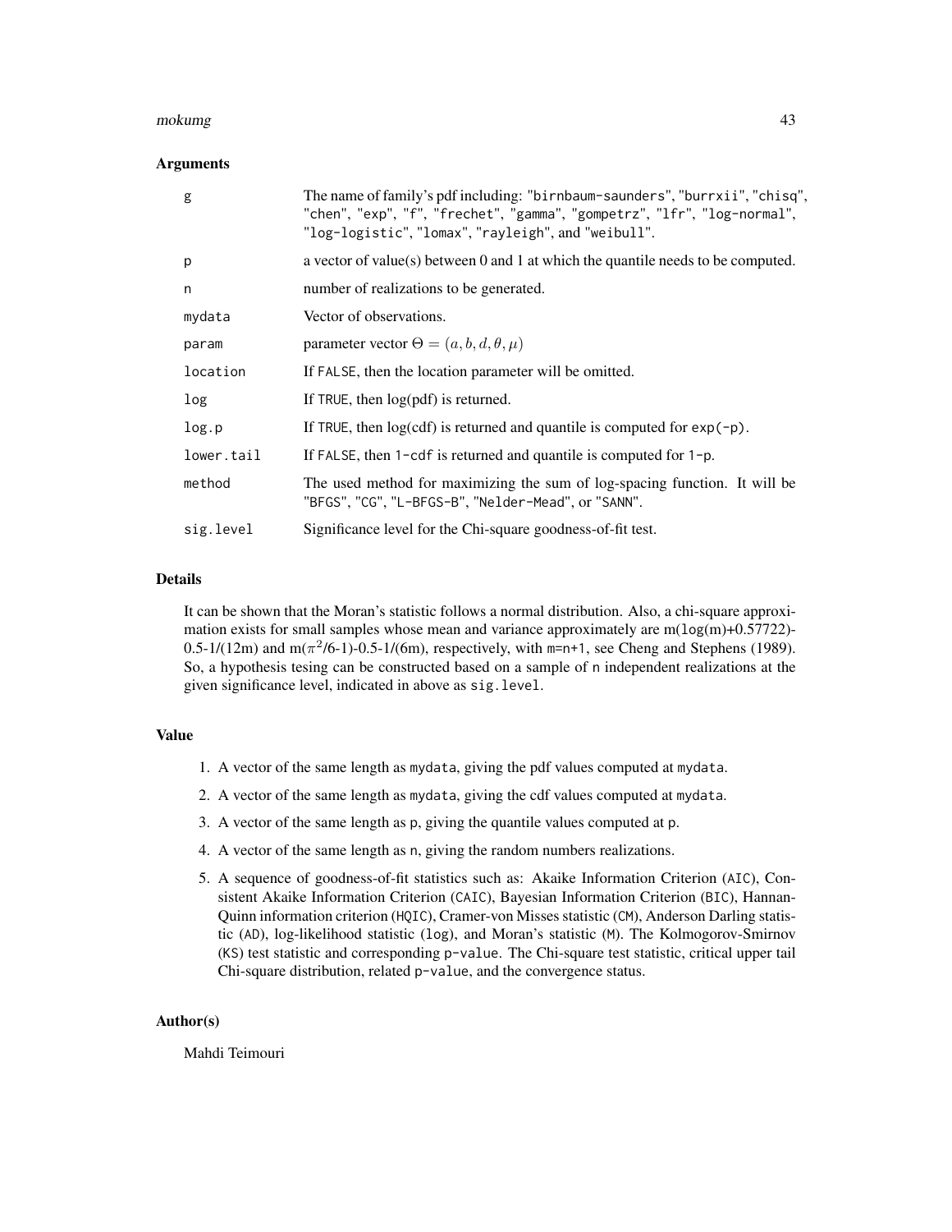### Arguments

| | |
|---|---|
| g | The name of family's pdf including: "birnbaum-saunders", "burrxii", "chisq", "chen", "exp", "f", "frechet", "gamma", "gompetrz", "lfr", "log-normal", "log-logistic", "lomax", "rayleigh", and "weibull". |
| p | a vector of value(s) between 0 and 1 at which the quantile needs to be computed. |
| n | number of realizations to be generated. |
| mydata | Vector of observations. |
| param | parameter vector $\Theta = (a, b, d, \theta, \mu)$ |
| location | If FALSE, then the location parameter will be omitted. |
| log | If TRUE, then log(pdf) is returned. |
| log.p | If TRUE, then log(cdf) is returned and quantile is computed for exp(-p). |
| lower.tail | If FALSE, then 1-cdf is returned and quantile is computed for 1-p. |
| method | The used method for maximizing the sum of log-spacing function. It will be "BFGS", "CG", "L-BFGS-B", "Nelder-Mead", or "SANN". |
| sig.level | Significance level for the Chi-square goodness-of-fit test. |

### Details

It can be shown that the Moran's statistic follows a normal distribution. Also, a chi-square approximation exists for small samples whose mean and variance approximately are m(log(m)+0.57722)-0.5-1/(12m) and m($\pi^2$/6-1)-0.5-1/(6m), respectively, with m=n+1, see Cheng and Stephens (1989). So, a hypothesis tesing can be constructed based on a sample of n independent realizations at the given significance level, indicated in above as sig.level.

### Value

1. A vector of the same length as mydata, giving the pdf values computed at mydata.
2. A vector of the same length as mydata, giving the cdf values computed at mydata.
3. A vector of the same length as p, giving the quantile values computed at p.
4. A vector of the same length as n, giving the random numbers realizations.
5. A sequence of goodness-of-fit statistics such as: Akaike Information Criterion (AIC), Consistent Akaike Information Criterion (CAIC), Bayesian Information Criterion (BIC), Hannan-Quinn information criterion (HQIC), Cramer-von Misses statistic (CM), Anderson Darling statistic (AD), log-likelihood statistic (log), and Moran's statistic (M). The Kolmogorov-Smirnov (KS) test statistic and corresponding p-value. The Chi-square test statistic, critical upper tail Chi-square distribution, related p-value, and the convergence status.

### Author(s)

Mahdi Teimouri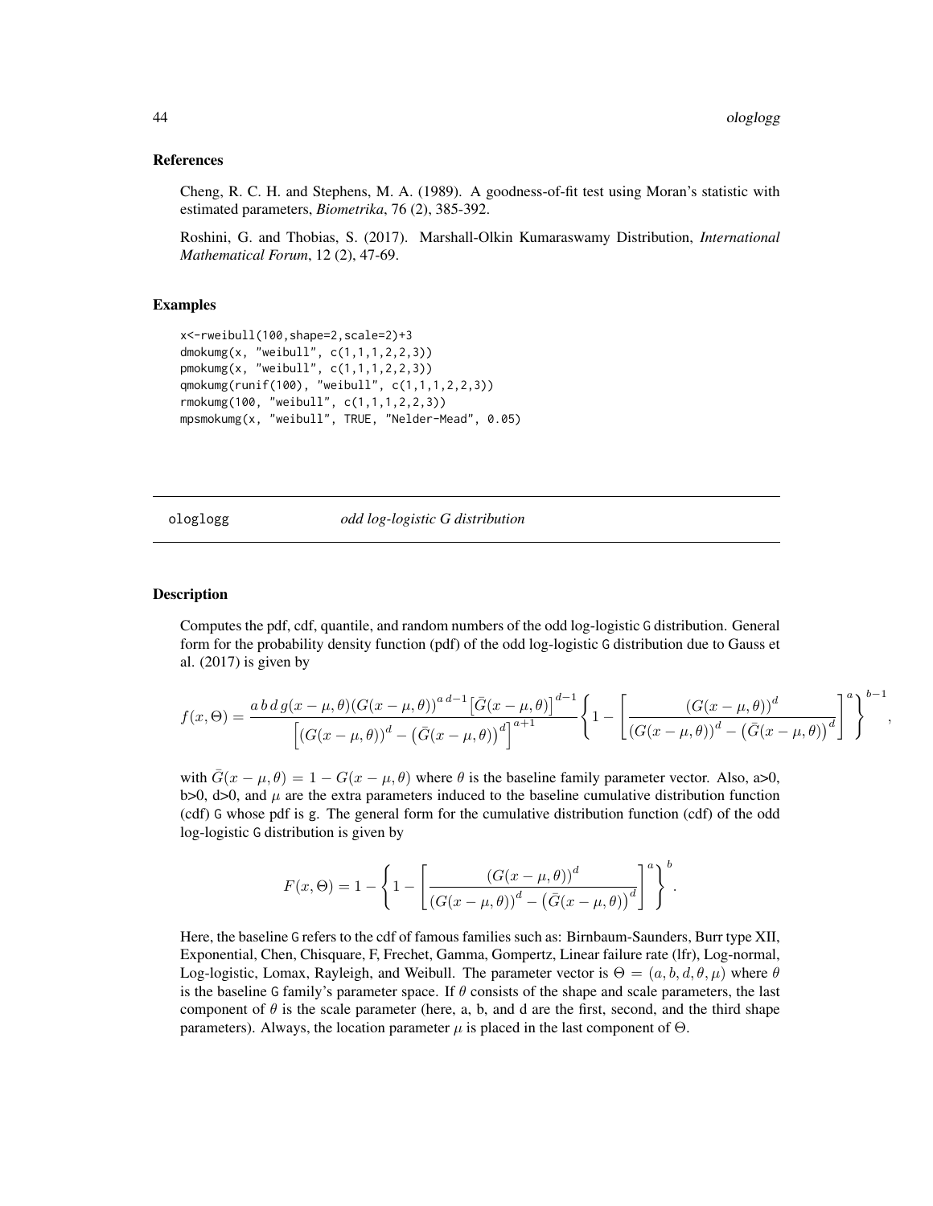### References

Cheng, R. C. H. and Stephens, M. A. (1989). A goodness-of-fit test using Moran's statistic with estimated parameters, *Biometrika*, 76 (2), 385-392.

Roshini, G. and Thobias, S. (2017). Marshall-Olkin Kumaraswamy Distribution, *International Mathematical Forum*, 12 (2), 47-69.

### Examples

```
x<-rweibull(100,shape=2,scale=2)+3
dmokumg(x, "weibull", c(1,1,1,2,2,3))
pmokumg(x, "weibull", c(1,1,1,2,2,3))
qmokumg(runif(100), "weibull", c(1,1,1,2,2,3))
rmokumg(100, "weibull", c(1,1,1,2,2,3))
mpsmokumg(x, "weibull", TRUE, "Nelder-Mead", 0.05)
```

---

## ologlogg — *odd log-logistic G distribution*

---

### Description

Computes the pdf, cdf, quantile, and random numbers of the odd log-logistic G distribution. General form for the probability density function (pdf) of the odd log-logistic G distribution due to Gauss et al. (2017) is given by

$$f(x,\Theta) = \frac{a\,b\,d\,g(x-\mu,\theta)\big(G(x-\mu,\theta)\big)^{a\,d-1}\big[\bar{G}(x-\mu,\theta)\big]^{d-1}}{\Big[\big(G(x-\mu,\theta)\big)^{d} - \big(\bar{G}(x-\mu,\theta)\big)^{d}\Big]^{a+1}} \left\{1 - \left[\frac{\big(G(x-\mu,\theta)\big)^{d}}{\big(G(x-\mu,\theta)\big)^{d} - \big(\bar{G}(x-\mu,\theta)\big)^{d}}\right]^{a}\right\}^{b-1},$$

with $\bar{G}(x-\mu,\theta) = 1 - G(x-\mu,\theta)$ where $\theta$ is the baseline family parameter vector. Also, a>0, b>0, d>0, and $\mu$ are the extra parameters induced to the baseline cumulative distribution function (cdf) G whose pdf is g. The general form for the cumulative distribution function (cdf) of the odd log-logistic G distribution is given by

$$F(x,\Theta) = 1 - \left\{1 - \left[\frac{\big(G(x-\mu,\theta)\big)^{d}}{\big(G(x-\mu,\theta)\big)^{d} - \big(\bar{G}(x-\mu,\theta)\big)^{d}}\right]^{a}\right\}^{b}.$$

Here, the baseline G refers to the cdf of famous families such as: Birnbaum-Saunders, Burr type XII, Exponential, Chen, Chisquare, F, Frechet, Gamma, Gompertz, Linear failure rate (lfr), Log-normal, Log-logistic, Lomax, Rayleigh, and Weibull. The parameter vector is $\Theta = (a, b, d, \theta, \mu)$ where $\theta$ is the baseline G family's parameter space. If $\theta$ consists of the shape and scale parameters, the last component of $\theta$ is the scale parameter (here, a, b, and d are the first, second, and the third shape parameters). Always, the location parameter $\mu$ is placed in the last component of $\Theta$.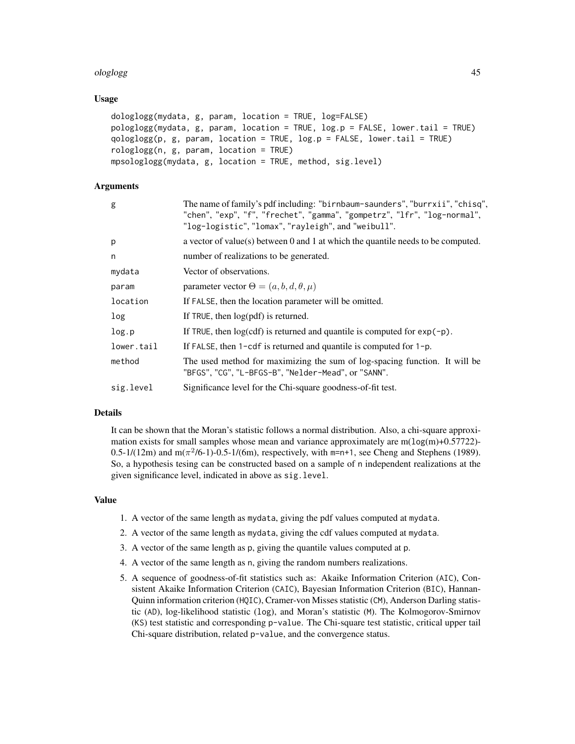### Usage

```
dologlogg(mydata, g, param, location = TRUE, log=FALSE)
pologlogg(mydata, g, param, location = TRUE, log.p = FALSE, lower.tail = TRUE)
qologlogg(p, g, param, location = TRUE, log.p = FALSE, lower.tail = TRUE)
rologlogg(n, g, param, location = TRUE)
mpsologlogg(mydata, g, location = TRUE, method, sig.level)
```

### Arguments

| | |
|---|---|
| `g` | The name of family's pdf including: "birnbaum-saunders", "burrxii", "chisq", "chen", "exp", "f", "frechet", "gamma", "gompetrz", "lfr", "log-normal", "log-logistic", "lomax", "rayleigh", and "weibull". |
| `p` | a vector of value(s) between 0 and 1 at which the quantile needs to be computed. |
| `n` | number of realizations to be generated. |
| `mydata` | Vector of observations. |
| `param` | parameter vector $\Theta = (a, b, d, \theta, \mu)$ |
| `location` | If FALSE, then the location parameter will be omitted. |
| `log` | If TRUE, then log(pdf) is returned. |
| `log.p` | If TRUE, then log(cdf) is returned and quantile is computed for exp(-p). |
| `lower.tail` | If FALSE, then 1-cdf is returned and quantile is computed for 1-p. |
| `method` | The used method for maximizing the sum of log-spacing function. It will be "BFGS", "CG", "L-BFGS-B", "Nelder-Mead", or "SANN". |
| `sig.level` | Significance level for the Chi-square goodness-of-fit test. |

### Details

It can be shown that the Moran's statistic follows a normal distribution. Also, a chi-square approximation exists for small samples whose mean and variance approximately are m(log(m)+0.57722)-0.5-1/(12m) and m($\pi^2$/6-1)-0.5-1/(6m), respectively, with m=n+1, see Cheng and Stephens (1989). So, a hypothesis tesing can be constructed based on a sample of n independent realizations at the given significance level, indicated in above as sig.level.

### Value

1. A vector of the same length as mydata, giving the pdf values computed at mydata.
2. A vector of the same length as mydata, giving the cdf values computed at mydata.
3. A vector of the same length as p, giving the quantile values computed at p.
4. A vector of the same length as n, giving the random numbers realizations.
5. A sequence of goodness-of-fit statistics such as: Akaike Information Criterion (AIC), Consistent Akaike Information Criterion (CAIC), Bayesian Information Criterion (BIC), Hannan-Quinn information criterion (HQIC), Cramer-von Misses statistic (CM), Anderson Darling statistic (AD), log-likelihood statistic (log), and Moran's statistic (M). The Kolmogorov-Smirnov (KS) test statistic and corresponding p-value. The Chi-square test statistic, critical upper tail Chi-square distribution, related p-value, and the convergence status.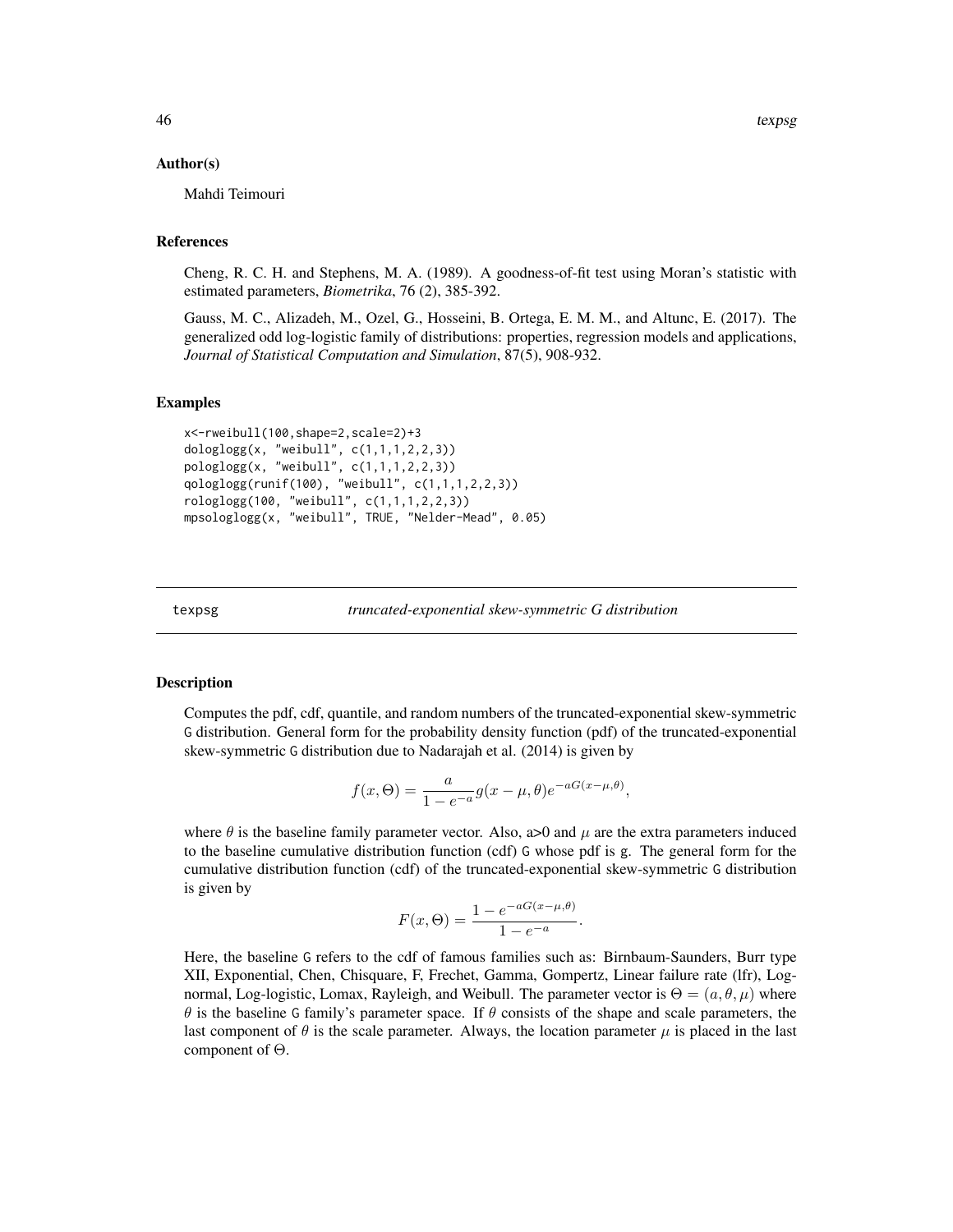### Author(s)

Mahdi Teimouri

### References

Cheng, R. C. H. and Stephens, M. A. (1989). A goodness-of-fit test using Moran's statistic with estimated parameters, *Biometrika*, 76 (2), 385-392.

Gauss, M. C., Alizadeh, M., Ozel, G., Hosseini, B. Ortega, E. M. M., and Altunc, E. (2017). The generalized odd log-logistic family of distributions: properties, regression models and applications, *Journal of Statistical Computation and Simulation*, 87(5), 908-932.

### Examples

```
x<-rweibull(100,shape=2,scale=2)+3
dologlogg(x, "weibull", c(1,1,1,2,2,3))
pologlogg(x, "weibull", c(1,1,1,2,2,3))
qologlogg(runif(100), "weibull", c(1,1,1,2,2,3))
rologlogg(100, "weibull", c(1,1,1,2,2,3))
mpsologlogg(x, "weibull", TRUE, "Nelder-Mead", 0.05)
```

---

## texpsg — *truncated-exponential skew-symmetric G distribution*

### Description

Computes the pdf, cdf, quantile, and random numbers of the truncated-exponential skew-symmetric G distribution. General form for the probability density function (pdf) of the truncated-exponential skew-symmetric G distribution due to Nadarajah et al. (2014) is given by

$$f(x, \Theta) = \frac{a}{1 - e^{-a}} g(x - \mu, \theta) e^{-aG(x-\mu,\theta)},$$

where $\theta$ is the baseline family parameter vector. Also, a>0 and $\mu$ are the extra parameters induced to the baseline cumulative distribution function (cdf) G whose pdf is g. The general form for the cumulative distribution function (cdf) of the truncated-exponential skew-symmetric G distribution is given by

$$F(x, \Theta) = \frac{1 - e^{-aG(x-\mu,\theta)}}{1 - e^{-a}}.$$

Here, the baseline G refers to the cdf of famous families such as: Birnbaum-Saunders, Burr type XII, Exponential, Chen, Chisquare, F, Frechet, Gamma, Gompertz, Linear failure rate (lfr), Log-normal, Log-logistic, Lomax, Rayleigh, and Weibull. The parameter vector is $\Theta = (a, \theta, \mu)$ where $\theta$ is the baseline G family's parameter space. If $\theta$ consists of the shape and scale parameters, the last component of $\theta$ is the scale parameter. Always, the location parameter $\mu$ is placed in the last component of $\Theta$.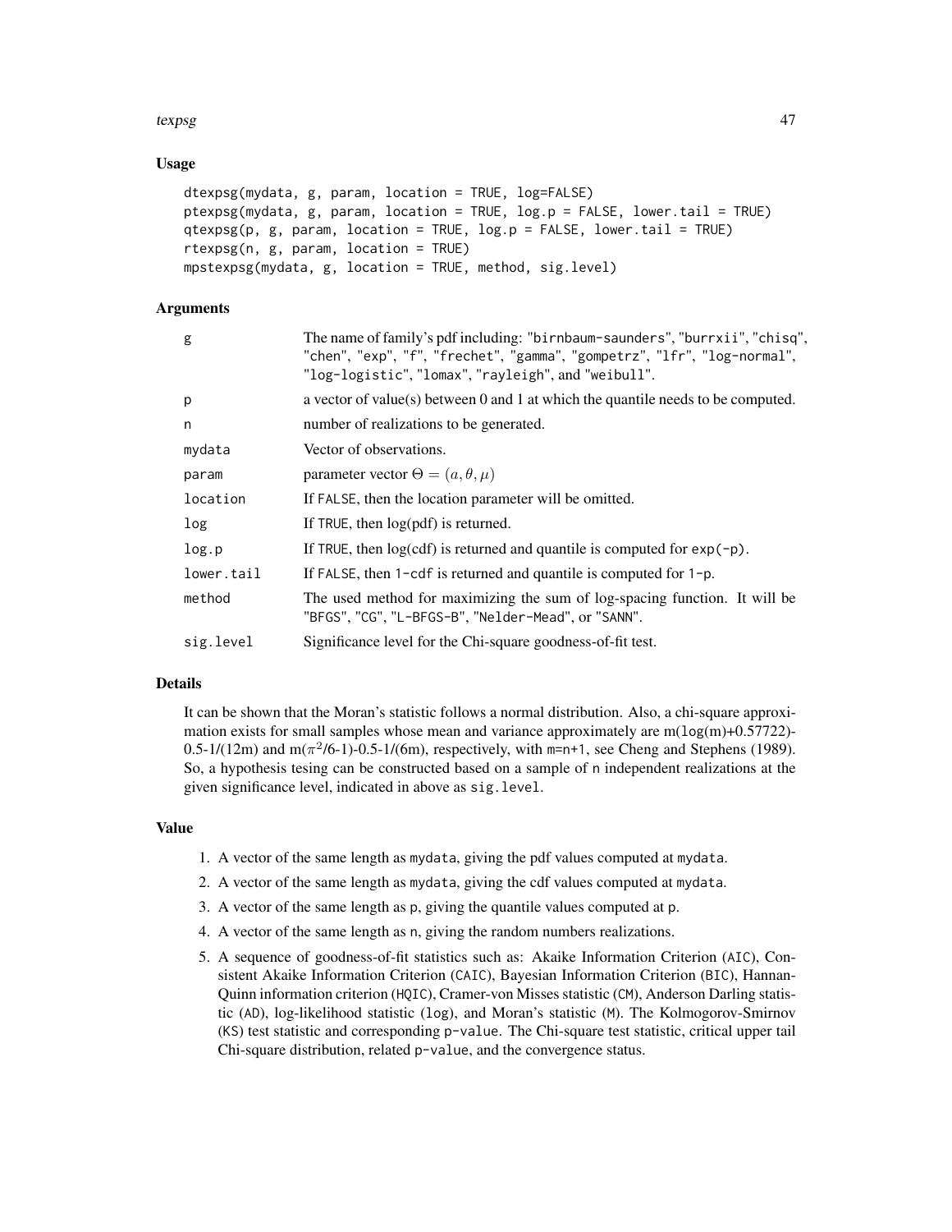### Usage

```
dtexpsg(mydata, g, param, location = TRUE, log=FALSE)
ptexpsg(mydata, g, param, location = TRUE, log.p = FALSE, lower.tail = TRUE)
qtexpsg(p, g, param, location = TRUE, log.p = FALSE, lower.tail = TRUE)
rtexpsg(n, g, param, location = TRUE)
mpstexpsg(mydata, g, location = TRUE, method, sig.level)
```

### Arguments

| | |
|---|---|
| g | The name of family's pdf including: "birnbaum-saunders", "burrxii", "chisq", "chen", "exp", "f", "frechet", "gamma", "gompetrz", "lfr", "log-normal", "log-logistic", "lomax", "rayleigh", and "weibull". |
| p | a vector of value(s) between 0 and 1 at which the quantile needs to be computed. |
| n | number of realizations to be generated. |
| mydata | Vector of observations. |
| param | parameter vector $\Theta = (a, \theta, \mu)$ |
| location | If FALSE, then the location parameter will be omitted. |
| log | If TRUE, then log(pdf) is returned. |
| log.p | If TRUE, then log(cdf) is returned and quantile is computed for exp(-p). |
| lower.tail | If FALSE, then 1-cdf is returned and quantile is computed for 1-p. |
| method | The used method for maximizing the sum of log-spacing function. It will be "BFGS", "CG", "L-BFGS-B", "Nelder-Mead", or "SANN". |
| sig.level | Significance level for the Chi-square goodness-of-fit test. |

### Details

It can be shown that the Moran's statistic follows a normal distribution. Also, a chi-square approximation exists for small samples whose mean and variance approximately are m(log(m)+0.57722)-0.5-1/(12m) and m($\pi^2$/6-1)-0.5-1/(6m), respectively, with m=n+1, see Cheng and Stephens (1989). So, a hypothesis tesing can be constructed based on a sample of n independent realizations at the given significance level, indicated in above as sig.level.

### Value

1. A vector of the same length as mydata, giving the pdf values computed at mydata.
2. A vector of the same length as mydata, giving the cdf values computed at mydata.
3. A vector of the same length as p, giving the quantile values computed at p.
4. A vector of the same length as n, giving the random numbers realizations.
5. A sequence of goodness-of-fit statistics such as: Akaike Information Criterion (AIC), Consistent Akaike Information Criterion (CAIC), Bayesian Information Criterion (BIC), Hannan-Quinn information criterion (HQIC), Cramer-von Misses statistic (CM), Anderson Darling statistic (AD), log-likelihood statistic (log), and Moran's statistic (M). The Kolmogorov-Smirnov (KS) test statistic and corresponding p-value. The Chi-square test statistic, critical upper tail Chi-square distribution, related p-value, and the convergence status.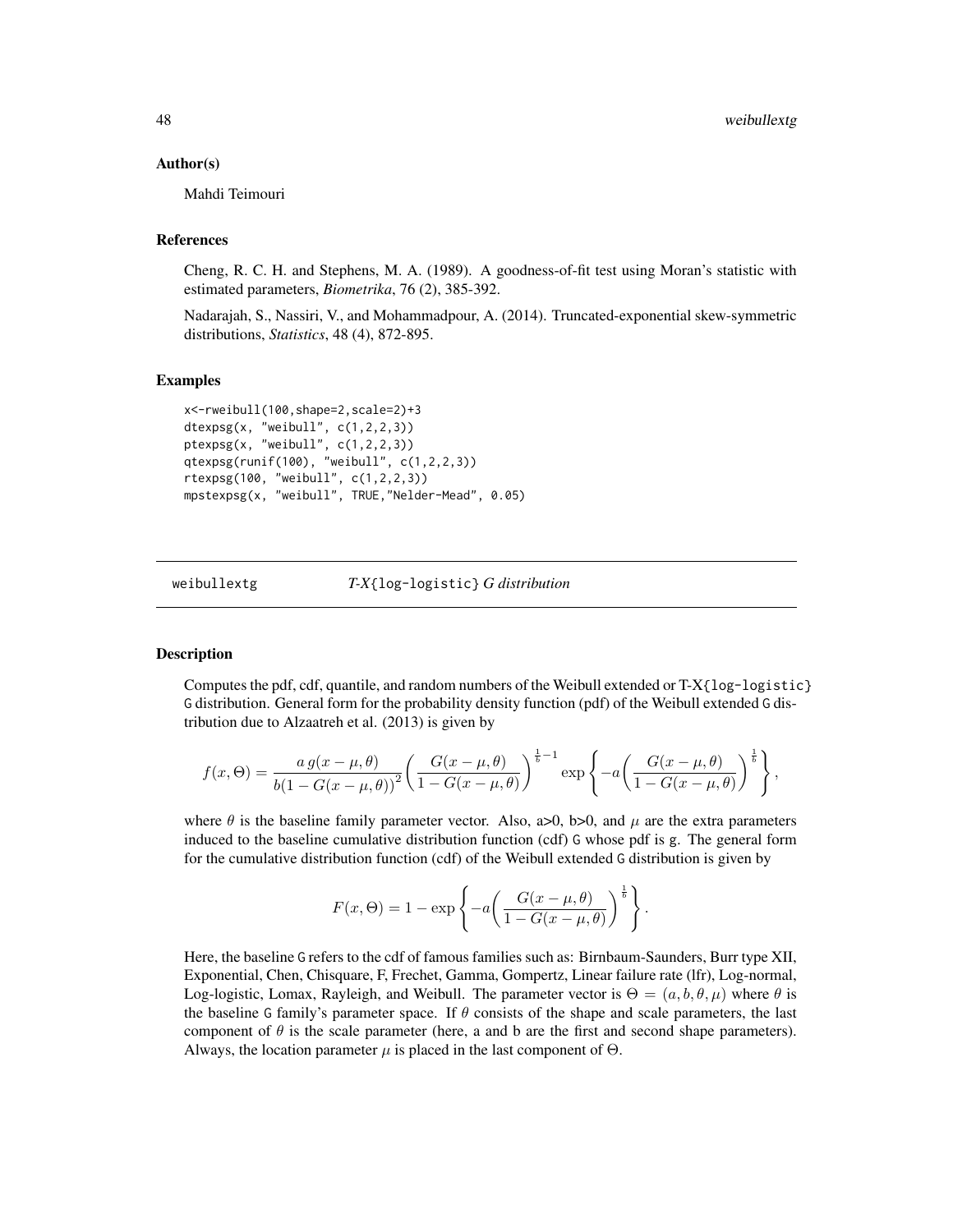### Author(s)

Mahdi Teimouri

### References

Cheng, R. C. H. and Stephens, M. A. (1989). A goodness-of-fit test using Moran's statistic with estimated parameters, *Biometrika*, 76 (2), 385-392.

Nadarajah, S., Nassiri, V., and Mohammadpour, A. (2014). Truncated-exponential skew-symmetric distributions, *Statistics*, 48 (4), 872-895.

### Examples

```
x<-rweibull(100,shape=2,scale=2)+3
dtexpsg(x, "weibull", c(1,2,2,3))
ptexpsg(x, "weibull", c(1,2,2,3))
qtexpsg(runif(100), "weibull", c(1,2,2,3))
rtexpsg(100, "weibull", c(1,2,2,3))
mpstexpsg(x, "weibull", TRUE,"Nelder-Mead", 0.05)
```

---

## weibullextg — *T-X*{log-logistic} *G distribution*

---

### Description

Computes the pdf, cdf, quantile, and random numbers of the Weibull extended or T-X{log-logistic} G distribution. General form for the probability density function (pdf) of the Weibull extended G distribution due to Alzaatreh et al. (2013) is given by

$$f(x,\Theta) = \frac{a\,g(x-\mu,\theta)}{b\big(1-G(x-\mu,\theta)\big)^2}\left(\frac{G(x-\mu,\theta)}{1-G(x-\mu,\theta)}\right)^{\frac{1}{b}-1}\exp\left\{-a\left(\frac{G(x-\mu,\theta)}{1-G(x-\mu,\theta)}\right)^{\frac{1}{b}}\right\},$$

where $\theta$ is the baseline family parameter vector. Also, a>0, b>0, and $\mu$ are the extra parameters induced to the baseline cumulative distribution function (cdf) G whose pdf is g. The general form for the cumulative distribution function (cdf) of the Weibull extended G distribution is given by

$$F(x,\Theta) = 1-\exp\left\{-a\left(\frac{G(x-\mu,\theta)}{1-G(x-\mu,\theta)}\right)^{\frac{1}{b}}\right\}.$$

Here, the baseline G refers to the cdf of famous families such as: Birnbaum-Saunders, Burr type XII, Exponential, Chen, Chisquare, F, Frechet, Gamma, Gompertz, Linear failure rate (lfr), Log-normal, Log-logistic, Lomax, Rayleigh, and Weibull. The parameter vector is $\Theta = (a, b, \theta, \mu)$ where $\theta$ is the baseline G family's parameter space. If $\theta$ consists of the shape and scale parameters, the last component of $\theta$ is the scale parameter (here, a and b are the first and second shape parameters). Always, the location parameter $\mu$ is placed in the last component of $\Theta$.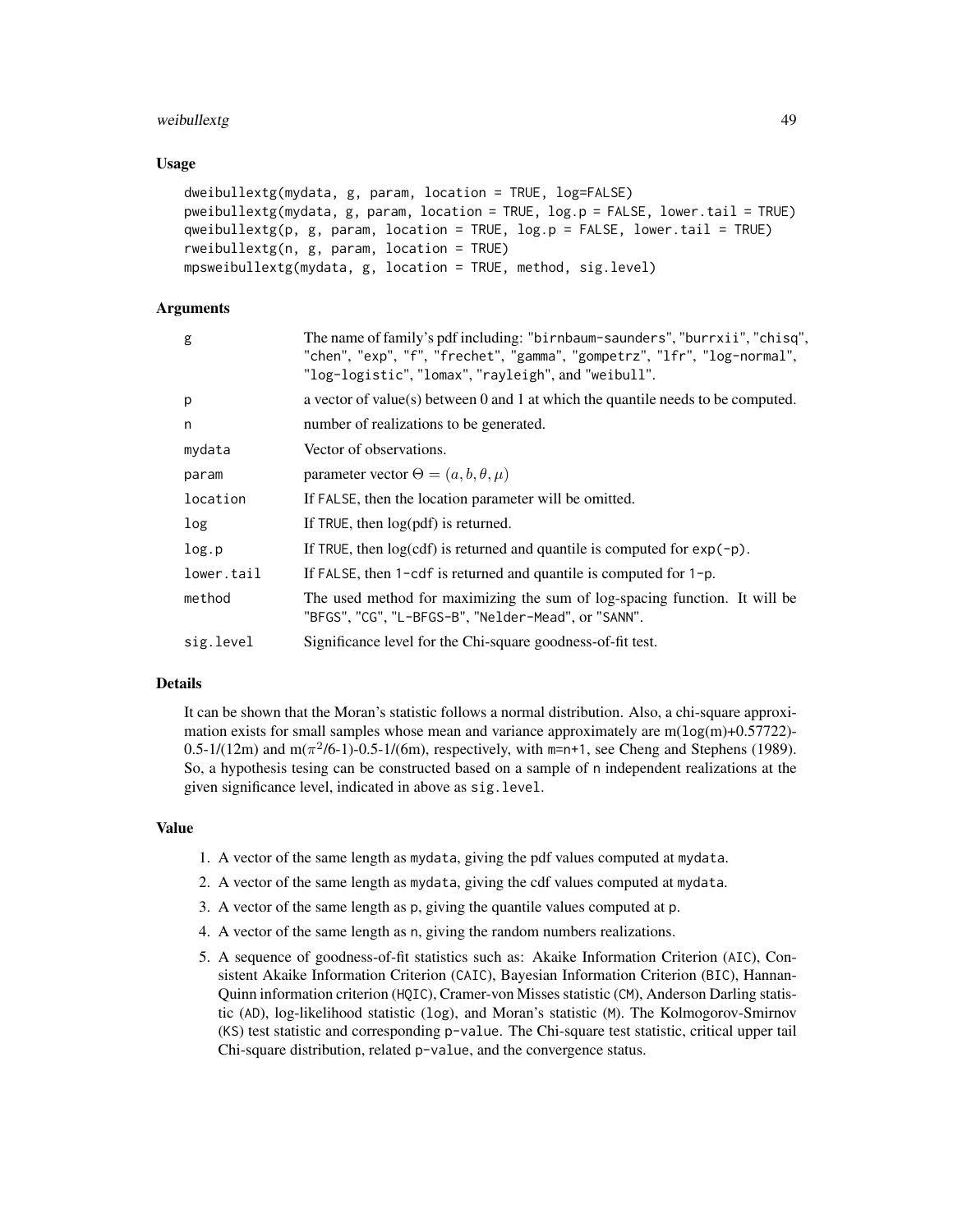## Usage

```
dweibullextg(mydata, g, param, location = TRUE, log=FALSE)
pweibullextg(mydata, g, param, location = TRUE, log.p = FALSE, lower.tail = TRUE)
qweibullextg(p, g, param, location = TRUE, log.p = FALSE, lower.tail = TRUE)
rweibullextg(n, g, param, location = TRUE)
mpsweibullextg(mydata, g, location = TRUE, method, sig.level)
```

## Arguments

| | |
|---|---|
| g | The name of family's pdf including: "birnbaum-saunders", "burrxii", "chisq", "chen", "exp", "f", "frechet", "gamma", "gompetrz", "lfr", "log-normal", "log-logistic", "lomax", "rayleigh", and "weibull". |
| p | a vector of value(s) between 0 and 1 at which the quantile needs to be computed. |
| n | number of realizations to be generated. |
| mydata | Vector of observations. |
| param | parameter vector $\Theta = (a, b, \theta, \mu)$ |
| location | If FALSE, then the location parameter will be omitted. |
| log | If TRUE, then log(pdf) is returned. |
| log.p | If TRUE, then log(cdf) is returned and quantile is computed for exp(-p). |
| lower.tail | If FALSE, then 1-cdf is returned and quantile is computed for 1-p. |
| method | The used method for maximizing the sum of log-spacing function. It will be "BFGS", "CG", "L-BFGS-B", "Nelder-Mead", or "SANN". |
| sig.level | Significance level for the Chi-square goodness-of-fit test. |

## Details

It can be shown that the Moran's statistic follows a normal distribution. Also, a chi-square approximation exists for small samples whose mean and variance approximately are m(log(m)+0.57722)-0.5-1/(12m) and m($\pi^2$/6-1)-0.5-1/(6m), respectively, with m=n+1, see Cheng and Stephens (1989). So, a hypothesis tesing can be constructed based on a sample of n independent realizations at the given significance level, indicated in above as sig.level.

## Value

1. A vector of the same length as mydata, giving the pdf values computed at mydata.
2. A vector of the same length as mydata, giving the cdf values computed at mydata.
3. A vector of the same length as p, giving the quantile values computed at p.
4. A vector of the same length as n, giving the random numbers realizations.
5. A sequence of goodness-of-fit statistics such as: Akaike Information Criterion (AIC), Consistent Akaike Information Criterion (CAIC), Bayesian Information Criterion (BIC), Hannan-Quinn information criterion (HQIC), Cramer-von Misses statistic (CM), Anderson Darling statistic (AD), log-likelihood statistic (log), and Moran's statistic (M). The Kolmogorov-Smirnov (KS) test statistic and corresponding p-value. The Chi-square test statistic, critical upper tail Chi-square distribution, related p-value, and the convergence status.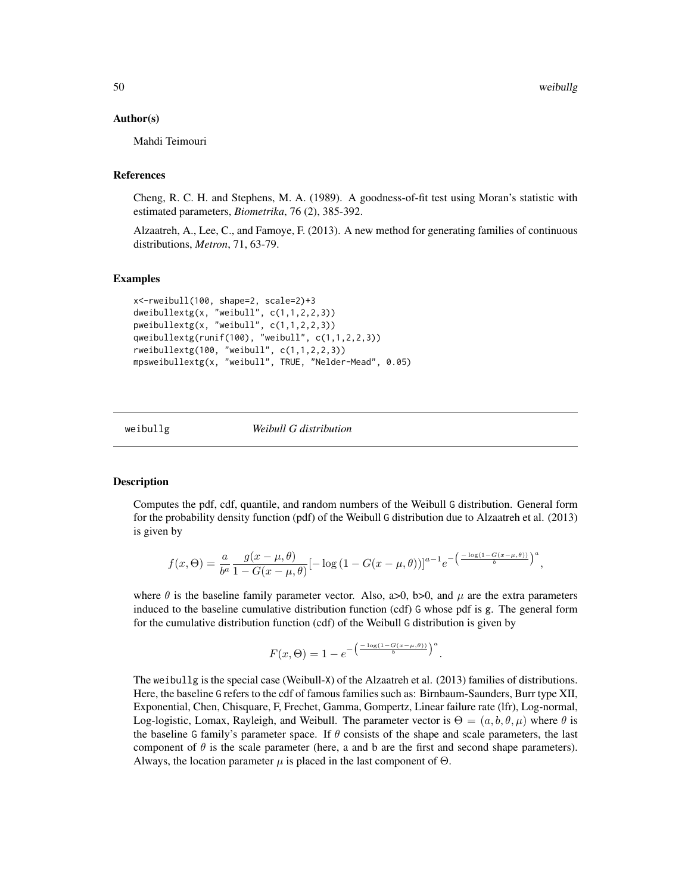### Author(s)

Mahdi Teimouri

### References

Cheng, R. C. H. and Stephens, M. A. (1989). A goodness-of-fit test using Moran's statistic with estimated parameters, *Biometrika*, 76 (2), 385-392.

Alzaatreh, A., Lee, C., and Famoye, F. (2013). A new method for generating families of continuous distributions, *Metron*, 71, 63-79.

### Examples

```
x<-rweibull(100, shape=2, scale=2)+3
dweibullextg(x, "weibull", c(1,1,2,2,3))
pweibullextg(x, "weibull", c(1,1,2,2,3))
qweibullextg(runif(100), "weibull", c(1,1,2,2,3))
rweibullextg(100, "weibull", c(1,1,2,2,3))
mpsweibullextg(x, "weibull", TRUE, "Nelder-Mead", 0.05)
```

---

## weibullg *Weibull G distribution*

### Description

Computes the pdf, cdf, quantile, and random numbers of the Weibull G distribution. General form for the probability density function (pdf) of the Weibull G distribution due to Alzaatreh et al. (2013) is given by

$$f(x,\Theta) = \frac{a}{b^a}\frac{g(x-\mu,\theta)}{1-G(x-\mu,\theta)}[-\log(1-G(x-\mu,\theta))]^{a-1}e^{-\left(\frac{-\log(1-G(x-\mu,\theta))}{b}\right)^a},$$

where $\theta$ is the baseline family parameter vector. Also, a>0, b>0, and $\mu$ are the extra parameters induced to the baseline cumulative distribution function (cdf) G whose pdf is g. The general form for the cumulative distribution function (cdf) of the Weibull G distribution is given by

$$F(x,\Theta) = 1 - e^{-\left(\frac{-\log(1-G(x-\mu,\theta))}{b}\right)^a}.$$

The weibullg is the special case (Weibull-X) of the Alzaatreh et al. (2013) families of distributions. Here, the baseline G refers to the cdf of famous families such as: Birnbaum-Saunders, Burr type XII, Exponential, Chen, Chisquare, F, Frechet, Gamma, Gompertz, Linear failure rate (lfr), Log-normal, Log-logistic, Lomax, Rayleigh, and Weibull. The parameter vector is $\Theta = (a, b, \theta, \mu)$ where $\theta$ is the baseline G family's parameter space. If $\theta$ consists of the shape and scale parameters, the last component of $\theta$ is the scale parameter (here, a and b are the first and second shape parameters). Always, the location parameter $\mu$ is placed in the last component of $\Theta$.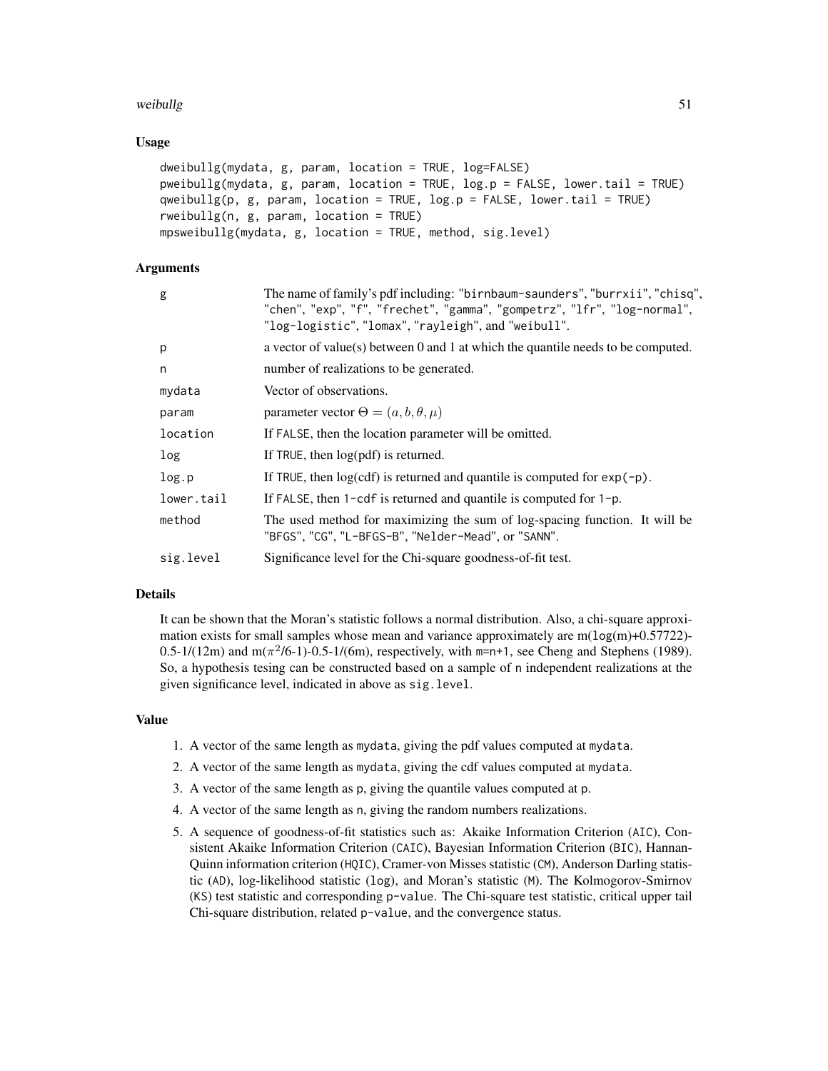## Usage

```
dweibullg(mydata, g, param, location = TRUE, log=FALSE)
pweibullg(mydata, g, param, location = TRUE, log.p = FALSE, lower.tail = TRUE)
qweibullg(p, g, param, location = TRUE, log.p = FALSE, lower.tail = TRUE)
rweibullg(n, g, param, location = TRUE)
mpsweibullg(mydata, g, location = TRUE, method, sig.level)
```

## Arguments

| | |
|---|---|
| `g` | The name of family's pdf including: "birnbaum-saunders", "burrxii", "chisq", "chen", "exp", "f", "frechet", "gamma", "gompetrz", "lfr", "log-normal", "log-logistic", "lomax", "rayleigh", and "weibull". |
| `p` | a vector of value(s) between 0 and 1 at which the quantile needs to be computed. |
| `n` | number of realizations to be generated. |
| `mydata` | Vector of observations. |
| `param` | parameter vector $\Theta = (a, b, \theta, \mu)$ |
| `location` | If `FALSE`, then the location parameter will be omitted. |
| `log` | If `TRUE`, then log(pdf) is returned. |
| `log.p` | If `TRUE`, then log(cdf) is returned and quantile is computed for `exp(-p)`. |
| `lower.tail` | If `FALSE`, then `1-cdf` is returned and quantile is computed for `1-p`. |
| `method` | The used method for maximizing the sum of log-spacing function. It will be "BFGS", "CG", "L-BFGS-B", "Nelder-Mead", or "SANN". |
| `sig.level` | Significance level for the Chi-square goodness-of-fit test. |

## Details

It can be shown that the Moran's statistic follows a normal distribution. Also, a chi-square approximation exists for small samples whose mean and variance approximately are m(`log`(m)+0.57722)-0.5-1/(12m) and m($\pi^2$/6-1)-0.5-1/(6m), respectively, with `m=n+1`, see Cheng and Stephens (1989). So, a hypothesis tesing can be constructed based on a sample of `n` independent realizations at the given significance level, indicated in above as `sig.level`.

## Value

1. A vector of the same length as `mydata`, giving the pdf values computed at `mydata`.
2. A vector of the same length as `mydata`, giving the cdf values computed at `mydata`.
3. A vector of the same length as `p`, giving the quantile values computed at `p`.
4. A vector of the same length as `n`, giving the random numbers realizations.
5. A sequence of goodness-of-fit statistics such as: Akaike Information Criterion (`AIC`), Consistent Akaike Information Criterion (`CAIC`), Bayesian Information Criterion (`BIC`), Hannan-Quinn information criterion (`HQIC`), Cramer-von Misses statistic (`CM`), Anderson Darling statistic (`AD`), log-likelihood statistic (`log`), and Moran's statistic (`M`). The Kolmogorov-Smirnov (`KS`) test statistic and corresponding `p-value`. The Chi-square test statistic, critical upper tail Chi-square distribution, related `p-value`, and the convergence status.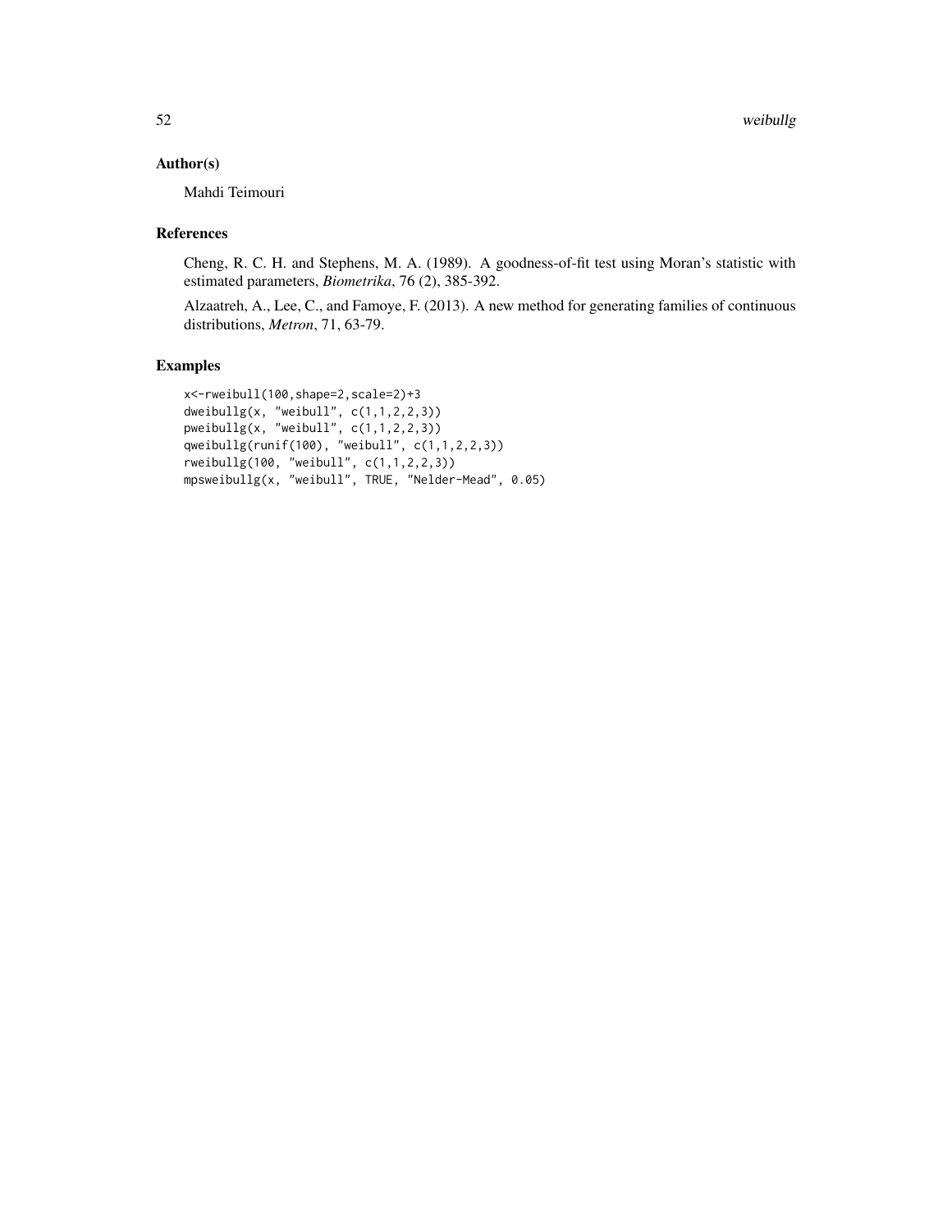## Author(s)

Mahdi Teimouri

## References

Cheng, R. C. H. and Stephens, M. A. (1989). A goodness-of-fit test using Moran's statistic with estimated parameters, *Biometrika*, 76 (2), 385-392.

Alzaatreh, A., Lee, C., and Famoye, F. (2013). A new method for generating families of continuous distributions, *Metron*, 71, 63-79.

## Examples

```
x<-rweibull(100,shape=2,scale=2)+3
dweibullg(x, "weibull", c(1,1,2,2,3))
pweibullg(x, "weibull", c(1,1,2,2,3))
qweibullg(runif(100), "weibull", c(1,1,2,2,3))
rweibullg(100, "weibull", c(1,1,2,2,3))
mpsweibullg(x, "weibull", TRUE, "Nelder-Mead", 0.05)
```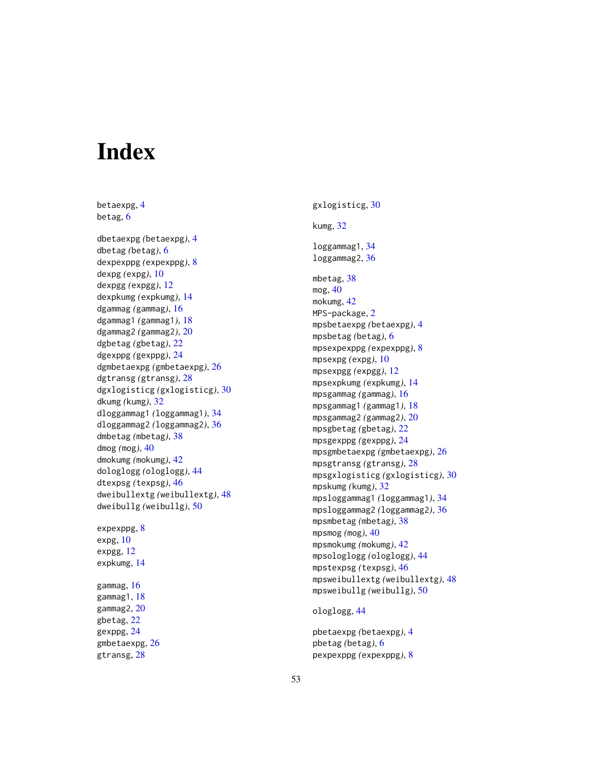# Index

betaexpg, 4
betag, 6

dbetaexpg *(betaexpg)*, 4
dbetag *(betag)*, 6
dexpexppg *(expexppg)*, 8
dexpg *(expg)*, 10
dexpgg *(expgg)*, 12
dexpkumg *(expkumg)*, 14
dgammag *(gammag)*, 16
dgammag1 *(gammag1)*, 18
dgammag2 *(gammag2)*, 20
dgbetag *(gbetag)*, 22
dgexppg *(gexppg)*, 24
dgmbetaexpg *(gmbetaexpg)*, 26
dgtransg *(gtransg)*, 28
dgxlogisticg *(gxlogisticg)*, 30
dkumg *(kumg)*, 32
dloggammag1 *(loggammag1)*, 34
dloggammag2 *(loggammag2)*, 36
dmbetag *(mbetag)*, 38
dmog *(mog)*, 40
dmokumg *(mokumg)*, 42
dologlogg *(ologlogg)*, 44
dtexpsg *(texpsg)*, 46
dweibullextg *(weibullextg)*, 48
dweibullg *(weibullg)*, 50

expexppg, 8
expg, 10
expgg, 12
expkumg, 14

gammag, 16
gammag1, 18
gammag2, 20
gbetag, 22
gexppg, 24
gmbetaexpg, 26
gtransg, 28
gxlogisticg, 30

kumg, 32

loggammag1, 34
loggammag2, 36

mbetag, 38
mog, 40
mokumg, 42
MPS-package, 2
mpsbetaexpg *(betaexpg)*, 4
mpsbetag *(betag)*, 6
mpsexpexppg *(expexppg)*, 8
mpsexpg *(expg)*, 10
mpsexpgg *(expgg)*, 12
mpsexpkumg *(expkumg)*, 14
mpsgammag *(gammag)*, 16
mpsgammag1 *(gammag1)*, 18
mpsgammag2 *(gammag2)*, 20
mpsgbetag *(gbetag)*, 22
mpsgexppg *(gexppg)*, 24
mpsgmbetaexpg *(gmbetaexpg)*, 26
mpsgtransg *(gtransg)*, 28
mpsgxlogisticg *(gxlogisticg)*, 30
mpskumg *(kumg)*, 32
mpsloggammag1 *(loggammag1)*, 34
mpsloggammag2 *(loggammag2)*, 36
mpsmbetag *(mbetag)*, 38
mpsmog *(mog)*, 40
mpsmokumg *(mokumg)*, 42
mpsologlogg *(ologlogg)*, 44
mpstexpsg *(texpsg)*, 46
mpsweibullextg *(weibullextg)*, 48
mpsweibullg *(weibullg)*, 50

ologlogg, 44

pbetaexpg *(betaexpg)*, 4
pbetag *(betag)*, 6
pexpexppg *(expexppg)*, 8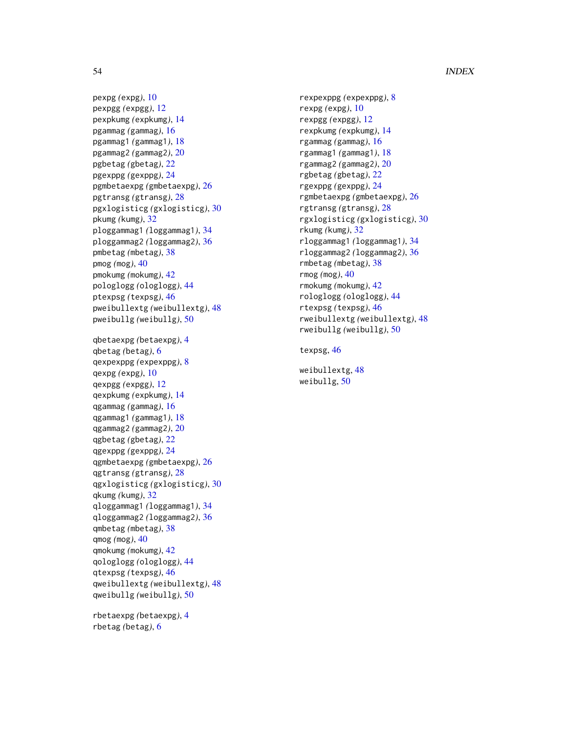pexpg *(expg)*, 10
pexpgg *(expgg)*, 12
pexpkumg *(expkumg)*, 14
pgammag *(gammag)*, 16
pgammag1 *(gammag1)*, 18
pgammag2 *(gammag2)*, 20
pgbetag *(gbetag)*, 22
pgexppg *(gexppg)*, 24
pgmbetaexpg *(gmbetaexpg)*, 26
pgtransg *(gtransg)*, 28
pgxlogisticg *(gxlogisticg)*, 30
pkumg *(kumg)*, 32
ploggammag1 *(loggammag1)*, 34
ploggammag2 *(loggammag2)*, 36
pmbetag *(mbetag)*, 38
pmog *(mog)*, 40
pmokumg *(mokumg)*, 42
pologlogg *(ologlogg)*, 44
ptexpsg *(texpsg)*, 46
pweibullextg *(weibullextg)*, 48
pweibullg *(weibullg)*, 50

qbetaexpg *(betaexpg)*, 4
qbetag *(betag)*, 6
qexpexppg *(expexppg)*, 8
qexpg *(expg)*, 10
qexpgg *(expgg)*, 12
qexpkumg *(expkumg)*, 14
qgammag *(gammag)*, 16
qgammag1 *(gammag1)*, 18
qgammag2 *(gammag2)*, 20
qgbetag *(gbetag)*, 22
qgexppg *(gexppg)*, 24
qgmbetaexpg *(gmbetaexpg)*, 26
qgtransg *(gtransg)*, 28
qgxlogisticg *(gxlogisticg)*, 30
qkumg *(kumg)*, 32
qloggammag1 *(loggammag1)*, 34
qloggammag2 *(loggammag2)*, 36
qmbetag *(mbetag)*, 38
qmog *(mog)*, 40
qmokumg *(mokumg)*, 42
qologlogg *(ologlogg)*, 44
qtexpsg *(texpsg)*, 46
qweibullextg *(weibullextg)*, 48
qweibullg *(weibullg)*, 50

rbetaexpg *(betaexpg)*, 4
rbetag *(betag)*, 6
rexpexppg *(expexppg)*, 8
rexpg *(expg)*, 10
rexpgg *(expgg)*, 12
rexpkumg *(expkumg)*, 14
rgammag *(gammag)*, 16
rgammag1 *(gammag1)*, 18
rgammag2 *(gammag2)*, 20
rgbetag *(gbetag)*, 22
rgexppg *(gexppg)*, 24
rgmbetaexpg *(gmbetaexpg)*, 26
rgtransg *(gtransg)*, 28
rgxlogisticg *(gxlogisticg)*, 30
rkumg *(kumg)*, 32
rloggammag1 *(loggammag1)*, 34
rloggammag2 *(loggammag2)*, 36
rmbetag *(mbetag)*, 38
rmog *(mog)*, 40
rmokumg *(mokumg)*, 42
rologlogg *(ologlogg)*, 44
rtexpsg *(texpsg)*, 46
rweibullextg *(weibullextg)*, 48
rweibullg *(weibullg)*, 50

texpsg, 46

weibullextg, 48
weibullg, 50